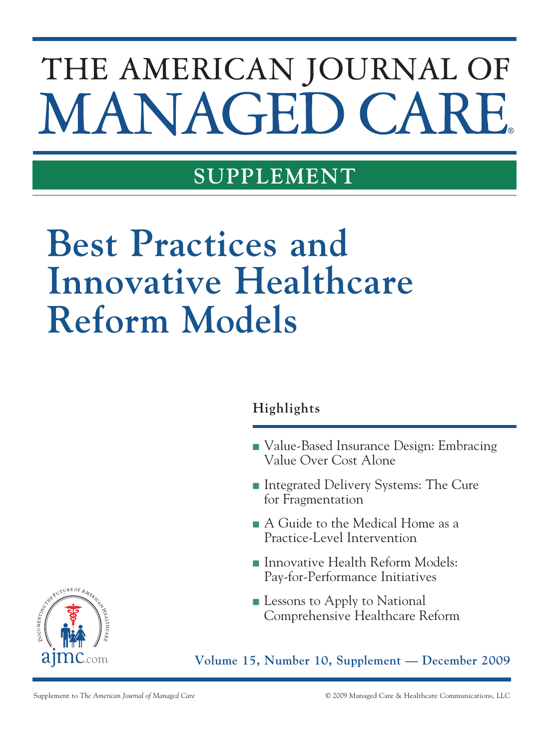# THE AMERICAN JOURNAL OF MANAGED CARE®

## SUPPLEMENT

# Best Practices and Innovative Healthcare Reform Models

### Highlights

- Value-Based Insurance Design: Embracing Value Over Cost Alone
- Integrated Delivery Systems: The Cure for Fragmentation
- A Guide to the Medical Home as a Practice-Level Intervention
- Innovative Health Reform Models: Pay-for-Performance Initiatives
- Lessons to Apply to National Comprehensive Healthcare Reform

Documenting the Future of American Healthcare

ajmc.com

**Volume 15, Number 10, Supplement — December 2009**

Supplement to *The American Journal of Managed Care*

© 2009 Managed Care & Healthcare Communications, LLC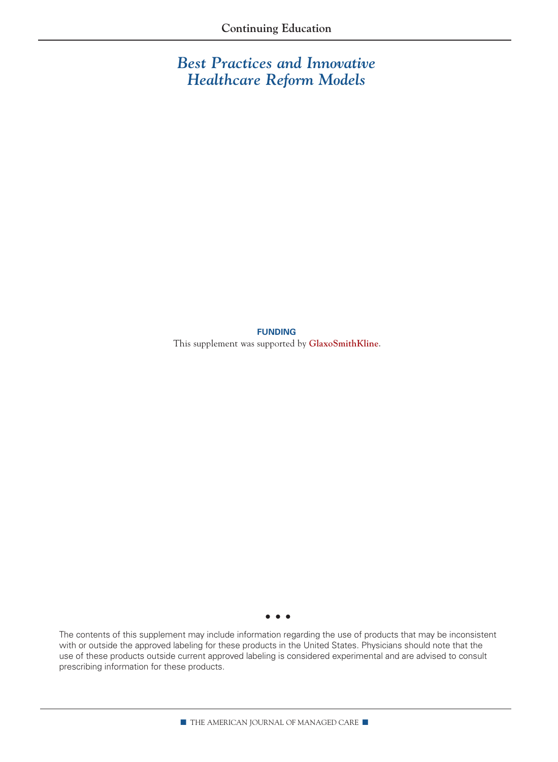# *Best Practices and Innovative Healthcare Reform Models*

**FUNDING**

This supplement was supported by **GlaxoSmithKline**.

• • •

The contents of this supplement may include information regarding the use of products that may be inconsistent with or outside the approved labeling for these products in the United States. Physicians should note that the use of these products outside current approved labeling is considered experimental and are advised to consult prescribing information for these products.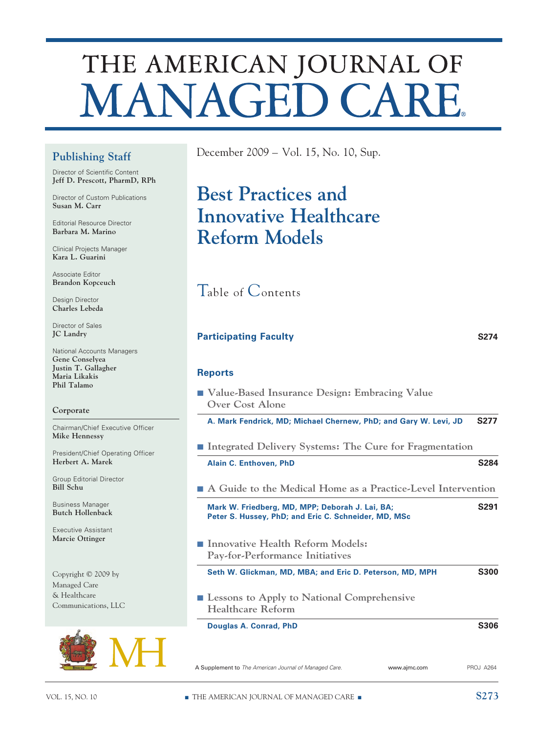# THE AMERICAN JOURNAL OF MANAGED CARE®

## Publishing Staff

Director of Scientific Content
**Jeff D. Prescott, PharmD, RPh**

Director of Custom Publications
**Susan M. Carr**

Editorial Resource Director
**Barbara M. Marino**

Clinical Projects Manager
**Kara L. Guarini**

Associate Editor
**Brandon Kopceuch**

Design Director
**Charles Lebeda**

Director of Sales
**JC Landry**

National Accounts Managers
**Gene Conselyea**
**Justin T. Gallagher**
**Maria Likakis**
**Phil Talamo**

### Corporate

Chairman/Chief Executive Officer
**Mike Hennessy**

President/Chief Operating Officer
**Herbert A. Marek**

Group Editorial Director
**Bill Schu**

Business Manager
**Butch Hollenback**

Executive Assistant
**Marcie Ottinger**

Copyright © 2009 by Managed Care & Healthcare Communications, LLC

December 2009 – Vol. 15, No. 10, Sup.

# Best Practices and Innovative Healthcare Reform Models

## Table of Contents

**Participating Faculty** — S274

### Reports

- **Value-Based Insurance Design: Embracing Value Over Cost Alone**
  A. Mark Fendrick, MD; Michael Chernew, PhD; and Gary W. Levi, JD — S277

- **Integrated Delivery Systems: The Cure for Fragmentation**
  Alain C. Enthoven, PhD — S284

- **A Guide to the Medical Home as a Practice-Level Intervention**
  Mark W. Friedberg, MD, MPP; Deborah J. Lai, BA; Peter S. Hussey, PhD; and Eric C. Schneider, MD, MSc — S291

- **Innovative Health Reform Models: Pay-for-Performance Initiatives**
  Seth W. Glickman, MD, MBA; and Eric D. Peterson, MD, MPH — S300

- **Lessons to Apply to National Comprehensive Healthcare Reform**
  Douglas A. Conrad, PhD — S306

A Supplement to *The American Journal of Managed Care.* www.ajmc.com PROJ A264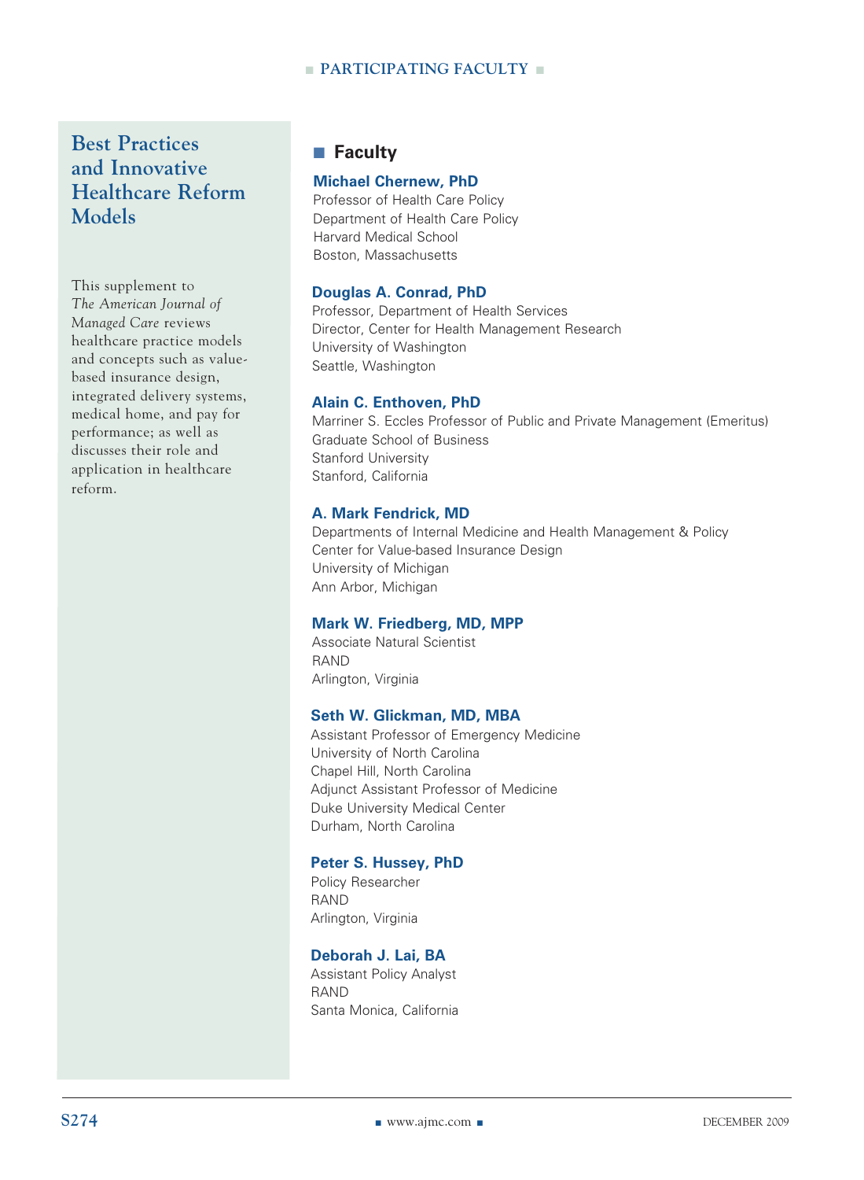# Best Practices and Innovative Healthcare Reform Models

This supplement to *The American Journal of Managed Care* reviews healthcare practice models and concepts such as value-based insurance design, integrated delivery systems, medical home, and pay for performance; as well as discusses their role and application in healthcare reform.

## Faculty

**Michael Chernew, PhD**
Professor of Health Care Policy
Department of Health Care Policy
Harvard Medical School
Boston, Massachusetts

**Douglas A. Conrad, PhD**
Professor, Department of Health Services
Director, Center for Health Management Research
University of Washington
Seattle, Washington

**Alain C. Enthoven, PhD**
Marriner S. Eccles Professor of Public and Private Management (Emeritus)
Graduate School of Business
Stanford University
Stanford, California

**A. Mark Fendrick, MD**
Departments of Internal Medicine and Health Management & Policy
Center for Value-based Insurance Design
University of Michigan
Ann Arbor, Michigan

**Mark W. Friedberg, MD, MPP**
Associate Natural Scientist
RAND
Arlington, Virginia

**Seth W. Glickman, MD, MBA**
Assistant Professor of Emergency Medicine
University of North Carolina
Chapel Hill, North Carolina
Adjunct Assistant Professor of Medicine
Duke University Medical Center
Durham, North Carolina

**Peter S. Hussey, PhD**
Policy Researcher
RAND
Arlington, Virginia

**Deborah J. Lai, BA**
Assistant Policy Analyst
RAND
Santa Monica, California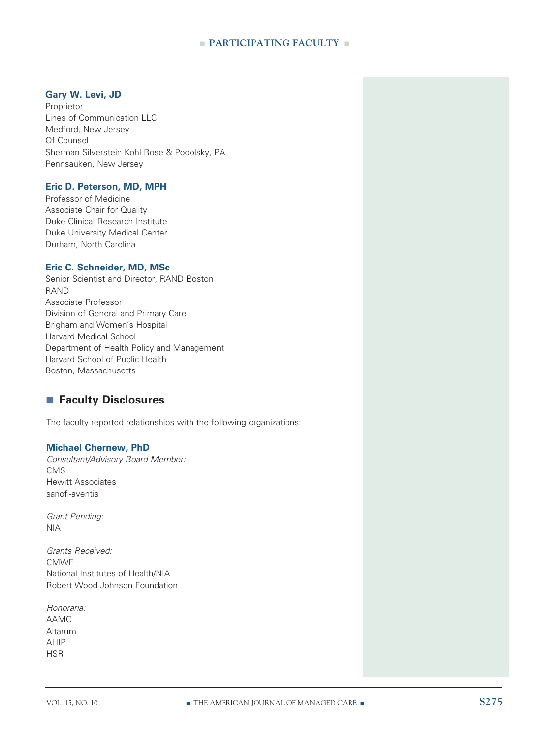**Gary W. Levi, JD**
Proprietor
Lines of Communication LLC
Medford, New Jersey
Of Counsel
Sherman Silverstein Kohl Rose & Podolsky, PA
Pennsauken, New Jersey

**Eric D. Peterson, MD, MPH**
Professor of Medicine
Associate Chair for Quality
Duke Clinical Research Institute
Duke University Medical Center
Durham, North Carolina

**Eric C. Schneider, MD, MSc**
Senior Scientist and Director, RAND Boston
RAND
Associate Professor
Division of General and Primary Care
Brigham and Women's Hospital
Harvard Medical School
Department of Health Policy and Management
Harvard School of Public Health
Boston, Massachusetts

## Faculty Disclosures

The faculty reported relationships with the following organizations:

**Michael Chernew, PhD**

*Consultant/Advisory Board Member:*
CMS
Hewitt Associates
sanofi-aventis

*Grant Pending:*
NIA

*Grants Received:*
CMWF
National Institutes of Health/NIA
Robert Wood Johnson Foundation

*Honoraria:*
AAMC
Altarum
AHIP
HSR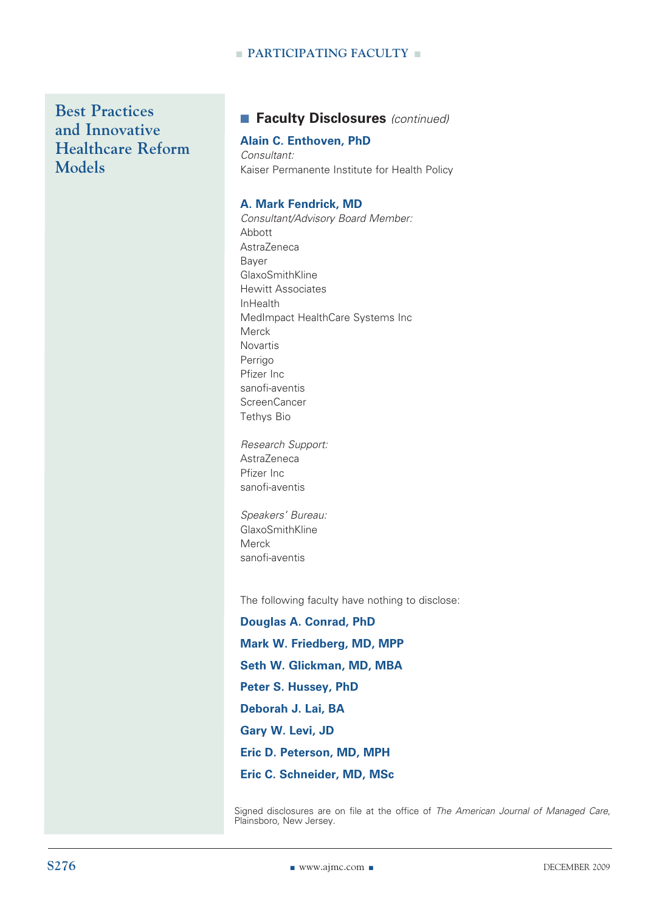## Faculty Disclosures *(continued)*

**Alain C. Enthoven, PhD**
*Consultant:*
Kaiser Permanente Institute for Health Policy

**A. Mark Fendrick, MD**
*Consultant/Advisory Board Member:*
Abbott
AstraZeneca
Bayer
GlaxoSmithKline
Hewitt Associates
InHealth
MedImpact HealthCare Systems Inc
Merck
Novartis
Perrigo
Pfizer Inc
sanofi-aventis
ScreenCancer
Tethys Bio

*Research Support:*
AstraZeneca
Pfizer Inc
sanofi-aventis

*Speakers' Bureau:*
GlaxoSmithKline
Merck
sanofi-aventis

The following faculty have nothing to disclose:

**Douglas A. Conrad, PhD**

**Mark W. Friedberg, MD, MPP**

**Seth W. Glickman, MD, MBA**

**Peter S. Hussey, PhD**

**Deborah J. Lai, BA**

**Gary W. Levi, JD**

**Eric D. Peterson, MD, MPH**

**Eric C. Schneider, MD, MSc**

Signed disclosures are on file at the office of *The American Journal of Managed Care*, Plainsboro, New Jersey.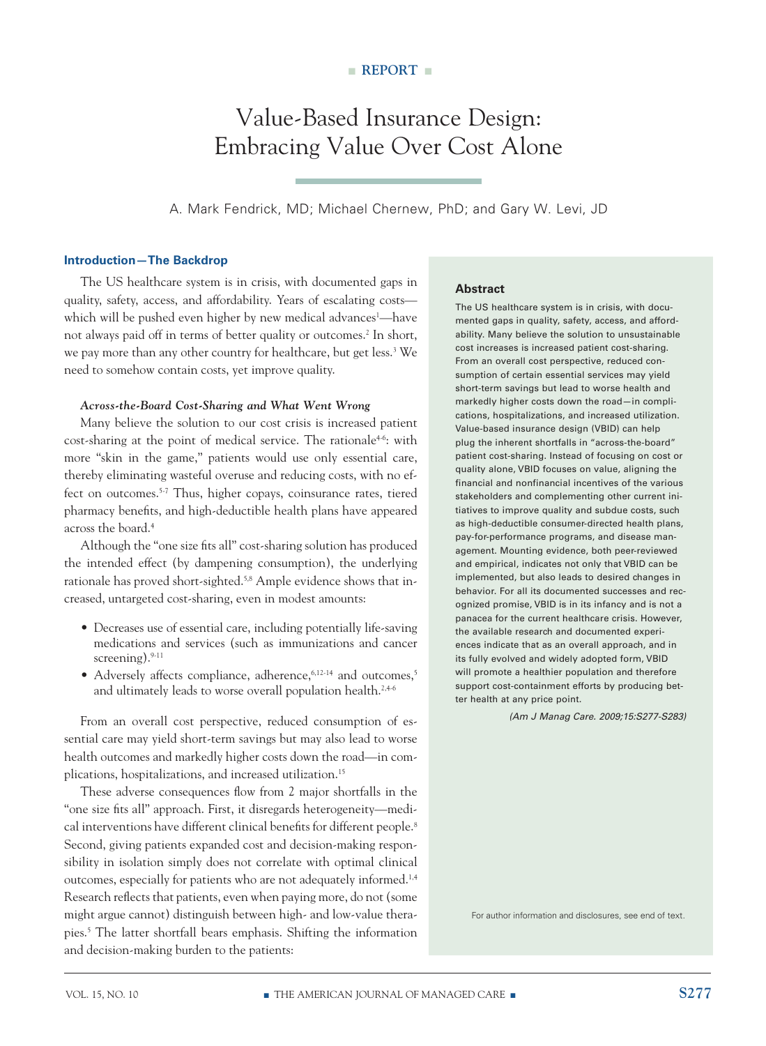■ REPORT ■

# Value-Based Insurance Design: Embracing Value Over Cost Alone

A. Mark Fendrick, MD; Michael Chernew, PhD; and Gary W. Levi, JD

## Abstract

The US healthcare system is in crisis, with documented gaps in quality, safety, access, and affordability. Many believe the solution to unsustainable cost increases is increased patient cost-sharing. From an overall cost perspective, reduced consumption of certain essential services may yield short-term savings but lead to worse health and markedly higher costs down the road—in complications, hospitalizations, and increased utilization. Value-based insurance design (VBID) can help plug the inherent shortfalls in "across-the-board" patient cost-sharing. Instead of focusing on cost or quality alone, VBID focuses on value, aligning the financial and nonfinancial incentives of the various stakeholders and complementing other current initiatives to improve quality and subdue costs, such as high-deductible consumer-directed health plans, pay-for-performance programs, and disease management. Mounting evidence, both peer-reviewed and empirical, indicates not only that VBID can be implemented, but also leads to desired changes in behavior. For all its documented successes and recognized promise, VBID is in its infancy and is not a panacea for the current healthcare crisis. However, the available research and documented experiences indicate that as an overall approach, and in its fully evolved and widely adopted form, VBID will promote a healthier population and therefore support cost-containment efforts by producing better health at any price point.

*(Am J Manag Care. 2009;15:S277-S283)*

For author information and disclosures, see end of text.

## Introduction—The Backdrop

The US healthcare system is in crisis, with documented gaps in quality, safety, access, and affordability. Years of escalating costs—which will be pushed even higher by new medical advances[1]—have not always paid off in terms of better quality or outcomes.[2] In short, we pay more than any other country for healthcare, but get less.[3] We need to somehow contain costs, yet improve quality.

### *Across-the-Board Cost-Sharing and What Went Wrong*

Many believe the solution to our cost crisis is increased patient cost-sharing at the point of medical service. The rationale[4-6]: with more "skin in the game," patients would use only essential care, thereby eliminating wasteful overuse and reducing costs, with no effect on outcomes.[5-7] Thus, higher copays, coinsurance rates, tiered pharmacy benefits, and high-deductible health plans have appeared across the board.[4]

Although the "one size fits all" cost-sharing solution has produced the intended effect (by dampening consumption), the underlying rationale has proved short-sighted.[5,8] Ample evidence shows that increased, untargeted cost-sharing, even in modest amounts:

- Decreases use of essential care, including potentially life-saving medications and services (such as immunizations and cancer screening).[9-11]
- Adversely affects compliance, adherence,[6,12-14] and outcomes,[5] and ultimately leads to worse overall population health.[2,4-6]

From an overall cost perspective, reduced consumption of essential care may yield short-term savings but may also lead to worse health outcomes and markedly higher costs down the road—in complications, hospitalizations, and increased utilization.[15]

These adverse consequences flow from 2 major shortfalls in the "one size fits all" approach. First, it disregards heterogeneity—medical interventions have different clinical benefits for different people.[8] Second, giving patients expanded cost and decision-making responsibility in isolation simply does not correlate with optimal clinical outcomes, especially for patients who are not adequately informed.[1,4] Research reflects that patients, even when paying more, do not (some might argue cannot) distinguish between high- and low-value therapies.[5] The latter shortfall bears emphasis. Shifting the information and decision-making burden to the patients: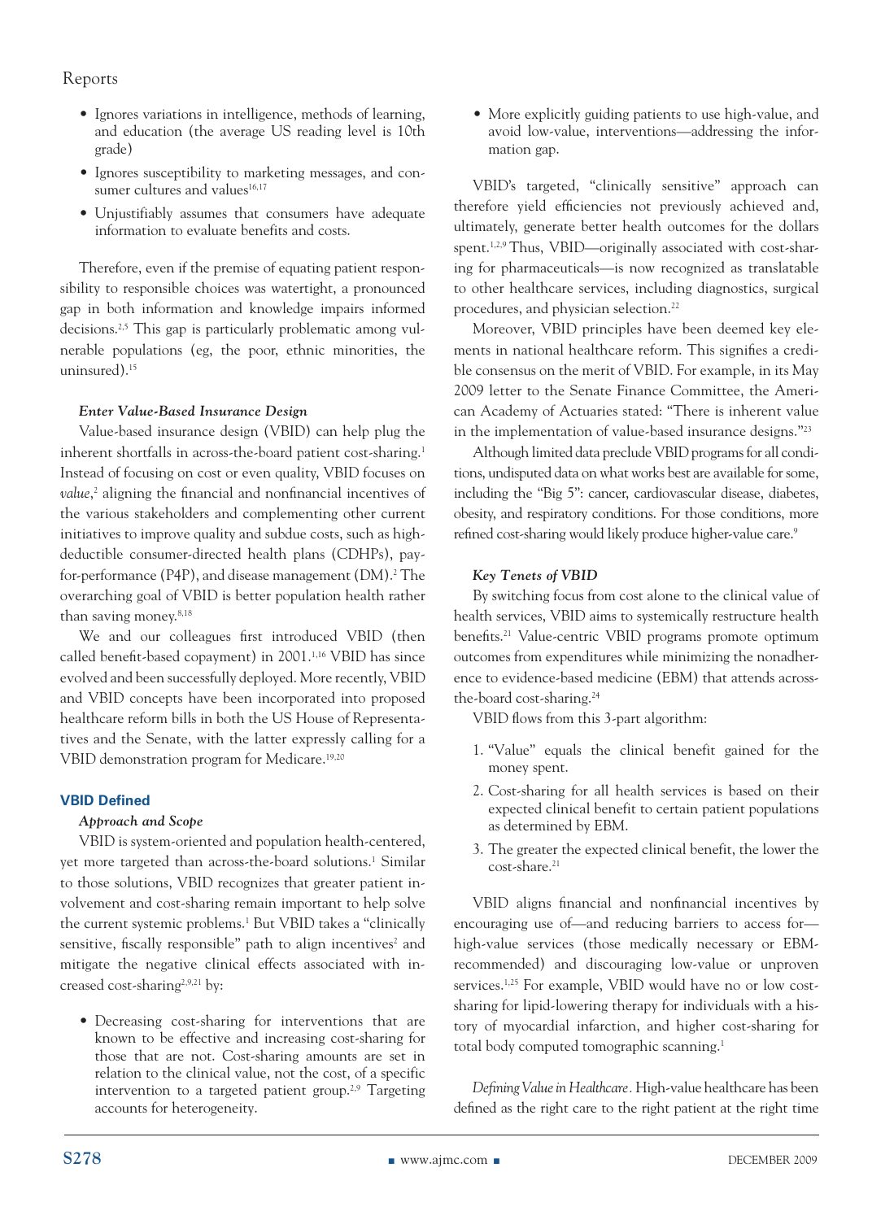- Ignores variations in intelligence, methods of learning, and education (the average US reading level is 10th grade)
- Ignores susceptibility to marketing messages, and consumer cultures and values[16,17]
- Unjustifiably assumes that consumers have adequate information to evaluate benefits and costs.

Therefore, even if the premise of equating patient responsibility to responsible choices was watertight, a pronounced gap in both information and knowledge impairs informed decisions.[2,5] This gap is particularly problematic among vulnerable populations (eg, the poor, ethnic minorities, the uninsured).[15]

***Enter Value-Based Insurance Design***

Value-based insurance design (VBID) can help plug the inherent shortfalls in across-the-board patient cost-sharing.[1] Instead of focusing on cost or even quality, VBID focuses on *value*,[2] aligning the financial and nonfinancial incentives of the various stakeholders and complementing other current initiatives to improve quality and subdue costs, such as high-deductible consumer-directed health plans (CDHPs), pay-for-performance (P4P), and disease management (DM).[2] The overarching goal of VBID is better population health rather than saving money.[8,18]

We and our colleagues first introduced VBID (then called benefit-based copayment) in 2001.[1,16] VBID has since evolved and been successfully deployed. More recently, VBID and VBID concepts have been incorporated into proposed healthcare reform bills in both the US House of Representatives and the Senate, with the latter expressly calling for a VBID demonstration program for Medicare.[19,20]

## VBID Defined

***Approach and Scope***

VBID is system-oriented and population health-centered, yet more targeted than across-the-board solutions.[1] Similar to those solutions, VBID recognizes that greater patient involvement and cost-sharing remain important to help solve the current systemic problems.[1] But VBID takes a "clinically sensitive, fiscally responsible" path to align incentives[2] and mitigate the negative clinical effects associated with increased cost-sharing[2,9,21] by:

- Decreasing cost-sharing for interventions that are known to be effective and increasing cost-sharing for those that are not. Cost-sharing amounts are set in relation to the clinical value, not the cost, of a specific intervention to a targeted patient group.[2,9] Targeting accounts for heterogeneity.
- More explicitly guiding patients to use high-value, and avoid low-value, interventions—addressing the information gap.

VBID's targeted, "clinically sensitive" approach can therefore yield efficiencies not previously achieved and, ultimately, generate better health outcomes for the dollars spent.[1,2,9] Thus, VBID—originally associated with cost-sharing for pharmaceuticals—is now recognized as translatable to other healthcare services, including diagnostics, surgical procedures, and physician selection.[22]

Moreover, VBID principles have been deemed key elements in national healthcare reform. This signifies a credible consensus on the merit of VBID. For example, in its May 2009 letter to the Senate Finance Committee, the American Academy of Actuaries stated: "There is inherent value in the implementation of value-based insurance designs."[23]

Although limited data preclude VBID programs for all conditions, undisputed data on what works best are available for some, including the "Big 5": cancer, cardiovascular disease, diabetes, obesity, and respiratory conditions. For those conditions, more refined cost-sharing would likely produce higher-value care.[9]

***Key Tenets of VBID***

By switching focus from cost alone to the clinical value of health services, VBID aims to systemically restructure health benefits.[21] Value-centric VBID programs promote optimum outcomes from expenditures while minimizing the nonadherence to evidence-based medicine (EBM) that attends across-the-board cost-sharing.[24]

VBID flows from this 3-part algorithm:

1. "Value" equals the clinical benefit gained for the money spent.
2. Cost-sharing for all health services is based on their expected clinical benefit to certain patient populations as determined by EBM.
3. The greater the expected clinical benefit, the lower the cost-share.[21]

VBID aligns financial and nonfinancial incentives by encouraging use of—and reducing barriers to access for—high-value services (those medically necessary or EBM-recommended) and discouraging low-value or unproven services.[1,25] For example, VBID would have no or low cost-sharing for lipid-lowering therapy for individuals with a history of myocardial infarction, and higher cost-sharing for total body computed tomographic scanning.[1]

*Defining Value in Healthcare*. High-value healthcare has been defined as the right care to the right patient at the right time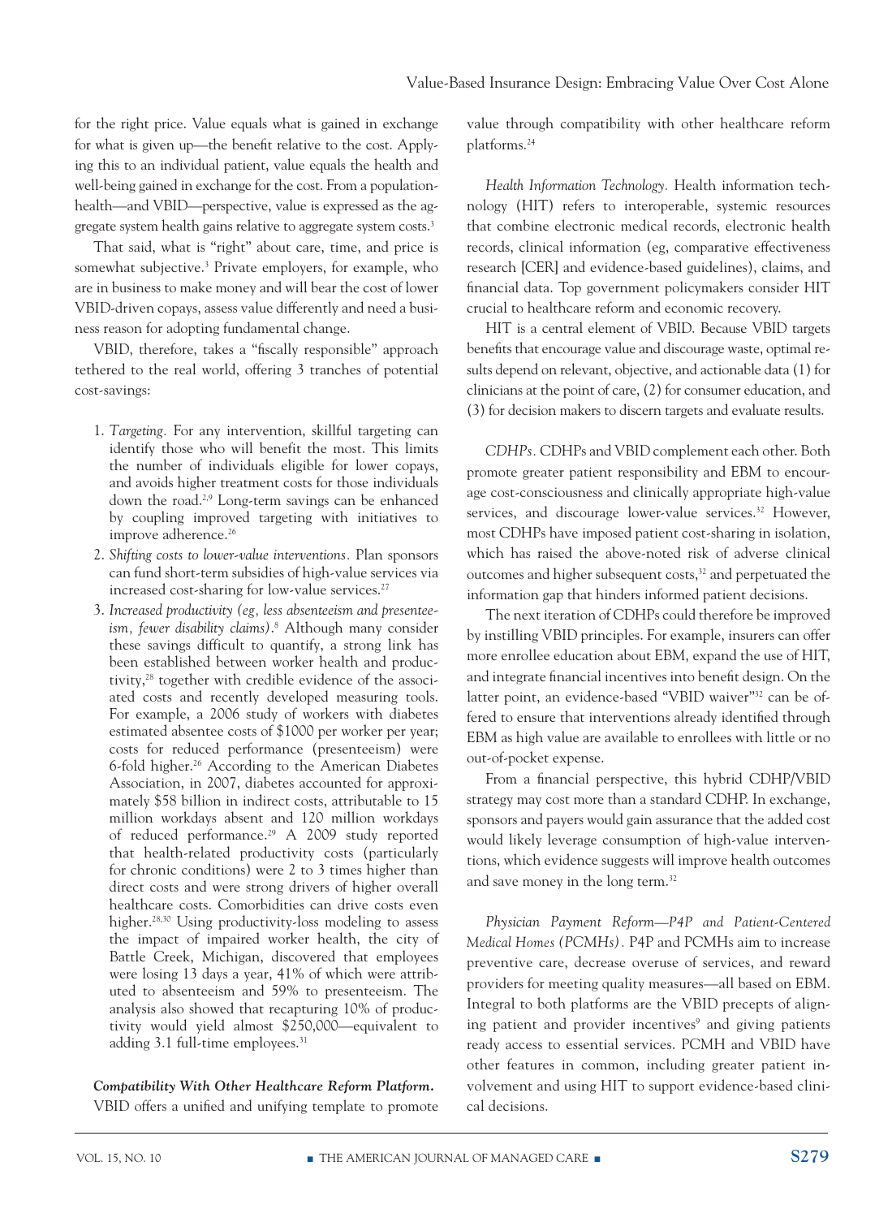for the right price. Value equals what is gained in exchange for what is given up—the benefit relative to the cost. Applying this to an individual patient, value equals the health and well-being gained in exchange for the cost. From a population-health—and VBID—perspective, value is expressed as the aggregate system health gains relative to aggregate system costs.[3]

That said, what is "right" about care, time, and price is somewhat subjective.[3] Private employers, for example, who are in business to make money and will bear the cost of lower VBID-driven copays, assess value differently and need a business reason for adopting fundamental change.

VBID, therefore, takes a "fiscally responsible" approach tethered to the real world, offering 3 tranches of potential cost-savings:

1. *Targeting.* For any intervention, skillful targeting can identify those who will benefit the most. This limits the number of individuals eligible for lower copays, and avoids higher treatment costs for those individuals down the road.[2,9] Long-term savings can be enhanced by coupling improved targeting with initiatives to improve adherence.[26]
2. *Shifting costs to lower-value interventions.* Plan sponsors can fund short-term subsidies of high-value services via increased cost-sharing for low-value services.[27]
3. *Increased productivity (eg, less absenteeism and presenteeism, fewer disability claims).*[8] Although many consider these savings difficult to quantify, a strong link has been established between worker health and productivity,[28] together with credible evidence of the associated costs and recently developed measuring tools. For example, a 2006 study of workers with diabetes estimated absentee costs of $1000 per worker per year; costs for reduced performance (presenteeism) were 6-fold higher.[26] According to the American Diabetes Association, in 2007, diabetes accounted for approximately $58 billion in indirect costs, attributable to 15 million workdays absent and 120 million workdays of reduced performance.[29] A 2009 study reported that health-related productivity costs (particularly for chronic conditions) were 2 to 3 times higher than direct costs and were strong drivers of higher overall healthcare costs. Comorbidities can drive costs even higher.[28,30] Using productivity-loss modeling to assess the impact of impaired worker health, the city of Battle Creek, Michigan, discovered that employees were losing 13 days a year, 41% of which were attributed to absenteeism and 59% to presenteeism. The analysis also showed that recapturing 10% of productivity would yield almost $250,000—equivalent to adding 3.1 full-time employees.[31]

**Compatibility With Other Healthcare Reform Platform.** VBID offers a unified and unifying template to promote value through compatibility with other healthcare reform platforms.[24]

*Health Information Technology.* Health information technology (HIT) refers to interoperable, systemic resources that combine electronic medical records, electronic health records, clinical information (eg, comparative effectiveness research [CER] and evidence-based guidelines), claims, and financial data. Top government policymakers consider HIT crucial to healthcare reform and economic recovery.

HIT is a central element of VBID. Because VBID targets benefits that encourage value and discourage waste, optimal results depend on relevant, objective, and actionable data (1) for clinicians at the point of care, (2) for consumer education, and (3) for decision makers to discern targets and evaluate results.

*CDHPs.* CDHPs and VBID complement each other. Both promote greater patient responsibility and EBM to encourage cost-consciousness and clinically appropriate high-value services, and discourage lower-value services.[32] However, most CDHPs have imposed patient cost-sharing in isolation, which has raised the above-noted risk of adverse clinical outcomes and higher subsequent costs,[32] and perpetuated the information gap that hinders informed patient decisions.

The next iteration of CDHPs could therefore be improved by instilling VBID principles. For example, insurers can offer more enrollee education about EBM, expand the use of HIT, and integrate financial incentives into benefit design. On the latter point, an evidence-based "VBID waiver"[32] can be offered to ensure that interventions already identified through EBM as high value are available to enrollees with little or no out-of-pocket expense.

From a financial perspective, this hybrid CDHP/VBID strategy may cost more than a standard CDHP. In exchange, sponsors and payers would gain assurance that the added cost would likely leverage consumption of high-value interventions, which evidence suggests will improve health outcomes and save money in the long term.[32]

*Physician Payment Reform—P4P and Patient-Centered Medical Homes (PCMHs).* P4P and PCMHs aim to increase preventive care, decrease overuse of services, and reward providers for meeting quality measures—all based on EBM. Integral to both platforms are the VBID precepts of aligning patient and provider incentives[9] and giving patients ready access to essential services. PCMH and VBID have other features in common, including greater patient involvement and using HIT to support evidence-based clinical decisions.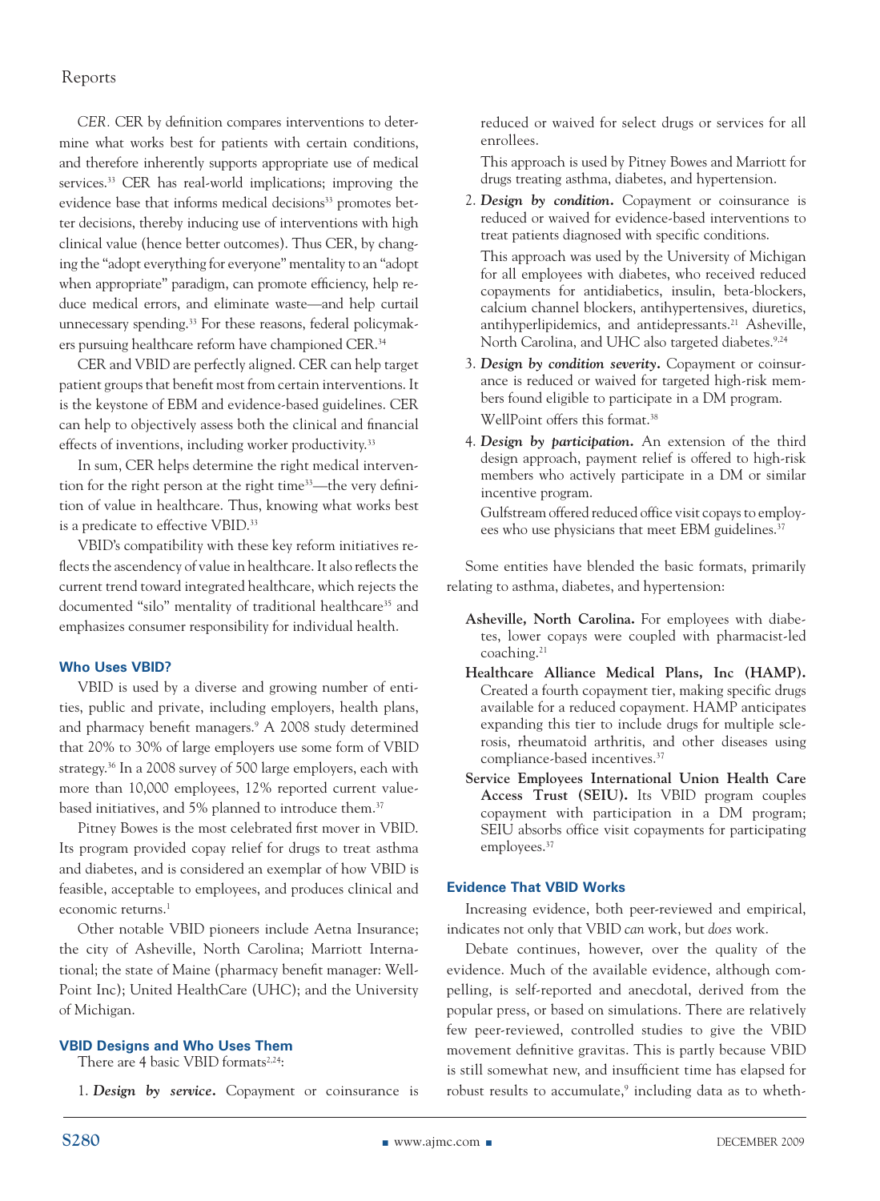*CER.* CER by definition compares interventions to determine what works best for patients with certain conditions, and therefore inherently supports appropriate use of medical services.[33] CER has real-world implications; improving the evidence base that informs medical decisions[33] promotes better decisions, thereby inducing use of interventions with high clinical value (hence better outcomes). Thus CER, by changing the "adopt everything for everyone" mentality to an "adopt when appropriate" paradigm, can promote efficiency, help reduce medical errors, and eliminate waste—and help curtail unnecessary spending.[33] For these reasons, federal policymakers pursuing healthcare reform have championed CER.[34]

CER and VBID are perfectly aligned. CER can help target patient groups that benefit most from certain interventions. It is the keystone of EBM and evidence-based guidelines. CER can help to objectively assess both the clinical and financial effects of inventions, including worker productivity.[33]

In sum, CER helps determine the right medical intervention for the right person at the right time[33]—the very definition of value in healthcare. Thus, knowing what works best is a predicate to effective VBID.[33]

VBID's compatibility with these key reform initiatives reflects the ascendency of value in healthcare. It also reflects the current trend toward integrated healthcare, which rejects the documented "silo" mentality of traditional healthcare[35] and emphasizes consumer responsibility for individual health.

### Who Uses VBID?

VBID is used by a diverse and growing number of entities, public and private, including employers, health plans, and pharmacy benefit managers.[9] A 2008 study determined that 20% to 30% of large employers use some form of VBID strategy.[36] In a 2008 survey of 500 large employers, each with more than 10,000 employees, 12% reported current value-based initiatives, and 5% planned to introduce them.[37]

Pitney Bowes is the most celebrated first mover in VBID. Its program provided copay relief for drugs to treat asthma and diabetes, and is considered an exemplar of how VBID is feasible, acceptable to employees, and produces clinical and economic returns.[1]

Other notable VBID pioneers include Aetna Insurance; the city of Asheville, North Carolina; Marriott International; the state of Maine (pharmacy benefit manager: WellPoint Inc); United HealthCare (UHC); and the University of Michigan.

### VBID Designs and Who Uses Them

There are 4 basic VBID formats[2,24]:

1. ***Design by service.*** Copayment or coinsurance is reduced or waived for select drugs or services for all enrollees.

   This approach is used by Pitney Bowes and Marriott for drugs treating asthma, diabetes, and hypertension.

2. ***Design by condition.*** Copayment or coinsurance is reduced or waived for evidence-based interventions to treat patients diagnosed with specific conditions.

   This approach was used by the University of Michigan for all employees with diabetes, who received reduced copayments for antidiabetics, insulin, beta-blockers, calcium channel blockers, antihypertensives, diuretics, antihyperlipidemics, and antidepressants.[21] Asheville, North Carolina, and UHC also targeted diabetes.[9,24]

3. ***Design by condition severity.*** Copayment or coinsurance is reduced or waived for targeted high-risk members found eligible to participate in a DM program.

   WellPoint offers this format.[38]

4. ***Design by participation.*** An extension of the third design approach, payment relief is offered to high-risk members who actively participate in a DM or similar incentive program.

   Gulfstream offered reduced office visit copays to employees who use physicians that meet EBM guidelines.[37]

Some entities have blended the basic formats, primarily relating to asthma, diabetes, and hypertension:

**Asheville, North Carolina.** For employees with diabetes, lower copays were coupled with pharmacist-led coaching.[21]

**Healthcare Alliance Medical Plans, Inc (HAMP).** Created a fourth copayment tier, making specific drugs available for a reduced copayment. HAMP anticipates expanding this tier to include drugs for multiple sclerosis, rheumatoid arthritis, and other diseases using compliance-based incentives.[37]

**Service Employees International Union Health Care Access Trust (SEIU).** Its VBID program couples copayment with participation in a DM program; SEIU absorbs office visit copayments for participating employees.[37]

### Evidence That VBID Works

Increasing evidence, both peer-reviewed and empirical, indicates not only that VBID *can* work, but *does* work.

Debate continues, however, over the quality of the evidence. Much of the available evidence, although compelling, is self-reported and anecdotal, derived from the popular press, or based on simulations. There are relatively few peer-reviewed, controlled studies to give the VBID movement definitive gravitas. This is partly because VBID is still somewhat new, and insufficient time has elapsed for robust results to accumulate,[9] including data as to wheth-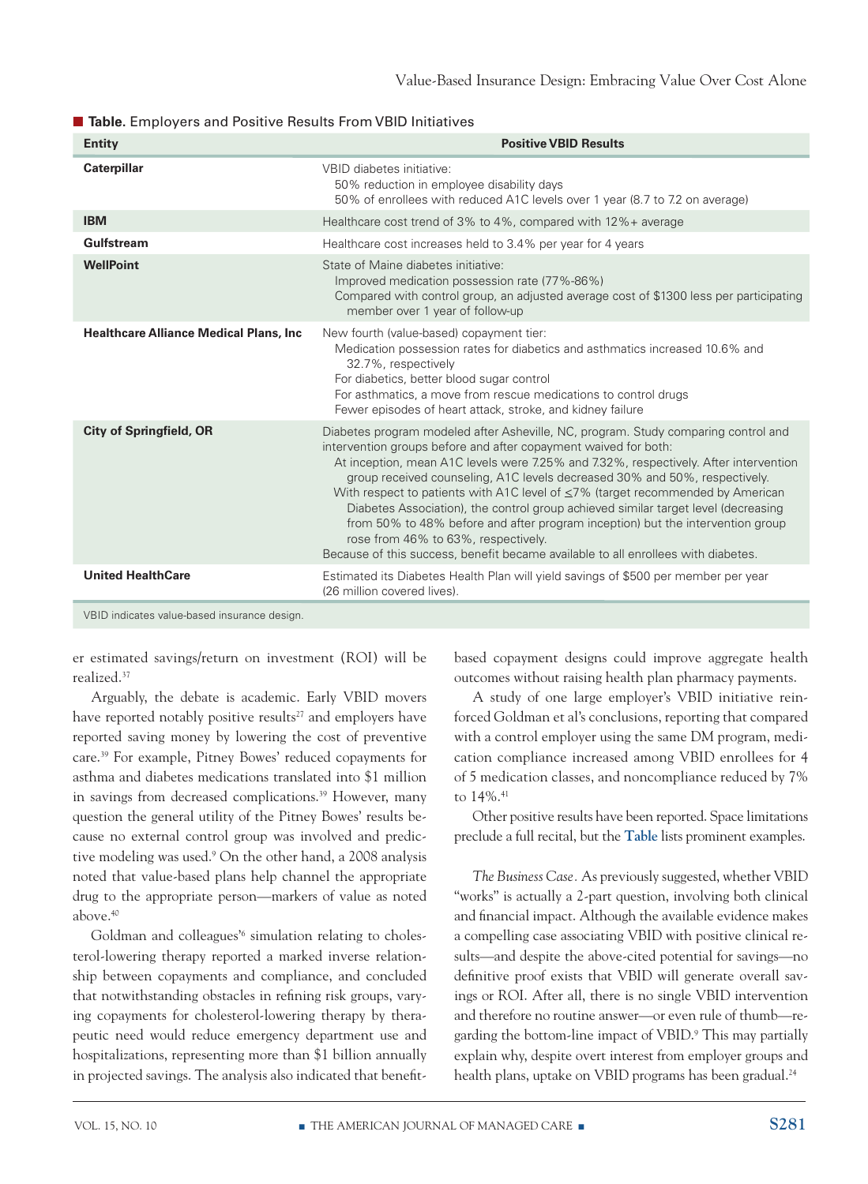**Table.** Employers and Positive Results From VBID Initiatives

| Entity | Positive VBID Results |
|---|---|
| **Caterpillar** | VBID diabetes initiative:<br>50% reduction in employee disability days<br>50% of enrollees with reduced A1C levels over 1 year (8.7 to 7.2 on average) |
| **IBM** | Healthcare cost trend of 3% to 4%, compared with 12%+ average |
| **Gulfstream** | Healthcare cost increases held to 3.4% per year for 4 years |
| **WellPoint** | State of Maine diabetes initiative:<br>Improved medication possession rate (77%-86%)<br>Compared with control group, an adjusted average cost of $1300 less per participating member over 1 year of follow-up |
| **Healthcare Alliance Medical Plans, Inc** | New fourth (value-based) copayment tier:<br>Medication possession rates for diabetics and asthmatics increased 10.6% and 32.7%, respectively<br>For diabetics, better blood sugar control<br>For asthmatics, a move from rescue medications to control drugs<br>Fewer episodes of heart attack, stroke, and kidney failure |
| **City of Springfield, OR** | Diabetes program modeled after Asheville, NC, program. Study comparing control and intervention groups before and after copayment waived for both:<br>At inception, mean A1C levels were 7.25% and 7.32%, respectively. After intervention group received counseling, A1C levels decreased 30% and 50%, respectively.<br>With respect to patients with A1C level of ≤7% (target recommended by American Diabetes Association), the control group achieved similar target level (decreasing from 50% to 48% before and after program inception) but the intervention group rose from 46% to 63%, respectively.<br>Because of this success, benefit became available to all enrollees with diabetes. |
| **United HealthCare** | Estimated its Diabetes Health Plan will yield savings of $500 per member per year (26 million covered lives). |

VBID indicates value-based insurance design.

er estimated savings/return on investment (ROI) will be realized.[37]

Arguably, the debate is academic. Early VBID movers have reported notably positive results[27] and employers have reported saving money by lowering the cost of preventive care.[39] For example, Pitney Bowes' reduced copayments for asthma and diabetes medications translated into $1 million in savings from decreased complications.[39] However, many question the general utility of the Pitney Bowes' results because no external control group was involved and predictive modeling was used.[9] On the other hand, a 2008 analysis noted that value-based plans help channel the appropriate drug to the appropriate person—markers of value as noted above.[40]

Goldman and colleagues'[6] simulation relating to cholesterol-lowering therapy reported a marked inverse relationship between copayments and compliance, and concluded that notwithstanding obstacles in refining risk groups, varying copayments for cholesterol-lowering therapy by therapeutic need would reduce emergency department use and hospitalizations, representing more than $1 billion annually in projected savings. The analysis also indicated that benefit-based copayment designs could improve aggregate health outcomes without raising health plan pharmacy payments.

A study of one large employer's VBID initiative reinforced Goldman et al's conclusions, reporting that compared with a control employer using the same DM program, medication compliance increased among VBID enrollees for 4 of 5 medication classes, and noncompliance reduced by 7% to 14%.[41]

Other positive results have been reported. Space limitations preclude a full recital, but the **Table** lists prominent examples.

*The Business Case.* As previously suggested, whether VBID "works" is actually a 2-part question, involving both clinical and financial impact. Although the available evidence makes a compelling case associating VBID with positive clinical results—and despite the above-cited potential for savings—no definitive proof exists that VBID will generate overall savings or ROI. After all, there is no single VBID intervention and therefore no routine answer—or even rule of thumb—regarding the bottom-line impact of VBID.[9] This may partially explain why, despite overt interest from employer groups and health plans, uptake on VBID programs has been gradual.[24]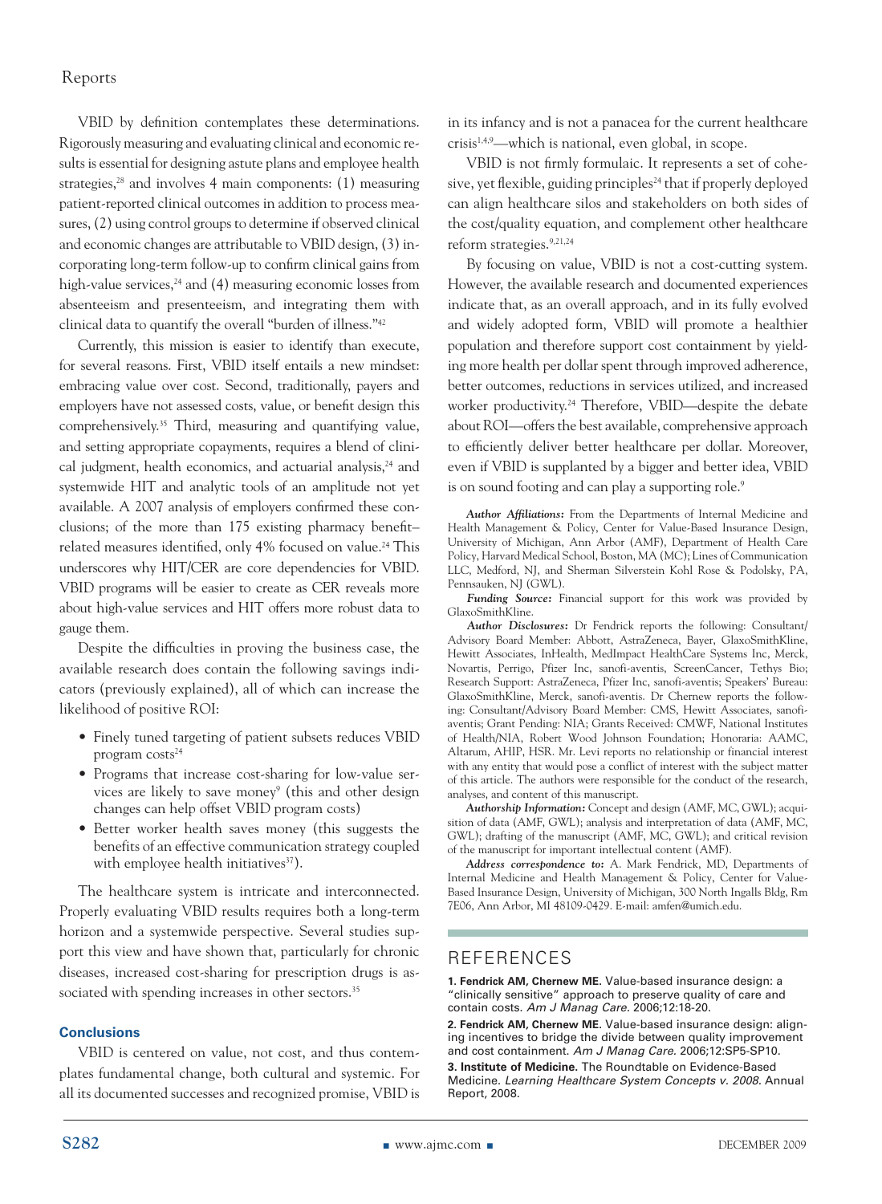VBID by definition contemplates these determinations. Rigorously measuring and evaluating clinical and economic results is essential for designing astute plans and employee health strategies,[28] and involves 4 main components: (1) measuring patient-reported clinical outcomes in addition to process measures, (2) using control groups to determine if observed clinical and economic changes are attributable to VBID design, (3) incorporating long-term follow-up to confirm clinical gains from high-value services,[24] and (4) measuring economic losses from absenteeism and presenteeism, and integrating them with clinical data to quantify the overall "burden of illness."[42]

Currently, this mission is easier to identify than execute, for several reasons. First, VBID itself entails a new mindset: embracing value over cost. Second, traditionally, payers and employers have not assessed costs, value, or benefit design this comprehensively.[35] Third, measuring and quantifying value, and setting appropriate copayments, requires a blend of clinical judgment, health economics, and actuarial analysis,[24] and systemwide HIT and analytic tools of an amplitude not yet available. A 2007 analysis of employers confirmed these conclusions; of the more than 175 existing pharmacy benefit–related measures identified, only 4% focused on value.[24] This underscores why HIT/CER are core dependencies for VBID. VBID programs will be easier to create as CER reveals more about high-value services and HIT offers more robust data to gauge them.

Despite the difficulties in proving the business case, the available research does contain the following savings indicators (previously explained), all of which can increase the likelihood of positive ROI:

- Finely tuned targeting of patient subsets reduces VBID program costs[24]
- Programs that increase cost-sharing for low-value services are likely to save money[9] (this and other design changes can help offset VBID program costs)
- Better worker health saves money (this suggests the benefits of an effective communication strategy coupled with employee health initiatives[37]).

The healthcare system is intricate and interconnected. Properly evaluating VBID results requires both a long-term horizon and a systemwide perspective. Several studies support this view and have shown that, particularly for chronic diseases, increased cost-sharing for prescription drugs is associated with spending increases in other sectors.[35]

## Conclusions

VBID is centered on value, not cost, and thus contemplates fundamental change, both cultural and systemic. For all its documented successes and recognized promise, VBID is in its infancy and is not a panacea for the current healthcare crisis[1,4,9]—which is national, even global, in scope.

VBID is not firmly formulaic. It represents a set of cohesive, yet flexible, guiding principles[24] that if properly deployed can align healthcare silos and stakeholders on both sides of the cost/quality equation, and complement other healthcare reform strategies.[9,21,24]

By focusing on value, VBID is not a cost-cutting system. However, the available research and documented experiences indicate that, as an overall approach, and in its fully evolved and widely adopted form, VBID will promote a healthier population and therefore support cost containment by yielding more health per dollar spent through improved adherence, better outcomes, reductions in services utilized, and increased worker productivity.[24] Therefore, VBID—despite the debate about ROI—offers the best available, comprehensive approach to efficiently deliver better healthcare per dollar. Moreover, even if VBID is supplanted by a bigger and better idea, VBID is on sound footing and can play a supporting role.[9]

***Author Affiliations:*** From the Departments of Internal Medicine and Health Management & Policy, Center for Value-Based Insurance Design, University of Michigan, Ann Arbor (AMF), Department of Health Care Policy, Harvard Medical School, Boston, MA (MC); Lines of Communication LLC, Medford, NJ, and Sherman Silverstein Kohl Rose & Podolsky, PA, Pennsauken, NJ (GWL).

***Funding Source:*** Financial support for this work was provided by GlaxoSmithKline.

***Author Disclosures:*** Dr Fendrick reports the following: Consultant/Advisory Board Member: Abbott, AstraZeneca, Bayer, GlaxoSmithKline, Hewitt Associates, InHealth, MedImpact HealthCare Systems Inc, Merck, Novartis, Perrigo, Pfizer Inc, sanofi-aventis, ScreenCancer, Tethys Bio; Research Support: AstraZeneca, Pfizer Inc, sanofi-aventis; Speakers' Bureau: GlaxoSmithKline, Merck, sanofi-aventis. Dr Chernew reports the following: Consultant/Advisory Board Member: CMS, Hewitt Associates, sanofi-aventis; Grant Pending: NIA; Grants Received: CMWF, National Institutes of Health/NIA, Robert Wood Johnson Foundation; Honoraria: AAMC, Altarum, AHIP, HSR. Mr. Levi reports no relationship or financial interest with any entity that would pose a conflict of interest with the subject matter of this article. The authors were responsible for the conduct of the research, analyses, and content of this manuscript.

***Authorship Information:*** Concept and design (AMF, MC, GWL); acquisition of data (AMF, GWL); analysis and interpretation of data (AMF, MC, GWL); drafting of the manuscript (AMF, MC, GWL); and critical revision of the manuscript for important intellectual content (AMF).

***Address correspondence to:*** A. Mark Fendrick, MD, Departments of Internal Medicine and Health Management & Policy, Center for Value-Based Insurance Design, University of Michigan, 300 North Ingalls Bldg, Rm 7E06, Ann Arbor, MI 48109-0429. E-mail: amfen@umich.edu.

## REFERENCES

**1. Fendrick AM, Chernew ME.** Value-based insurance design: a "clinically sensitive" approach to preserve quality of care and contain costs. *Am J Manag Care.* 2006;12:18-20.

**2. Fendrick AM, Chernew ME.** Value-based insurance design: aligning incentives to bridge the divide between quality improvement and cost containment. *Am J Manag Care.* 2006;12:SP5-SP10.

**3. Institute of Medicine.** The Roundtable on Evidence-Based Medicine. *Learning Healthcare System Concepts v. 2008.* Annual Report, 2008.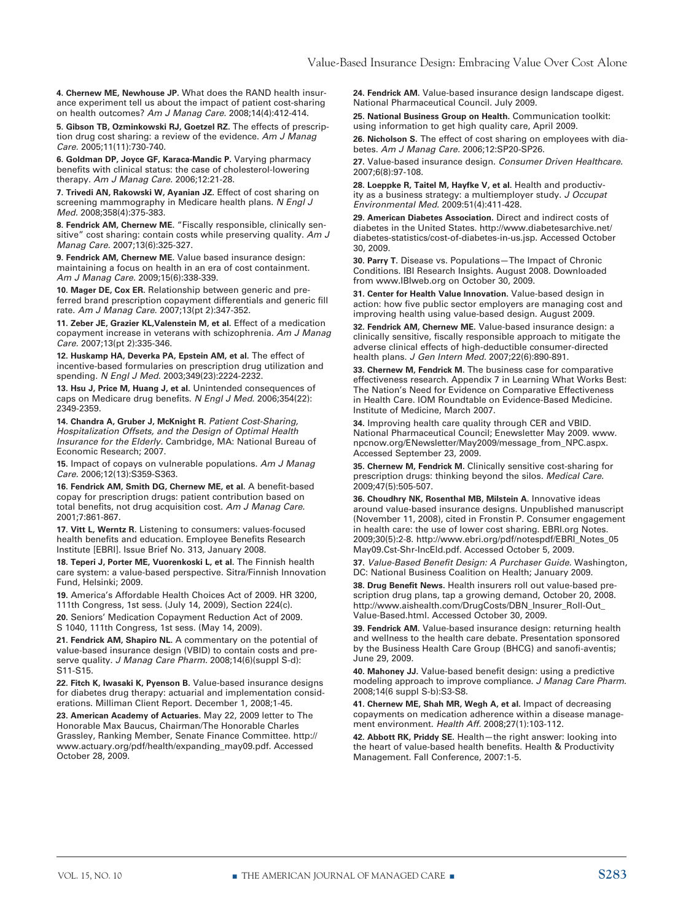**4. Chernew ME, Newhouse JP.** What does the RAND health insurance experiment tell us about the impact of patient cost-sharing on health outcomes? *Am J Manag Care.* 2008;14(4):412-414.

**5. Gibson TB, Ozminkowski RJ, Goetzel RZ.** The effects of prescription drug cost sharing: a review of the evidence. *Am J Manag Care.* 2005;11(11):730-740.

**6. Goldman DP, Joyce GF, Karaca-Mandic P.** Varying pharmacy benefits with clinical status: the case of cholesterol-lowering therapy. *Am J Manag Care.* 2006;12:21-28.

**7. Trivedi AN, Rakowski W, Ayanian JZ.** Effect of cost sharing on screening mammography in Medicare health plans. *N Engl J Med.* 2008;358(4):375-383.

**8. Fendrick AM, Chernew ME.** "Fiscally responsible, clinically sensitive" cost sharing: contain costs while preserving quality. *Am J Manag Care.* 2007;13(6):325-327.

**9. Fendrick AM, Chernew ME.** Value based insurance design: maintaining a focus on health in an era of cost containment. *Am J Manag Care.* 2009;15(6):338-339.

**10. Mager DE, Cox ER.** Relationship between generic and preferred brand prescription copayment differentials and generic fill rate. *Am J Manag Care.* 2007;13(pt 2):347-352.

**11. Zeber JE, Grazier KL,Valenstein M, et al.** Effect of a medication copayment increase in veterans with schizophrenia. *Am J Manag Care.* 2007;13(pt 2):335-346.

**12. Huskamp HA, Deverka PA, Epstein AM, et al.** The effect of incentive-based formularies on prescription drug utilization and spending. *N Engl J Med.* 2003;349(23):2224-2232.

**13. Hsu J, Price M, Huang J, et al.** Unintended consequences of caps on Medicare drug benefits. *N Engl J Med.* 2006;354(22): 2349-2359.

**14. Chandra A, Gruber J, McKnight R.** *Patient Cost-Sharing, Hospitalization Offsets, and the Design of Optimal Health Insurance for the Elderly.* Cambridge, MA: National Bureau of Economic Research; 2007.

**15.** Impact of copays on vulnerable populations. *Am J Manag Care.* 2006;12(13):S359-S363.

**16. Fendrick AM, Smith DG, Chernew ME, et al.** A benefit-based copay for prescription drugs: patient contribution based on total benefits, not drug acquisition cost. *Am J Manag Care.* 2001;7:861-867.

**17. Vitt L, Werntz R.** Listening to consumers: values-focused health benefits and education. Employee Benefits Research Institute [EBRI]. Issue Brief No. 313, January 2008.

**18. Teperi J, Porter ME, Vuorenkoski L, et al.** The Finnish health care system: a value-based perspective. Sitra/Finnish Innovation Fund, Helsinki; 2009.

**19.** America's Affordable Health Choices Act of 2009. HR 3200, 111th Congress, 1st sess. (July 14, 2009), Section 224(c).

**20.** Seniors' Medication Copayment Reduction Act of 2009. S 1040, 111th Congress, 1st sess. (May 14, 2009).

**21. Fendrick AM, Shapiro NL.** A commentary on the potential of value-based insurance design (VBID) to contain costs and preserve quality. *J Manag Care Pharm.* 2008;14(6)(suppl S-d): S11-S15.

**22. Fitch K, Iwasaki K, Pyenson B.** Value-based insurance designs for diabetes drug therapy: actuarial and implementation considerations. Milliman Client Report. December 1, 2008;1-45.

**23. American Academy of Actuaries.** May 22, 2009 letter to The Honorable Max Baucus, Chairman/The Honorable Charles Grassley, Ranking Member, Senate Finance Committee. http://www.actuary.org/pdf/health/expanding_may09.pdf. Accessed October 28, 2009.

**24. Fendrick AM.** Value-based insurance design landscape digest. National Pharmaceutical Council. July 2009.

**25. National Business Group on Health.** Communication toolkit: using information to get high quality care, April 2009.

**26. Nicholson S.** The effect of cost sharing on employees with diabetes. *Am J Manag Care.* 2006;12:SP20-SP26.

**27.** Value-based insurance design. *Consumer Driven Healthcare.* 2007;6(8):97-108.

**28. Loeppke R, Taitel M, Hayfke V, et al.** Health and productivity as a business strategy: a multiemployer study. *J Occupat Environmental Med.* 2009:51(4):411-428.

**29. American Diabetes Association.** Direct and indirect costs of diabetes in the United States. http://www.diabetesarchive.net/diabetes-statistics/cost-of-diabetes-in-us.jsp. Accessed October 30, 2009.

**30. Parry T.** Disease vs. Populations—The Impact of Chronic Conditions. IBI Research Insights. August 2008. Downloaded from www.IBIweb.org on October 30, 2009.

**31. Center for Health Value Innovation.** Value-based design in action: how five public sector employers are managing cost and improving health using value-based design. August 2009.

**32. Fendrick AM, Chernew ME.** Value-based insurance design: a clinically sensitive, fiscally responsible approach to mitigate the adverse clinical effects of high-deductible consumer-directed health plans. *J Gen Intern Med.* 2007;22(6):890-891.

**33. Chernew M, Fendrick M.** The business case for comparative effectiveness research. Appendix 7 in Learning What Works Best: The Nation's Need for Evidence on Comparative Effectiveness in Health Care. IOM Roundtable on Evidence-Based Medicine. Institute of Medicine, March 2007.

**34.** Improving health care quality through CER and VBID. National Pharmaceutical Council; Enewsletter May 2009. www.npcnow.org/ENewsletter/May2009/message_from_NPC.aspx. Accessed September 23, 2009.

**35. Chernew M, Fendrick M.** Clinically sensitive cost-sharing for prescription drugs: thinking beyond the silos. *Medical Care.* 2009;47(5):505-507.

**36. Choudhry NK, Rosenthal MB, Milstein A.** Innovative ideas around value-based insurance designs. Unpublished manuscript (November 11, 2008), cited in Fronstin P. Consumer engagement in health care: the use of lower cost sharing. EBRI.org Notes. 2009;30(5):2-8. http://www.ebri.org/pdf/notespdf/EBRI_Notes_05 May09.Cst-Shr-IncEld.pdf. Accessed October 5, 2009.

**37.** *Value-Based Benefit Design: A Purchaser Guide.* Washington, DC: National Business Coalition on Health; January 2009.

**38. Drug Benefit News.** Health insurers roll out value-based prescription drug plans, tap a growing demand, October 20, 2008. http://www.aishealth.com/DrugCosts/DBN_Insurer_Roll-Out_Value-Based.html. Accessed October 30, 2009.

**39. Fendrick AM.** Value-based insurance design: returning health and wellness to the health care debate. Presentation sponsored by the Business Health Care Group (BHCG) and sanofi-aventis; June 29, 2009.

**40. Mahoney JJ.** Value-based benefit design: using a predictive modeling approach to improve compliance. *J Manag Care Pharm.* 2008;14(6 suppl S-b):S3-S8.

**41. Chernew ME, Shah MR, Wegh A, et al.** Impact of decreasing copayments on medication adherence within a disease management environment. *Health Aff.* 2008;27(1):103-112.

**42. Abbott RK, Priddy SE.** Health—the right answer: looking into the heart of value-based health benefits. Health & Productivity Management. Fall Conference, 2007:1-5.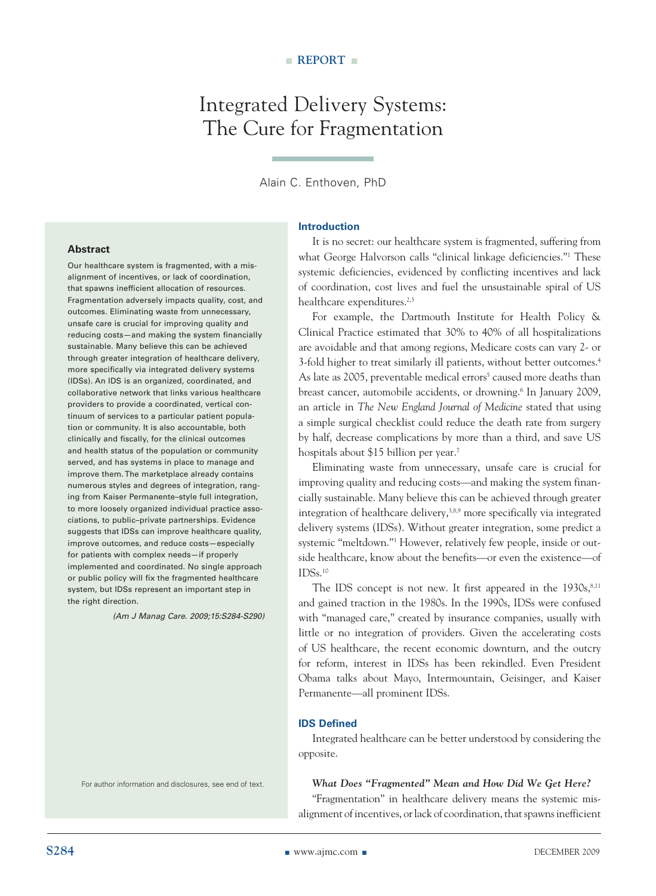■ REPORT ■

# Integrated Delivery Systems: The Cure for Fragmentation

Alain C. Enthoven, PhD

### Abstract

Our healthcare system is fragmented, with a misalignment of incentives, or lack of coordination, that spawns inefficient allocation of resources. Fragmentation adversely impacts quality, cost, and outcomes. Eliminating waste from unnecessary, unsafe care is crucial for improving quality and reducing costs—and making the system financially sustainable. Many believe this can be achieved through greater integration of healthcare delivery, more specifically via integrated delivery systems (IDSs). An IDS is an organized, coordinated, and collaborative network that links various healthcare providers to provide a coordinated, vertical continuum of services to a particular patient population or community. It is also accountable, both clinically and fiscally, for the clinical outcomes and health status of the population or community served, and has systems in place to manage and improve them. The marketplace already contains numerous styles and degrees of integration, ranging from Kaiser Permanente–style full integration, to more loosely organized individual practice associations, to public–private partnerships. Evidence suggests that IDSs can improve healthcare quality, improve outcomes, and reduce costs—especially for patients with complex needs—if properly implemented and coordinated. No single approach or public policy will fix the fragmented healthcare system, but IDSs represent an important step in the right direction.

*(Am J Manag Care. 2009;15:S284-S290)*

For author information and disclosures, see end of text.

## Introduction

It is no secret: our healthcare system is fragmented, suffering from what George Halvorson calls "clinical linkage deficiencies."[1] These systemic deficiencies, evidenced by conflicting incentives and lack of coordination, cost lives and fuel the unsustainable spiral of US healthcare expenditures.[2,3]

For example, the Dartmouth Institute for Health Policy & Clinical Practice estimated that 30% to 40% of all hospitalizations are avoidable and that among regions, Medicare costs can vary 2- or 3-fold higher to treat similarly ill patients, without better outcomes.[4] As late as 2005, preventable medical errors[5] caused more deaths than breast cancer, automobile accidents, or drowning.[6] In January 2009, an article in *The New England Journal of Medicine* stated that using a simple surgical checklist could reduce the death rate from surgery by half, decrease complications by more than a third, and save US hospitals about $15 billion per year.[7]

Eliminating waste from unnecessary, unsafe care is crucial for improving quality and reducing costs—and making the system financially sustainable. Many believe this can be achieved through greater integration of healthcare delivery,[3,8,9] more specifically via integrated delivery systems (IDSs). Without greater integration, some predict a systemic "meltdown."[3] However, relatively few people, inside or outside healthcare, know about the benefits—or even the existence—of IDSs.[10]

The IDS concept is not new. It first appeared in the 1930s,[8,11] and gained traction in the 1980s. In the 1990s, IDSs were confused with "managed care," created by insurance companies, usually with little or no integration of providers. Given the accelerating costs of US healthcare, the recent economic downturn, and the outcry for reform, interest in IDSs has been rekindled. Even President Obama talks about Mayo, Intermountain, Geisinger, and Kaiser Permanente—all prominent IDSs.

## IDS Defined

Integrated healthcare can be better understood by considering the opposite.

#### *What Does "Fragmented" Mean and How Did We Get Here?*

"Fragmentation" in healthcare delivery means the systemic misalignment of incentives, or lack of coordination, that spawns inefficient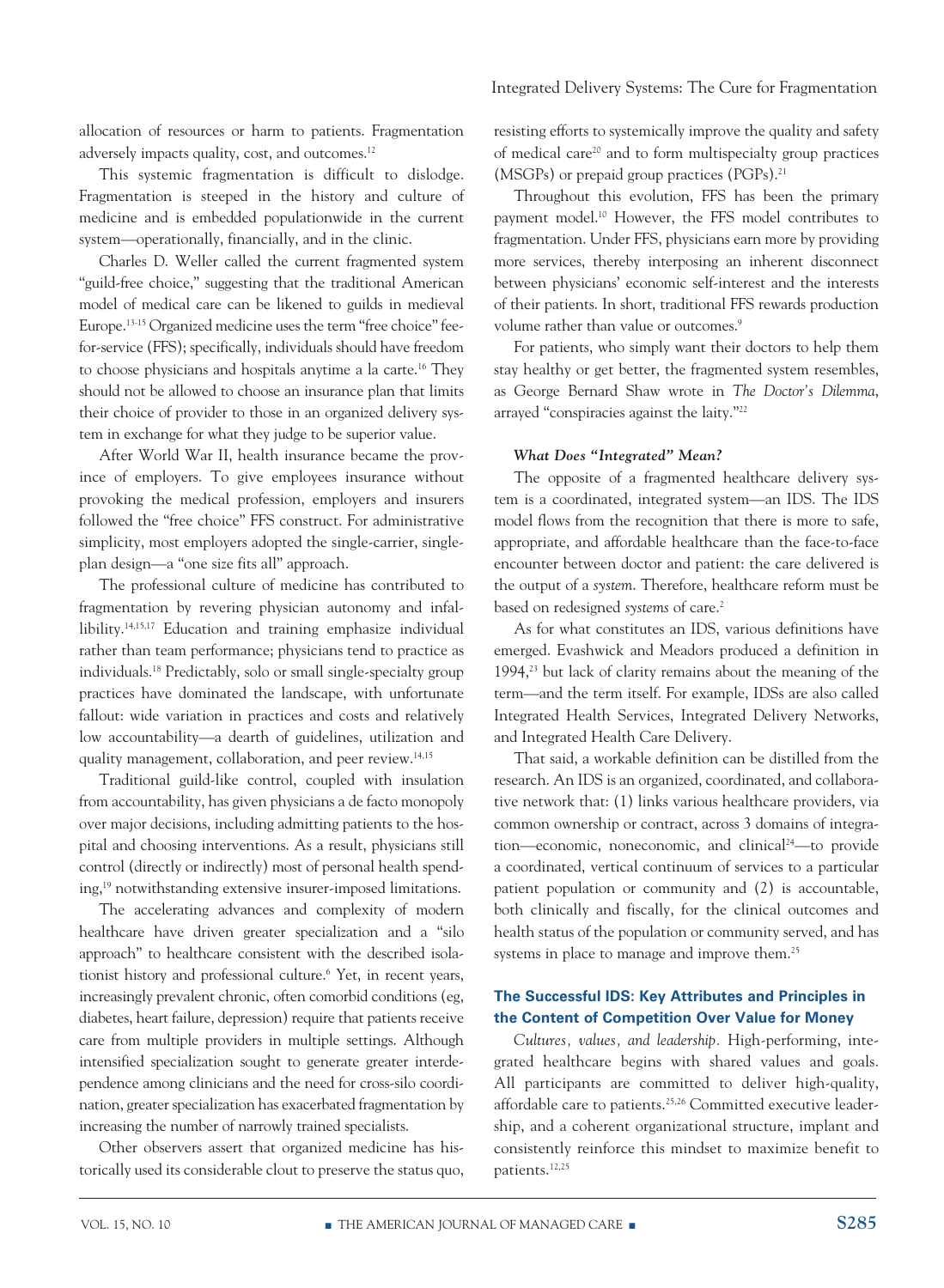allocation of resources or harm to patients. Fragmentation adversely impacts quality, cost, and outcomes.[12]

This systemic fragmentation is difficult to dislodge. Fragmentation is steeped in the history and culture of medicine and is embedded populationwide in the current system—operationally, financially, and in the clinic.

Charles D. Weller called the current fragmented system "guild-free choice," suggesting that the traditional American model of medical care can be likened to guilds in medieval Europe.[13-15] Organized medicine uses the term "free choice" fee-for-service (FFS); specifically, individuals should have freedom to choose physicians and hospitals anytime a la carte.[16] They should not be allowed to choose an insurance plan that limits their choice of provider to those in an organized delivery system in exchange for what they judge to be superior value.

After World War II, health insurance became the province of employers. To give employees insurance without provoking the medical profession, employers and insurers followed the "free choice" FFS construct. For administrative simplicity, most employers adopted the single-carrier, single-plan design—a "one size fits all" approach.

The professional culture of medicine has contributed to fragmentation by revering physician autonomy and infallibility.[14,15,17] Education and training emphasize individual rather than team performance; physicians tend to practice as individuals.[18] Predictably, solo or small single-specialty group practices have dominated the landscape, with unfortunate fallout: wide variation in practices and costs and relatively low accountability—a dearth of guidelines, utilization and quality management, collaboration, and peer review.[14,15]

Traditional guild-like control, coupled with insulation from accountability, has given physicians a de facto monopoly over major decisions, including admitting patients to the hospital and choosing interventions. As a result, physicians still control (directly or indirectly) most of personal health spending,[19] notwithstanding extensive insurer-imposed limitations.

The accelerating advances and complexity of modern healthcare have driven greater specialization and a "silo approach" to healthcare consistent with the described isolationist history and professional culture.[6] Yet, in recent years, increasingly prevalent chronic, often comorbid conditions (eg, diabetes, heart failure, depression) require that patients receive care from multiple providers in multiple settings. Although intensified specialization sought to generate greater interdependence among clinicians and the need for cross-silo coordination, greater specialization has exacerbated fragmentation by increasing the number of narrowly trained specialists.

Other observers assert that organized medicine has historically used its considerable clout to preserve the status quo, resisting efforts to systemically improve the quality and safety of medical care[20] and to form multispecialty group practices (MSGPs) or prepaid group practices (PGPs).[21]

Throughout this evolution, FFS has been the primary payment model.[10] However, the FFS model contributes to fragmentation. Under FFS, physicians earn more by providing more services, thereby interposing an inherent disconnect between physicians' economic self-interest and the interests of their patients. In short, traditional FFS rewards production volume rather than value or outcomes.[9]

For patients, who simply want their doctors to help them stay healthy or get better, the fragmented system resembles, as George Bernard Shaw wrote in *The Doctor's Dilemma*, arrayed "conspiracies against the laity."[22]

#### *What Does "Integrated" Mean?*

The opposite of a fragmented healthcare delivery system is a coordinated, integrated system—an IDS. The IDS model flows from the recognition that there is more to safe, appropriate, and affordable healthcare than the face-to-face encounter between doctor and patient: the care delivered is the output of a *system*. Therefore, healthcare reform must be based on redesigned *systems* of care.[2]

As for what constitutes an IDS, various definitions have emerged. Evashwick and Meadors produced a definition in 1994,[23] but lack of clarity remains about the meaning of the term—and the term itself. For example, IDSs are also called Integrated Health Services, Integrated Delivery Networks, and Integrated Health Care Delivery.

That said, a workable definition can be distilled from the research. An IDS is an organized, coordinated, and collaborative network that: (1) links various healthcare providers, via common ownership or contract, across 3 domains of integration—economic, noneconomic, and clinical[24]—to provide a coordinated, vertical continuum of services to a particular patient population or community and (2) is accountable, both clinically and fiscally, for the clinical outcomes and health status of the population or community served, and has systems in place to manage and improve them.[25]

### The Successful IDS: Key Attributes and Principles in the Content of Competition Over Value for Money

*Cultures, values, and leadership.* High-performing, integrated healthcare begins with shared values and goals. All participants are committed to deliver high-quality, affordable care to patients.[25,26] Committed executive leadership, and a coherent organizational structure, implant and consistently reinforce this mindset to maximize benefit to patients.[12,25]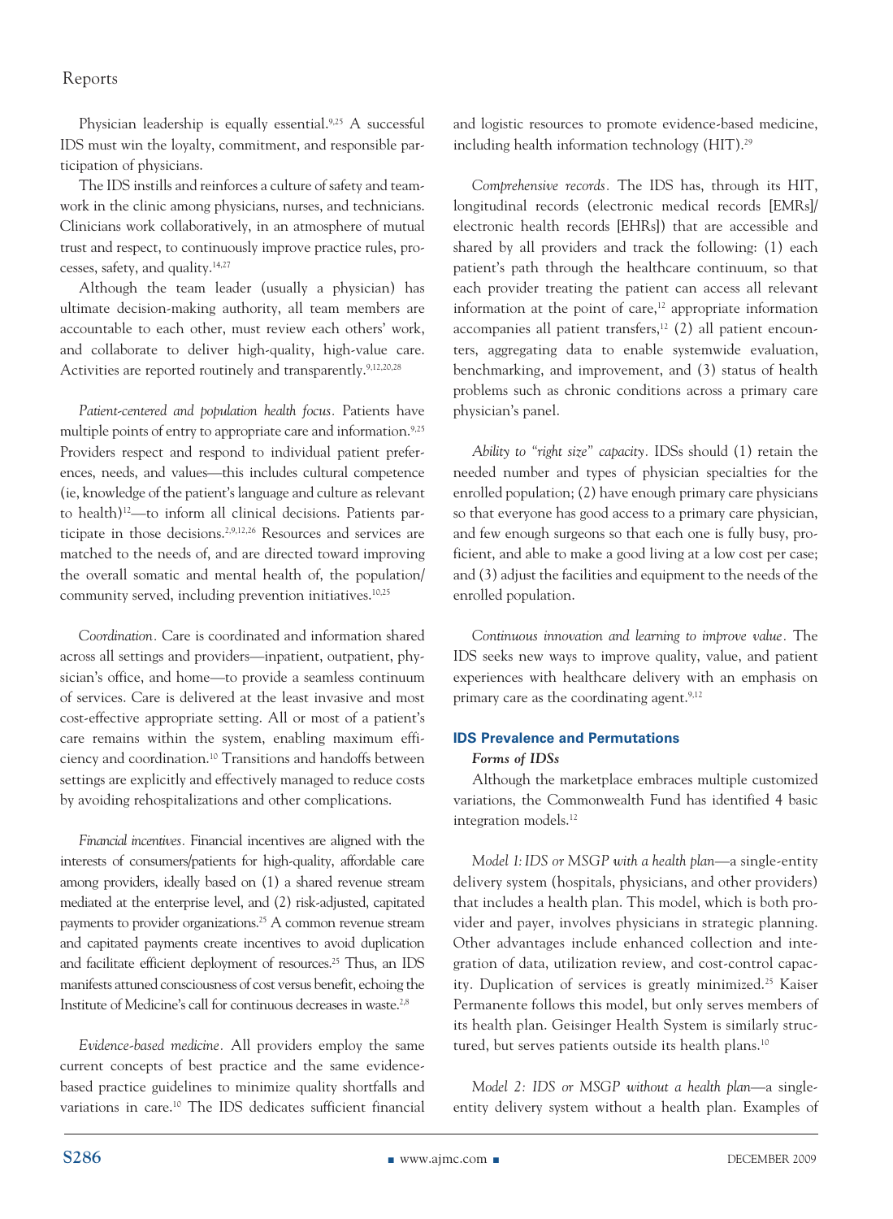Physician leadership is equally essential.[9,25] A successful IDS must win the loyalty, commitment, and responsible participation of physicians.

The IDS instills and reinforces a culture of safety and teamwork in the clinic among physicians, nurses, and technicians. Clinicians work collaboratively, in an atmosphere of mutual trust and respect, to continuously improve practice rules, processes, safety, and quality.[14,27]

Although the team leader (usually a physician) has ultimate decision-making authority, all team members are accountable to each other, must review each others' work, and collaborate to deliver high-quality, high-value care. Activities are reported routinely and transparently.[9,12,20,28]

*Patient-centered and population health focus.* Patients have multiple points of entry to appropriate care and information.[9,25] Providers respect and respond to individual patient preferences, needs, and values—this includes cultural competence (ie, knowledge of the patient's language and culture as relevant to health)[12]—to inform all clinical decisions. Patients participate in those decisions.[2,9,12,26] Resources and services are matched to the needs of, and are directed toward improving the overall somatic and mental health of, the population/community served, including prevention initiatives.[10,25]

*Coordination.* Care is coordinated and information shared across all settings and providers—inpatient, outpatient, physician's office, and home—to provide a seamless continuum of services. Care is delivered at the least invasive and most cost-effective appropriate setting. All or most of a patient's care remains within the system, enabling maximum efficiency and coordination.[10] Transitions and handoffs between settings are explicitly and effectively managed to reduce costs by avoiding rehospitalizations and other complications.

*Financial incentives.* Financial incentives are aligned with the interests of consumers/patients for high-quality, affordable care among providers, ideally based on (1) a shared revenue stream mediated at the enterprise level, and (2) risk-adjusted, capitated payments to provider organizations.[25] A common revenue stream and capitated payments create incentives to avoid duplication and facilitate efficient deployment of resources.[25] Thus, an IDS manifests attuned consciousness of cost versus benefit, echoing the Institute of Medicine's call for continuous decreases in waste.[2,8]

*Evidence-based medicine.* All providers employ the same current concepts of best practice and the same evidence-based practice guidelines to minimize quality shortfalls and variations in care.[10] The IDS dedicates sufficient financial and logistic resources to promote evidence-based medicine, including health information technology (HIT).[29]

*Comprehensive records.* The IDS has, through its HIT, longitudinal records (electronic medical records [EMRs]/electronic health records [EHRs]) that are accessible and shared by all providers and track the following: (1) each patient's path through the healthcare continuum, so that each provider treating the patient can access all relevant information at the point of care,[12] appropriate information accompanies all patient transfers,[12] (2) all patient encounters, aggregating data to enable systemwide evaluation, benchmarking, and improvement, and (3) status of health problems such as chronic conditions across a primary care physician's panel.

*Ability to "right size" capacity.* IDSs should (1) retain the needed number and types of physician specialties for the enrolled population; (2) have enough primary care physicians so that everyone has good access to a primary care physician, and few enough surgeons so that each one is fully busy, proficient, and able to make a good living at a low cost per case; and (3) adjust the facilities and equipment to the needs of the enrolled population.

*Continuous innovation and learning to improve value.* The IDS seeks new ways to improve quality, value, and patient experiences with healthcare delivery with an emphasis on primary care as the coordinating agent.[9,12]

## IDS Prevalence and Permutations

### *Forms of IDSs*

Although the marketplace embraces multiple customized variations, the Commonwealth Fund has identified 4 basic integration models.[12]

*Model 1: IDS or MSGP with a health plan*—a single-entity delivery system (hospitals, physicians, and other providers) that includes a health plan. This model, which is both provider and payer, involves physicians in strategic planning. Other advantages include enhanced collection and integration of data, utilization review, and cost-control capacity. Duplication of services is greatly minimized.[25] Kaiser Permanente follows this model, but only serves members of its health plan. Geisinger Health System is similarly structured, but serves patients outside its health plans.[10]

*Model 2: IDS or MSGP without a health plan*—a single-entity delivery system without a health plan. Examples of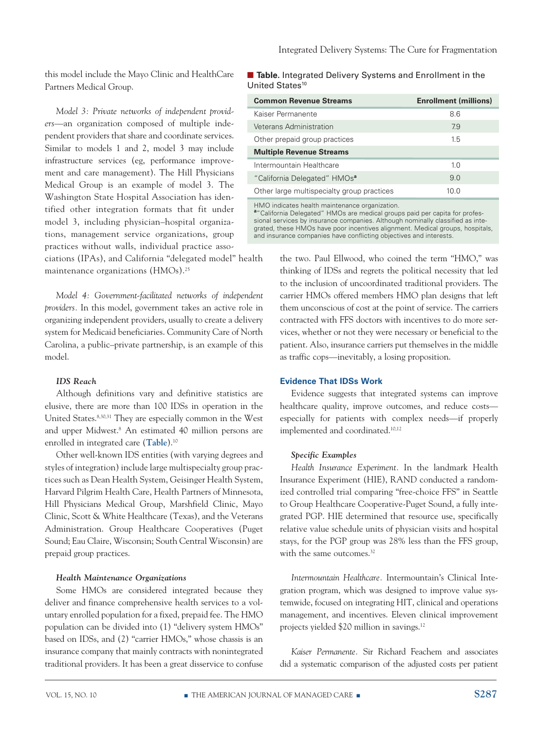this model include the Mayo Clinic and HealthCare Partners Medical Group.

*Model 3: Private networks of independent providers*—an organization composed of multiple independent providers that share and coordinate services. Similar to models 1 and 2, model 3 may include infrastructure services (eg, performance improvement and care management). The Hill Physicians Medical Group is an example of model 3. The Washington State Hospital Association has identified other integration formats that fit under model 3, including physician–hospital organizations, management service organizations, group practices without walls, individual practice associations (IPAs), and California "delegated model" health maintenance organizations (HMOs).[25]

*Model 4: Government-facilitated networks of independent providers.* In this model, government takes an active role in organizing independent providers, usually to create a delivery system for Medicaid beneficiaries. Community Care of North Carolina, a public–private partnership, is an example of this model.

**Table.** Integrated Delivery Systems and Enrollment in the United States[10]

| Common Revenue Streams | Enrollment (millions) |
|---|---|
| Kaiser Permanente | 8.6 |
| Veterans Administration | 7.9 |
| Other prepaid group practices | 1.5 |
| **Multiple Revenue Streams** | |
| Intermountain Healthcare | 1.0 |
| "California Delegated" HMOs[a] | 9.0 |
| Other large multispecialty group practices | 10.0 |

HMO indicates health maintenance organization.
[a]"California Delegated" HMOs are medical groups paid per capita for professional services by insurance companies. Although nominally classified as integrated, these HMOs have poor incentives alignment. Medical groups, hospitals, and insurance companies have conflicting objectives and interests.

#### *IDS Reach*

Although definitions vary and definitive statistics are elusive, there are more than 100 IDSs in operation in the United States.[8,30,31] They are especially common in the West and upper Midwest.[8] An estimated 40 million persons are enrolled in integrated care (**Table**).[10]

Other well-known IDS entities (with varying degrees and styles of integration) include large multispecialty group practices such as Dean Health System, Geisinger Health System, Harvard Pilgrim Health Care, Health Partners of Minnesota, Hill Physicians Medical Group, Marshfield Clinic, Mayo Clinic, Scott & White Healthcare (Texas), and the Veterans Administration. Group Healthcare Cooperatives (Puget Sound; Eau Claire, Wisconsin; South Central Wisconsin) are prepaid group practices.

#### *Health Maintenance Organizations*

Some HMOs are considered integrated because they deliver and finance comprehensive health services to a voluntary enrolled population for a fixed, prepaid fee. The HMO population can be divided into (1) "delivery system HMOs" based on IDSs, and (2) "carrier HMOs," whose chassis is an insurance company that mainly contracts with nonintegrated traditional providers. It has been a great disservice to confuse the two. Paul Ellwood, who coined the term "HMO," was thinking of IDSs and regrets the political necessity that led to the inclusion of uncoordinated traditional providers. The carrier HMOs offered members HMO plan designs that left them unconscious of cost at the point of service. The carriers contracted with FFS doctors with incentives to do more services, whether or not they were necessary or beneficial to the patient. Also, insurance carriers put themselves in the middle as traffic cops—inevitably, a losing proposition.

### Evidence That IDSs Work

Evidence suggests that integrated systems can improve healthcare quality, improve outcomes, and reduce costs—especially for patients with complex needs—if properly implemented and coordinated.[10,12]

#### *Specific Examples*

*Health Insurance Experiment.* In the landmark Health Insurance Experiment (HIE), RAND conducted a randomized controlled trial comparing "free-choice FFS" in Seattle to Group Healthcare Cooperative-Puget Sound, a fully integrated PGP. HIE determined that resource use, specifically relative value schedule units of physician visits and hospital stays, for the PGP group was 28% less than the FFS group, with the same outcomes.[32]

*Intermountain Healthcare.* Intermountain's Clinical Integration program, which was designed to improve value systemwide, focused on integrating HIT, clinical and operations management, and incentives. Eleven clinical improvement projects yielded $20 million in savings.[12]

*Kaiser Permanente.* Sir Richard Feachem and associates did a systematic comparison of the adjusted costs per patient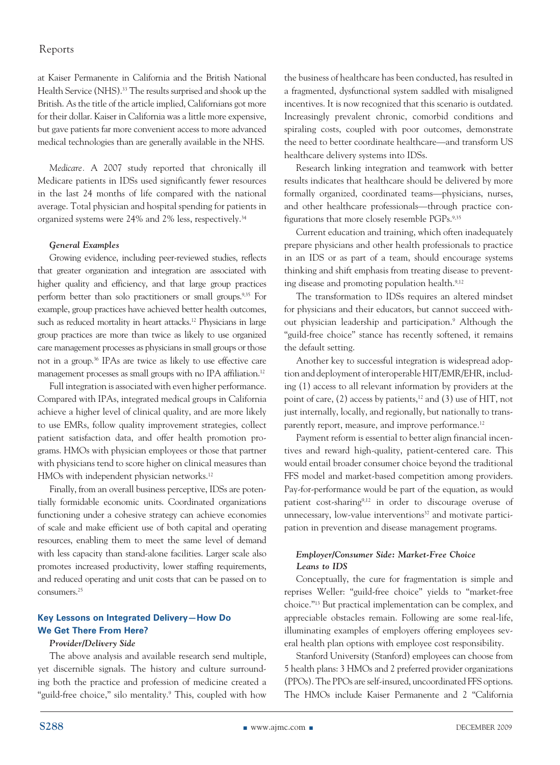at Kaiser Permanente in California and the British National Health Service (NHS).[33] The results surprised and shook up the British. As the title of the article implied, Californians got more for their dollar. Kaiser in California was a little more expensive, but gave patients far more convenient access to more advanced medical technologies than are generally available in the NHS.

*Medicare.* A 2007 study reported that chronically ill Medicare patients in IDSs used significantly fewer resources in the last 24 months of life compared with the national average. Total physician and hospital spending for patients in organized systems were 24% and 2% less, respectively.[34]

#### *General Examples*

Growing evidence, including peer-reviewed studies, reflects that greater organization and integration are associated with higher quality and efficiency, and that large group practices perform better than solo practitioners or small groups.[9,35] For example, group practices have achieved better health outcomes, such as reduced mortality in heart attacks.[12] Physicians in large group practices are more than twice as likely to use organized care management processes as physicians in small groups or those not in a group.[36] IPAs are twice as likely to use effective care management processes as small groups with no IPA affiliation.[12]

Full integration is associated with even higher performance. Compared with IPAs, integrated medical groups in California achieve a higher level of clinical quality, and are more likely to use EMRs, follow quality improvement strategies, collect patient satisfaction data, and offer health promotion programs. HMOs with physician employees or those that partner with physicians tend to score higher on clinical measures than HMOs with independent physician networks.[12]

Finally, from an overall business perceptive, IDSs are potentially formidable economic units. Coordinated organizations functioning under a cohesive strategy can achieve economies of scale and make efficient use of both capital and operating resources, enabling them to meet the same level of demand with less capacity than stand-alone facilities. Larger scale also promotes increased productivity, lower staffing requirements, and reduced operating and unit costs that can be passed on to consumers.[25]

## Key Lessons on Integrated Delivery—How Do We Get There From Here?

#### *Provider/Delivery Side*

The above analysis and available research send multiple, yet discernible signals. The history and culture surrounding both the practice and profession of medicine created a "guild-free choice," silo mentality.[9] This, coupled with how the business of healthcare has been conducted, has resulted in a fragmented, dysfunctional system saddled with misaligned incentives. It is now recognized that this scenario is outdated. Increasingly prevalent chronic, comorbid conditions and spiraling costs, coupled with poor outcomes, demonstrate the need to better coordinate healthcare—and transform US healthcare delivery systems into IDSs.

Research linking integration and teamwork with better results indicates that healthcare should be delivered by more formally organized, coordinated teams—physicians, nurses, and other healthcare professionals—through practice configurations that more closely resemble PGPs.[9,35]

Current education and training, which often inadequately prepare physicians and other health professionals to practice in an IDS or as part of a team, should encourage systems thinking and shift emphasis from treating disease to preventing disease and promoting population health.[9,12]

The transformation to IDSs requires an altered mindset for physicians and their educators, but cannot succeed without physician leadership and participation.[9] Although the "guild-free choice" stance has recently softened, it remains the default setting.

Another key to successful integration is widespread adoption and deployment of interoperable HIT/EMR/EHR, including (1) access to all relevant information by providers at the point of care, (2) access by patients,[12] and (3) use of HIT, not just internally, locally, and regionally, but nationally to transparently report, measure, and improve performance.[12]

Payment reform is essential to better align financial incentives and reward high-quality, patient-centered care. This would entail broader consumer choice beyond the traditional FFS model and market-based competition among providers. Pay-for-performance would be part of the equation, as would patient cost-sharing[9,12] in order to discourage overuse of unnecessary, low-value interventions[37] and motivate participation in prevention and disease management programs.

#### *Employer/Consumer Side: Market-Free Choice Leans to IDS*

Conceptually, the cure for fragmentation is simple and reprises Weller: "guild-free choice" yields to "market-free choice."[13] But practical implementation can be complex, and appreciable obstacles remain. Following are some real-life, illuminating examples of employers offering employees several health plan options with employee cost responsibility.

Stanford University (Stanford) employees can choose from 5 health plans: 3 HMOs and 2 preferred provider organizations (PPOs). The PPOs are self-insured, uncoordinated FFS options. The HMOs include Kaiser Permanente and 2 "California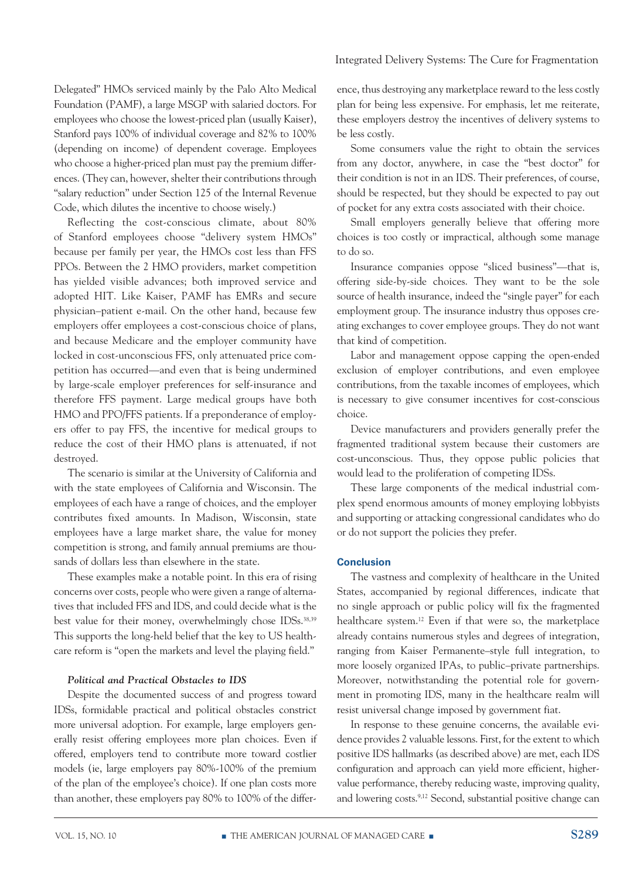Delegated" HMOs serviced mainly by the Palo Alto Medical Foundation (PAMF), a large MSGP with salaried doctors. For employees who choose the lowest-priced plan (usually Kaiser), Stanford pays 100% of individual coverage and 82% to 100% (depending on income) of dependent coverage. Employees who choose a higher-priced plan must pay the premium differences. (They can, however, shelter their contributions through "salary reduction" under Section 125 of the Internal Revenue Code, which dilutes the incentive to choose wisely.)

Reflecting the cost-conscious climate, about 80% of Stanford employees choose "delivery system HMOs" because per family per year, the HMOs cost less than FFS PPOs. Between the 2 HMO providers, market competition has yielded visible advances; both improved service and adopted HIT. Like Kaiser, PAMF has EMRs and secure physician–patient e-mail. On the other hand, because few employers offer employees a cost-conscious choice of plans, and because Medicare and the employer community have locked in cost-unconscious FFS, only attenuated price competition has occurred—and even that is being undermined by large-scale employer preferences for self-insurance and therefore FFS payment. Large medical groups have both HMO and PPO/FFS patients. If a preponderance of employers offer to pay FFS, the incentive for medical groups to reduce the cost of their HMO plans is attenuated, if not destroyed.

The scenario is similar at the University of California and with the state employees of California and Wisconsin. The employees of each have a range of choices, and the employer contributes fixed amounts. In Madison, Wisconsin, state employees have a large market share, the value for money competition is strong, and family annual premiums are thousands of dollars less than elsewhere in the state.

These examples make a notable point. In this era of rising concerns over costs, people who were given a range of alternatives that included FFS and IDS, and could decide what is the best value for their money, overwhelmingly chose IDSs.[38,39] This supports the long-held belief that the key to US healthcare reform is "open the markets and level the playing field."

#### *Political and Practical Obstacles to IDS*

Despite the documented success of and progress toward IDSs, formidable practical and political obstacles constrict more universal adoption. For example, large employers generally resist offering employees more plan choices. Even if offered, employers tend to contribute more toward costlier models (ie, large employers pay 80%-100% of the premium of the plan of the employee's choice). If one plan costs more than another, these employers pay 80% to 100% of the difference, thus destroying any marketplace reward to the less costly plan for being less expensive. For emphasis, let me reiterate, these employers destroy the incentives of delivery systems to be less costly.

Some consumers value the right to obtain the services from any doctor, anywhere, in case the "best doctor" for their condition is not in an IDS. Their preferences, of course, should be respected, but they should be expected to pay out of pocket for any extra costs associated with their choice.

Small employers generally believe that offering more choices is too costly or impractical, although some manage to do so.

Insurance companies oppose "sliced business"—that is, offering side-by-side choices. They want to be the sole source of health insurance, indeed the "single payer" for each employment group. The insurance industry thus opposes creating exchanges to cover employee groups. They do not want that kind of competition.

Labor and management oppose capping the open-ended exclusion of employer contributions, and even employee contributions, from the taxable incomes of employees, which is necessary to give consumer incentives for cost-conscious choice.

Device manufacturers and providers generally prefer the fragmented traditional system because their customers are cost-unconscious. Thus, they oppose public policies that would lead to the proliferation of competing IDSs.

These large components of the medical industrial complex spend enormous amounts of money employing lobbyists and supporting or attacking congressional candidates who do or do not support the policies they prefer.

### Conclusion

The vastness and complexity of healthcare in the United States, accompanied by regional differences, indicate that no single approach or public policy will fix the fragmented healthcare system.[12] Even if that were so, the marketplace already contains numerous styles and degrees of integration, ranging from Kaiser Permanente–style full integration, to more loosely organized IPAs, to public–private partnerships. Moreover, notwithstanding the potential role for government in promoting IDS, many in the healthcare realm will resist universal change imposed by government fiat.

In response to these genuine concerns, the available evidence provides 2 valuable lessons. First, for the extent to which positive IDS hallmarks (as described above) are met, each IDS configuration and approach can yield more efficient, higher-value performance, thereby reducing waste, improving quality, and lowering costs.[9,12] Second, substantial positive change can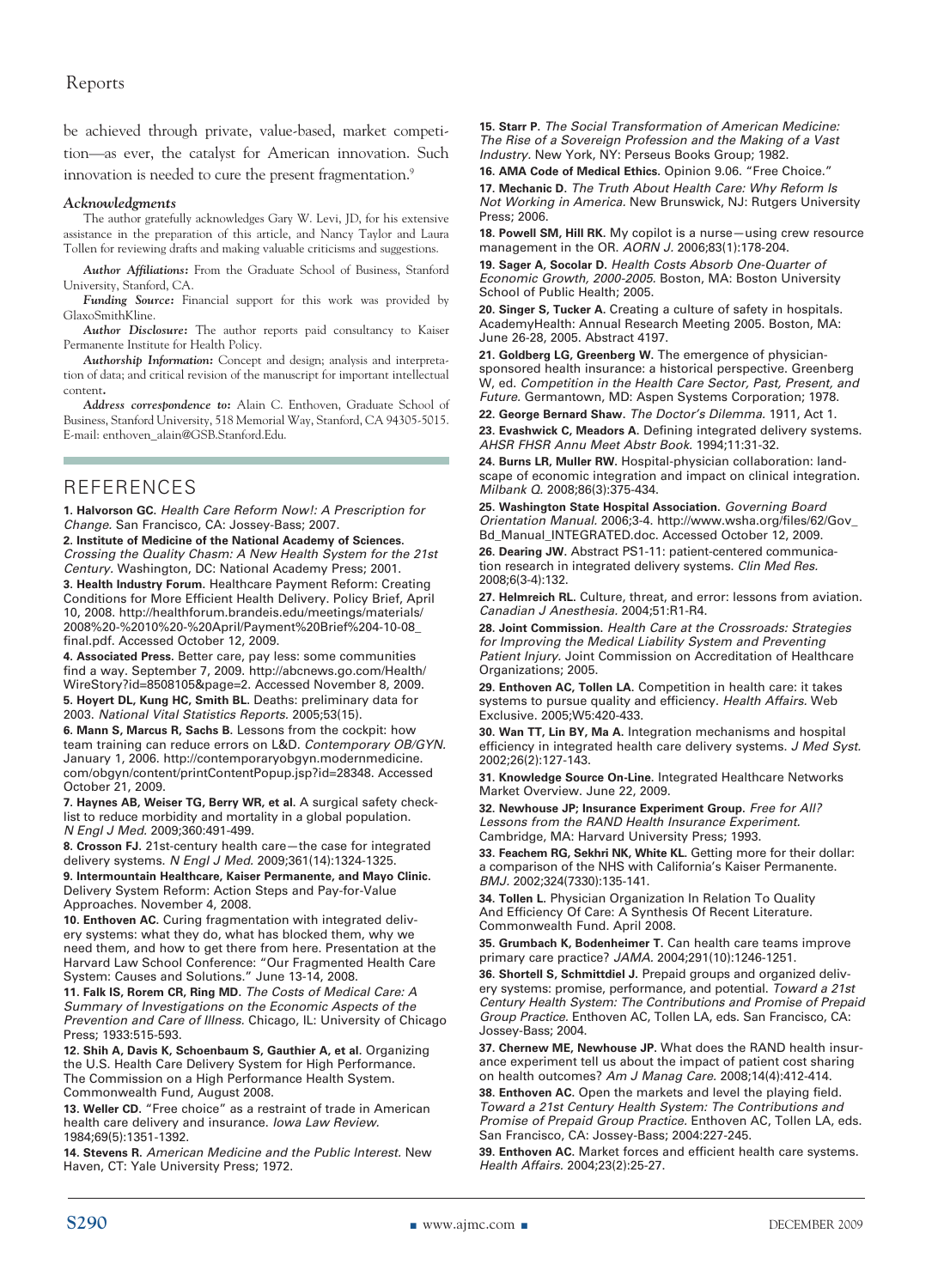be achieved through private, value-based, market competition—as ever, the catalyst for American innovation. Such innovation is needed to cure the present fragmentation.[9]

### *Acknowledgments*

The author gratefully acknowledges Gary W. Levi, JD, for his extensive assistance in the preparation of this article, and Nancy Taylor and Laura Tollen for reviewing drafts and making valuable criticisms and suggestions.

***Author Affiliations:*** From the Graduate School of Business, Stanford University, Stanford, CA.

***Funding Source:*** Financial support for this work was provided by GlaxoSmithKline.

***Author Disclosure:*** The author reports paid consultancy to Kaiser Permanente Institute for Health Policy.

***Authorship Information:*** Concept and design; analysis and interpretation of data; and critical revision of the manuscript for important intellectual content.

***Address correspondence to:*** Alain C. Enthoven, Graduate School of Business, Stanford University, 518 Memorial Way, Stanford, CA 94305-5015. E-mail: enthoven_alain@GSB.Stanford.Edu.

## REFERENCES

**1. Halvorson GC.** *Health Care Reform Now!: A Prescription for Change.* San Francisco, CA: Jossey-Bass; 2007.

**2. Institute of Medicine of the National Academy of Sciences.** *Crossing the Quality Chasm: A New Health System for the 21st Century.* Washington, DC: National Academy Press; 2001.

**3. Health Industry Forum.** Healthcare Payment Reform: Creating Conditions for More Efficient Health Delivery. Policy Brief, April 10, 2008. http://healthforum.brandeis.edu/meetings/materials/2008%20-%2010%20-%20April/Payment%20Brief%204-10-08_final.pdf. Accessed October 12, 2009.

**4. Associated Press.** Better care, pay less: some communities find a way. September 7, 2009. http://abcnews.go.com/Health/WireStory?id=8508105&page=2. Accessed November 8, 2009.

**5. Hoyert DL, Kung HC, Smith BL.** Deaths: preliminary data for 2003. *National Vital Statistics Reports.* 2005;53(15).

**6. Mann S, Marcus R, Sachs B.** Lessons from the cockpit: how team training can reduce errors on L&D. *Contemporary OB/GYN.* January 1, 2006. http://contemporaryobgyn.modernmedicine.com/obgyn/content/printContentPopup.jsp?id=28348. Accessed October 21, 2009.

**7. Haynes AB, Weiser TG, Berry WR, et al.** A surgical safety checklist to reduce morbidity and mortality in a global population. *N Engl J Med.* 2009;360:491-499.

**8. Crosson FJ.** 21st-century health care—the case for integrated delivery systems. *N Engl J Med.* 2009;361(14):1324-1325.

**9. Intermountain Healthcare, Kaiser Permanente, and Mayo Clinic.** Delivery System Reform: Action Steps and Pay-for-Value Approaches. November 4, 2008.

**10. Enthoven AC.** Curing fragmentation with integrated delivery systems: what they do, what has blocked them, why we need them, and how to get there from here. Presentation at the Harvard Law School Conference: "Our Fragmented Health Care System: Causes and Solutions." June 13-14, 2008.

**11. Falk IS, Rorem CR, Ring MD.** *The Costs of Medical Care: A Summary of Investigations on the Economic Aspects of the Prevention and Care of Illness.* Chicago, IL: University of Chicago Press; 1933:515-593.

**12. Shih A, Davis K, Schoenbaum S, Gauthier A, et al.** Organizing the U.S. Health Care Delivery System for High Performance. The Commission on a High Performance Health System. Commonwealth Fund, August 2008.

**13. Weller CD.** "Free choice" as a restraint of trade in American health care delivery and insurance. *Iowa Law Review.* 1984;69(5):1351-1392.

**14. Stevens R.** *American Medicine and the Public Interest.* New Haven, CT: Yale University Press; 1972.

**15. Starr P.** *The Social Transformation of American Medicine: The Rise of a Sovereign Profession and the Making of a Vast Industry.* New York, NY: Perseus Books Group; 1982.

**16. AMA Code of Medical Ethics.** Opinion 9.06. "Free Choice."

**17. Mechanic D.** *The Truth About Health Care: Why Reform Is Not Working in America.* New Brunswick, NJ: Rutgers University Press; 2006.

**18. Powell SM, Hill RK.** My copilot is a nurse—using crew resource management in the OR. *AORN J.* 2006;83(1):178-204.

**19. Sager A, Socolar D.** *Health Costs Absorb One-Quarter of Economic Growth, 2000-2005.* Boston, MA: Boston University School of Public Health; 2005.

**20. Singer S, Tucker A.** Creating a culture of safety in hospitals. AcademyHealth: Annual Research Meeting 2005. Boston, MA: June 26-28, 2005. Abstract 4197.

**21. Goldberg LG, Greenberg W.** The emergence of physician-sponsored health insurance: a historical perspective. Greenberg W, ed. *Competition in the Health Care Sector, Past, Present, and Future.* Germantown, MD: Aspen Systems Corporation; 1978.

**22. George Bernard Shaw.** *The Doctor's Dilemma.* 1911, Act 1.

**23. Evashwick C, Meadors A.** Defining integrated delivery systems. *AHSR FHSR Annu Meet Abstr Book.* 1994;11:31-32.

**24. Burns LR, Muller RW.** Hospital-physician collaboration: landscape of economic integration and impact on clinical integration. *Milbank Q.* 2008;86(3):375-434.

**25. Washington State Hospital Association.** *Governing Board Orientation Manual.* 2006;3-4. http://www.wsha.org/files/62/Gov_Bd_Manual_INTEGRATED.doc. Accessed October 12, 2009.

**26. Dearing JW.** Abstract PS1-11: patient-centered communication research in integrated delivery systems. *Clin Med Res.* 2008;6(3-4):132.

**27. Helmreich RL.** Culture, threat, and error: lessons from aviation. *Canadian J Anesthesia.* 2004;51:R1-R4.

**28. Joint Commission.** *Health Care at the Crossroads: Strategies for Improving the Medical Liability System and Preventing Patient Injury.* Joint Commission on Accreditation of Healthcare Organizations; 2005.

**29. Enthoven AC, Tollen LA.** Competition in health care: it takes systems to pursue quality and efficiency. *Health Affairs.* Web Exclusive. 2005;W5:420-433.

**30. Wan TT, Lin BY, Ma A.** Integration mechanisms and hospital efficiency in integrated health care delivery systems. *J Med Syst.* 2002;26(2):127-143.

**31. Knowledge Source On-Line.** Integrated Healthcare Networks Market Overview. June 22, 2009.

**32. Newhouse JP; Insurance Experiment Group.** *Free for All? Lessons from the RAND Health Insurance Experiment.* Cambridge, MA: Harvard University Press; 1993.

**33. Feachem RG, Sekhri NK, White KL.** Getting more for their dollar: a comparison of the NHS with California's Kaiser Permanente. *BMJ.* 2002;324(7330):135-141.

**34. Tollen L.** Physician Organization In Relation To Quality And Efficiency Of Care: A Synthesis Of Recent Literature. Commonwealth Fund. April 2008.

**35. Grumbach K, Bodenheimer T.** Can health care teams improve primary care practice? *JAMA.* 2004;291(10):1246-1251.

**36. Shortell S, Schmittdiel J.** Prepaid groups and organized delivery systems: promise, performance, and potential. *Toward a 21st Century Health System: The Contributions and Promise of Prepaid Group Practice.* Enthoven AC, Tollen LA, eds. San Francisco, CA: Jossey-Bass; 2004.

**37. Chernew ME, Newhouse JP.** What does the RAND health insurance experiment tell us about the impact of patient cost sharing on health outcomes? *Am J Manag Care.* 2008;14(4):412-414.

**38. Enthoven AC.** Open the markets and level the playing field. *Toward a 21st Century Health System: The Contributions and Promise of Prepaid Group Practice.* Enthoven AC, Tollen LA, eds. San Francisco, CA: Jossey-Bass; 2004:227-245.

**39. Enthoven AC.** Market forces and efficient health care systems. *Health Affairs.* 2004;23(2):25-27.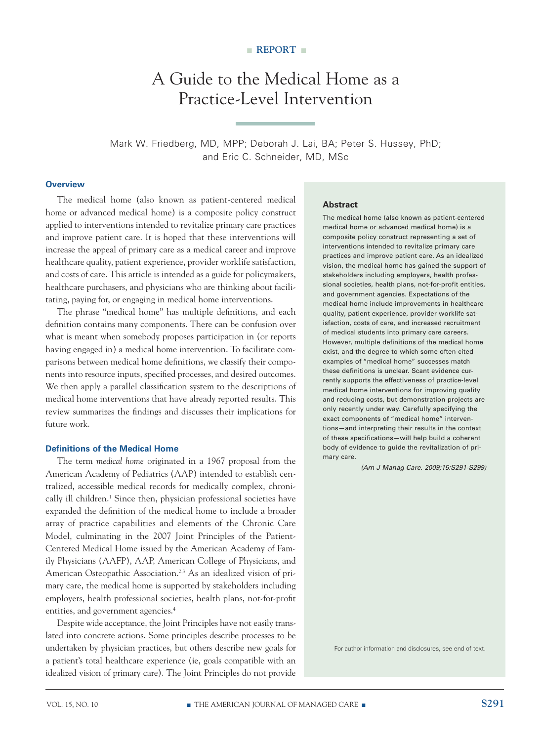■ REPORT ■

# A Guide to the Medical Home as a Practice-Level Intervention

Mark W. Friedberg, MD, MPP; Deborah J. Lai, BA; Peter S. Hussey, PhD; and Eric C. Schneider, MD, MSc

## Abstract

The medical home (also known as patient-centered medical home or advanced medical home) is a composite policy construct representing a set of interventions intended to revitalize primary care practices and improve patient care. As an idealized vision, the medical home has gained the support of stakeholders including employers, health professional societies, health plans, not-for-profit entities, and government agencies. Expectations of the medical home include improvements in healthcare quality, patient experience, provider worklife satisfaction, costs of care, and increased recruitment of medical students into primary care careers. However, multiple definitions of the medical home exist, and the degree to which some often-cited examples of "medical home" successes match these definitions is unclear. Scant evidence currently supports the effectiveness of practice-level medical home interventions for improving quality and reducing costs, but demonstration projects are only recently under way. Carefully specifying the exact components of "medical home" interventions—and interpreting their results in the context of these specifications—will help build a coherent body of evidence to guide the revitalization of primary care.

*(Am J Manag Care. 2009;15:S291-S299)*

For author information and disclosures, see end of text.

## Overview

The medical home (also known as patient-centered medical home or advanced medical home) is a composite policy construct applied to interventions intended to revitalize primary care practices and improve patient care. It is hoped that these interventions will increase the appeal of primary care as a medical career and improve healthcare quality, patient experience, provider worklife satisfaction, and costs of care. This article is intended as a guide for policymakers, healthcare purchasers, and physicians who are thinking about facilitating, paying for, or engaging in medical home interventions.

The phrase "medical home" has multiple definitions, and each definition contains many components. There can be confusion over what is meant when somebody proposes participation in (or reports having engaged in) a medical home intervention. To facilitate comparisons between medical home definitions, we classify their components into resource inputs, specified processes, and desired outcomes. We then apply a parallel classification system to the descriptions of medical home interventions that have already reported results. This review summarizes the findings and discusses their implications for future work.

## Definitions of the Medical Home

The term *medical home* originated in a 1967 proposal from the American Academy of Pediatrics (AAP) intended to establish centralized, accessible medical records for medically complex, chronically ill children.[1] Since then, physician professional societies have expanded the definition of the medical home to include a broader array of practice capabilities and elements of the Chronic Care Model, culminating in the 2007 Joint Principles of the Patient-Centered Medical Home issued by the American Academy of Family Physicians (AAFP), AAP, American College of Physicians, and American Osteopathic Association.[2,3] As an idealized vision of primary care, the medical home is supported by stakeholders including employers, health professional societies, health plans, not-for-profit entities, and government agencies.[4]

Despite wide acceptance, the Joint Principles have not easily translated into concrete actions. Some principles describe processes to be undertaken by physician practices, but others describe new goals for a patient's total healthcare experience (ie, goals compatible with an idealized vision of primary care). The Joint Principles do not provide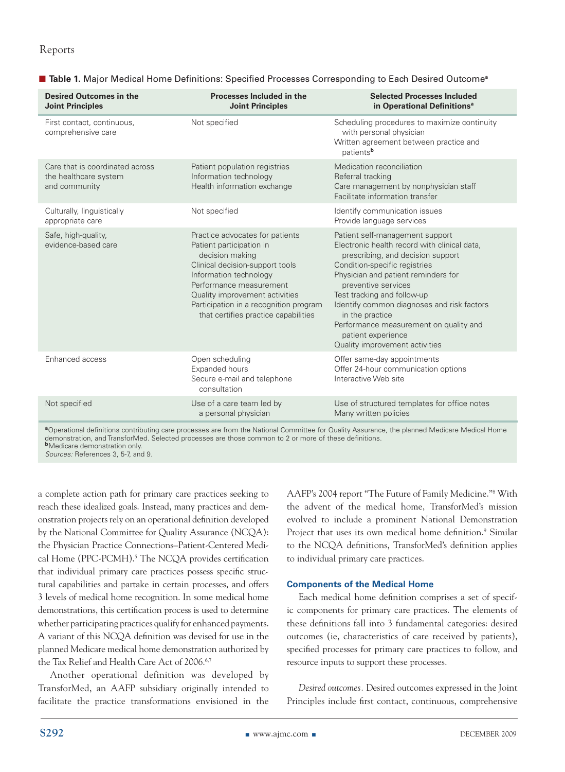**Table 1.** Major Medical Home Definitions: Specified Processes Corresponding to Each Desired Outcome[a]

| Desired Outcomes in the Joint Principles | Processes Included in the Joint Principles | Selected Processes Included in Operational Definitions[a] |
|---|---|---|
| First contact, continuous, comprehensive care | Not specified | Scheduling procedures to maximize continuity with personal physician<br>Written agreement between practice and patients[b] |
| Care that is coordinated across the healthcare system and community | Patient population registries<br>Information technology<br>Health information exchange | Medication reconciliation<br>Referral tracking<br>Care management by nonphysician staff<br>Facilitate information transfer |
| Culturally, linguistically appropriate care | Not specified | Identify communication issues<br>Provide language services |
| Safe, high-quality, evidence-based care | Practice advocates for patients<br>Patient participation in decision making<br>Clinical decision-support tools<br>Information technology<br>Performance measurement<br>Quality improvement activities<br>Participation in a recognition program that certifies practice capabilities | Patient self-management support<br>Electronic health record with clinical data, prescribing, and decision support<br>Condition-specific registries<br>Physician and patient reminders for preventive services<br>Test tracking and follow-up<br>Identify common diagnoses and risk factors in the practice<br>Performance measurement on quality and patient experience<br>Quality improvement activities |
| Enhanced access | Open scheduling<br>Expanded hours<br>Secure e-mail and telephone consultation | Offer same-day appointments<br>Offer 24-hour communication options<br>Interactive Web site |
| Not specified | Use of a care team led by a personal physician | Use of structured templates for office notes<br>Many written policies |

[a]Operational definitions contributing care processes are from the National Committee for Quality Assurance, the planned Medicare Medical Home demonstration, and TransforMed. Selected processes are those common to 2 or more of these definitions.
[b]Medicare demonstration only.
*Sources:* References 3, 5-7, and 9.

a complete action path for primary care practices seeking to reach these idealized goals. Instead, many practices and demonstration projects rely on an operational definition developed by the National Committee for Quality Assurance (NCQA): the Physician Practice Connections–Patient-Centered Medical Home (PPC-PCMH).[5] The NCQA provides certification that individual primary care practices possess specific structural capabilities and partake in certain processes, and offers 3 levels of medical home recognition. In some medical home demonstrations, this certification process is used to determine whether participating practices qualify for enhanced payments. A variant of this NCQA definition was devised for use in the planned Medicare medical home demonstration authorized by the Tax Relief and Health Care Act of 2006.[6,7]

Another operational definition was developed by TransforMed, an AAFP subsidiary originally intended to facilitate the practice transformations envisioned in the AAFP's 2004 report "The Future of Family Medicine."[8] With the advent of the medical home, TransforMed's mission evolved to include a prominent National Demonstration Project that uses its own medical home definition.[9] Similar to the NCQA definitions, TransforMed's definition applies to individual primary care practices.

### Components of the Medical Home

Each medical home definition comprises a set of specific components for primary care practices. The elements of these definitions fall into 3 fundamental categories: desired outcomes (ie, characteristics of care received by patients), specified processes for primary care practices to follow, and resource inputs to support these processes.

*Desired outcomes.* Desired outcomes expressed in the Joint Principles include first contact, continuous, comprehensive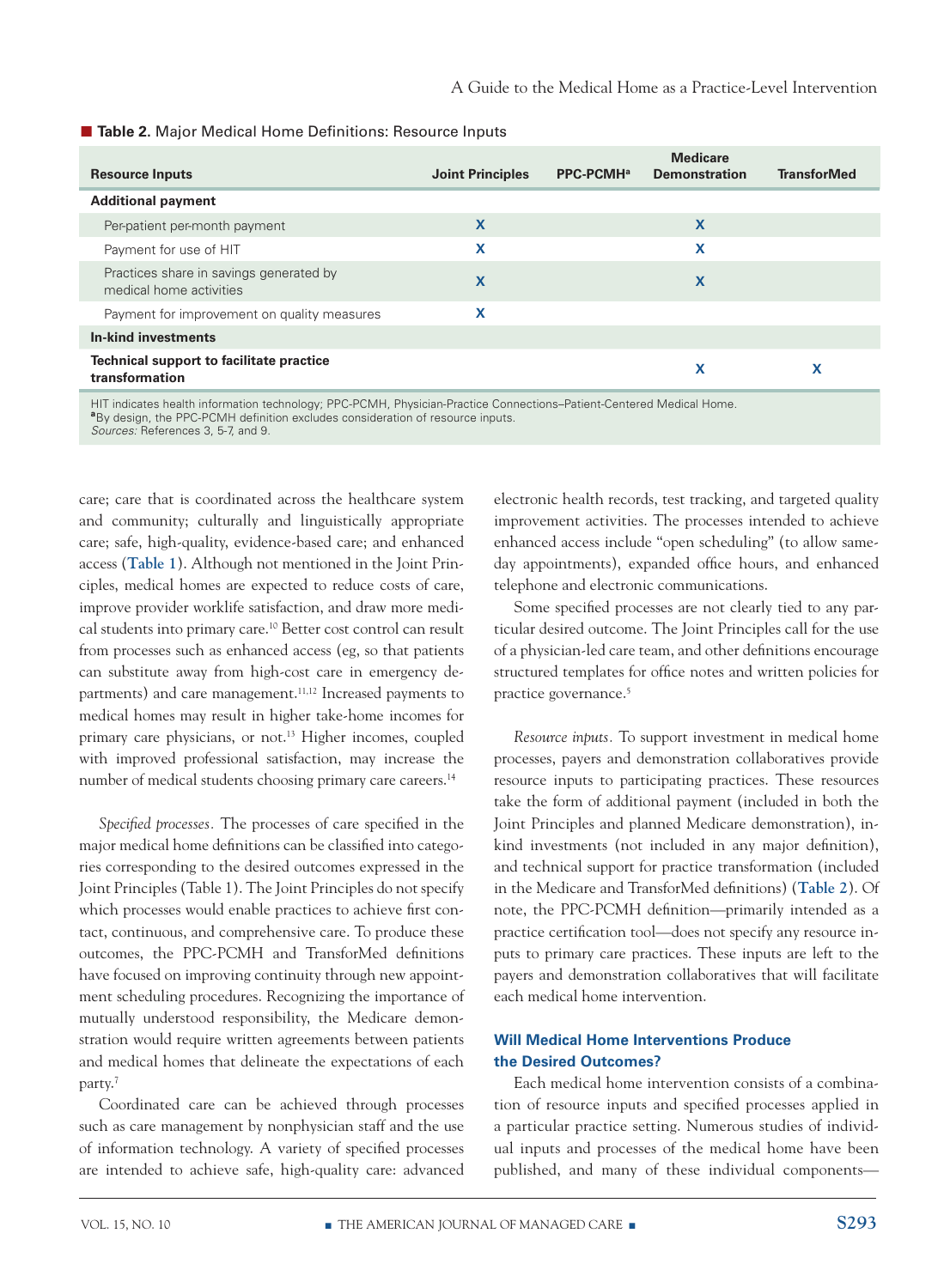**Table 2.** Major Medical Home Definitions: Resource Inputs

| Resource Inputs | Joint Principles | PPC-PCMH[a] | Medicare Demonstration | TransforMed |
|---|---|---|---|---|
| **Additional payment** | | | | |
| Per-patient per-month payment | X | | X | |
| Payment for use of HIT | X | | X | |
| Practices share in savings generated by medical home activities | X | | X | |
| Payment for improvement on quality measures | X | | | |
| **In-kind investments** | | | | |
| **Technical support to facilitate practice transformation** | | | X | X |

HIT indicates health information technology; PPC-PCMH, Physician-Practice Connections–Patient-Centered Medical Home.
[a]By design, the PPC-PCMH definition excludes consideration of resource inputs.
*Sources:* References 3, 5-7, and 9.

care; care that is coordinated across the healthcare system and community; culturally and linguistically appropriate care; safe, high-quality, evidence-based care; and enhanced access (Table 1). Although not mentioned in the Joint Principles, medical homes are expected to reduce costs of care, improve provider worklife satisfaction, and draw more medical students into primary care.[10] Better cost control can result from processes such as enhanced access (eg, so that patients can substitute away from high-cost care in emergency departments) and care management.[11,12] Increased payments to medical homes may result in higher take-home incomes for primary care physicians, or not.[13] Higher incomes, coupled with improved professional satisfaction, may increase the number of medical students choosing primary care careers.[14]

*Specified processes.* The processes of care specified in the major medical home definitions can be classified into categories corresponding to the desired outcomes expressed in the Joint Principles (Table 1). The Joint Principles do not specify which processes would enable practices to achieve first contact, continuous, and comprehensive care. To produce these outcomes, the PPC-PCMH and TransforMed definitions have focused on improving continuity through new appointment scheduling procedures. Recognizing the importance of mutually understood responsibility, the Medicare demonstration would require written agreements between patients and medical homes that delineate the expectations of each party.[7]

Coordinated care can be achieved through processes such as care management by nonphysician staff and the use of information technology. A variety of specified processes are intended to achieve safe, high-quality care: advanced electronic health records, test tracking, and targeted quality improvement activities. The processes intended to achieve enhanced access include "open scheduling" (to allow same-day appointments), expanded office hours, and enhanced telephone and electronic communications.

Some specified processes are not clearly tied to any particular desired outcome. The Joint Principles call for the use of a physician-led care team, and other definitions encourage structured templates for office notes and written policies for practice governance.[5]

*Resource inputs.* To support investment in medical home processes, payers and demonstration collaboratives provide resource inputs to participating practices. These resources take the form of additional payment (included in both the Joint Principles and planned Medicare demonstration), in-kind investments (not included in any major definition), and technical support for practice transformation (included in the Medicare and TransforMed definitions) (Table 2). Of note, the PPC-PCMH definition—primarily intended as a practice certification tool—does not specify any resource inputs to primary care practices. These inputs are left to the payers and demonstration collaboratives that will facilitate each medical home intervention.

### Will Medical Home Interventions Produce the Desired Outcomes?

Each medical home intervention consists of a combination of resource inputs and specified processes applied in a particular practice setting. Numerous studies of individual inputs and processes of the medical home have been published, and many of these individual components—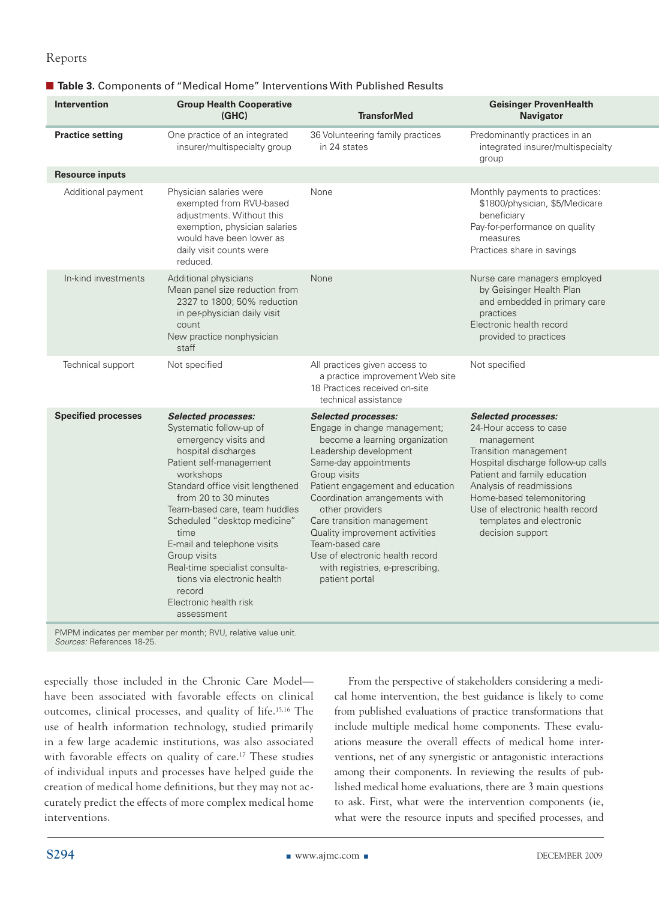**Table 3.** Components of "Medical Home" Interventions With Published Results

| Intervention | Group Health Cooperative (GHC) | TransforMed | Geisinger ProvenHealth Navigator |
|---|---|---|---|
| **Practice setting** | One practice of an integrated insurer/multispecialty group | 36 Volunteering family practices in 24 states | Predominantly practices in an integrated insurer/multispecialty group |
| **Resource inputs** | | | |
| Additional payment | Physician salaries were exempted from RVU-based adjustments. Without this exemption, physician salaries would have been lower as daily visit counts were reduced. | None | Monthly payments to practices: \$1800/physician, \$5/Medicare beneficiary<br>Pay-for-performance on quality measures<br>Practices share in savings |
| In-kind investments | Additional physicians<br>Mean panel size reduction from 2327 to 1800; 50% reduction in per-physician daily visit count<br>New practice nonphysician staff | None | Nurse care managers employed by Geisinger Health Plan and embedded in primary care practices<br>Electronic health record provided to practices |
| Technical support | Not specified | All practices given access to a practice improvement Web site<br>18 Practices received on-site technical assistance | Not specified |
| **Specified processes** | ***Selected processes:***<br>Systematic follow-up of emergency visits and hospital discharges<br>Patient self-management workshops<br>Standard office visit lengthened from 20 to 30 minutes<br>Team-based care, team huddles<br>Scheduled "desktop medicine" time<br>E-mail and telephone visits<br>Group visits<br>Real-time specialist consultations via electronic health record<br>Electronic health risk assessment | ***Selected processes:***<br>Engage in change management; become a learning organization<br>Leadership development<br>Same-day appointments<br>Group visits<br>Patient engagement and education<br>Coordination arrangements with other providers<br>Care transition management<br>Quality improvement activities<br>Team-based care<br>Use of electronic health record with registries, e-prescribing, patient portal | ***Selected processes:***<br>24-Hour access to case management<br>Transition management<br>Hospital discharge follow-up calls<br>Patient and family education<br>Analysis of readmissions<br>Home-based telemonitoring<br>Use of electronic health record templates and electronic decision support |

PMPM indicates per member per month; RVU, relative value unit.
*Sources:* References 18-25.

especially those included in the Chronic Care Model—have been associated with favorable effects on clinical outcomes, clinical processes, and quality of life.[15,16] The use of health information technology, studied primarily in a few large academic institutions, was also associated with favorable effects on quality of care.[17] These studies of individual inputs and processes have helped guide the creation of medical home definitions, but they may not accurately predict the effects of more complex medical home interventions.

From the perspective of stakeholders considering a medical home intervention, the best guidance is likely to come from published evaluations of practice transformations that include multiple medical home components. These evaluations measure the overall effects of medical home interventions, net of any synergistic or antagonistic interactions among their components. In reviewing the results of published medical home evaluations, there are 3 main questions to ask. First, what were the intervention components (ie, what were the resource inputs and specified processes, and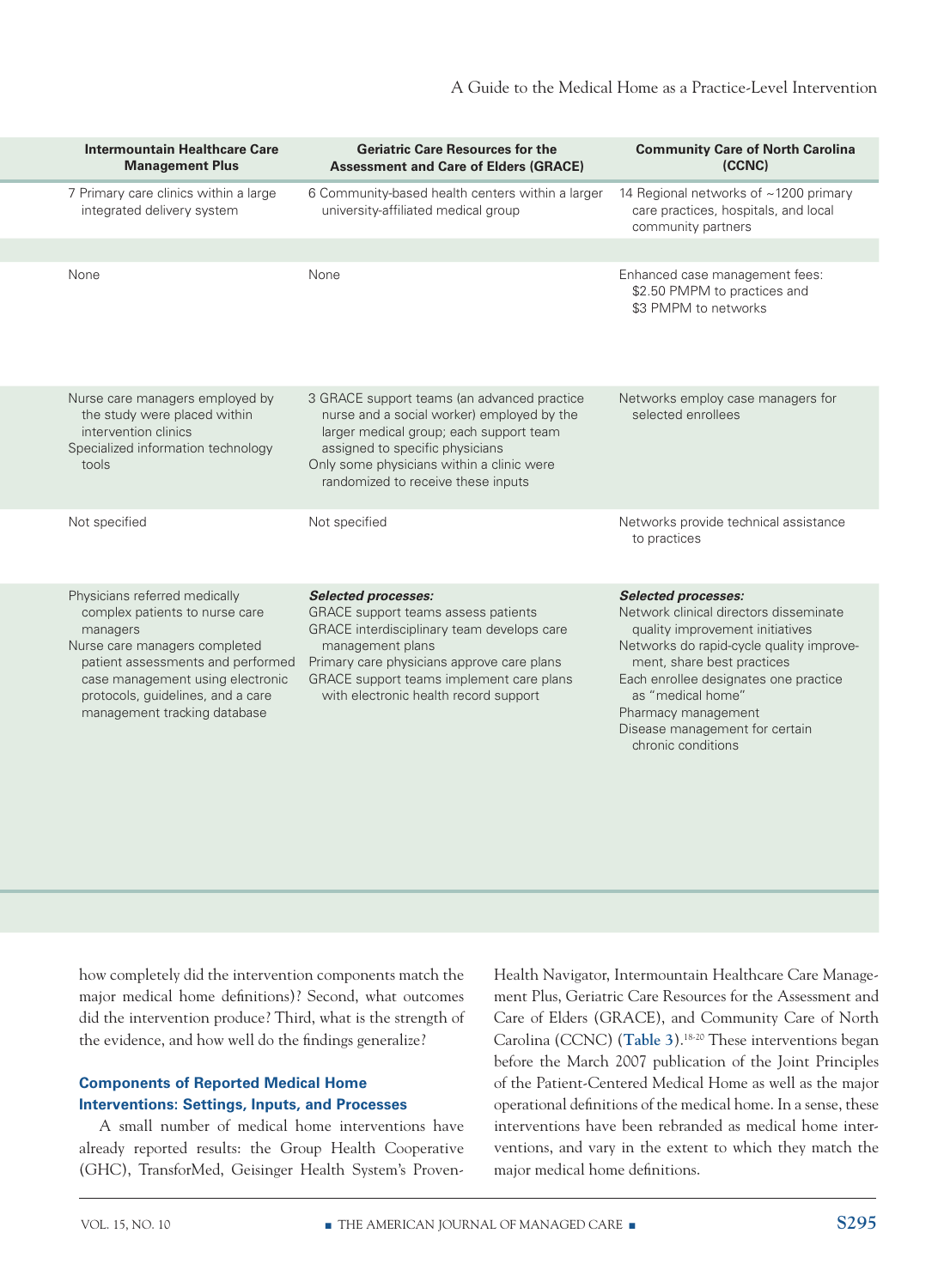| Intermountain Healthcare Care Management Plus | Geriatric Care Resources for the Assessment and Care of Elders (GRACE) | Community Care of North Carolina (CCNC) |
|---|---|---|
| 7 Primary care clinics within a large integrated delivery system | 6 Community-based health centers within a larger university-affiliated medical group | 14 Regional networks of ~1200 primary care practices, hospitals, and local community partners |
| | | |
| None | None | Enhanced case management fees: $2.50 PMPM to practices and $3 PMPM to networks |
| Nurse care managers employed by the study were placed within intervention clinics<br>Specialized information technology tools | 3 GRACE support teams (an advanced practice nurse and a social worker) employed by the larger medical group; each support team assigned to specific physicians<br>Only some physicians within a clinic were randomized to receive these inputs | Networks employ case managers for selected enrollees |
| Not specified | Not specified | Networks provide technical assistance to practices |
| Physicians referred medically complex patients to nurse care managers<br>Nurse care managers completed patient assessments and performed case management using electronic protocols, guidelines, and a care management tracking database | ***Selected processes:***<br>GRACE support teams assess patients<br>GRACE interdisciplinary team develops care management plans<br>Primary care physicians approve care plans<br>GRACE support teams implement care plans with electronic health record support | ***Selected processes:***<br>Network clinical directors disseminate quality improvement initiatives<br>Networks do rapid-cycle quality improvement, share best practices<br>Each enrollee designates one practice as "medical home"<br>Pharmacy management<br>Disease management for certain chronic conditions |

how completely did the intervention components match the major medical home definitions)? Second, what outcomes did the intervention produce? Third, what is the strength of the evidence, and how well do the findings generalize?

## Components of Reported Medical Home Interventions: Settings, Inputs, and Processes

A small number of medical home interventions have already reported results: the Group Health Cooperative (GHC), TransforMed, Geisinger Health System's ProvenHealth Navigator, Intermountain Healthcare Care Management Plus, Geriatric Care Resources for the Assessment and Care of Elders (GRACE), and Community Care of North Carolina (CCNC) (**Table 3**).[18-20] These interventions began before the March 2007 publication of the Joint Principles of the Patient-Centered Medical Home as well as the major operational definitions of the medical home. In a sense, these interventions have been rebranded as medical home interventions, and vary in the extent to which they match the major medical home definitions.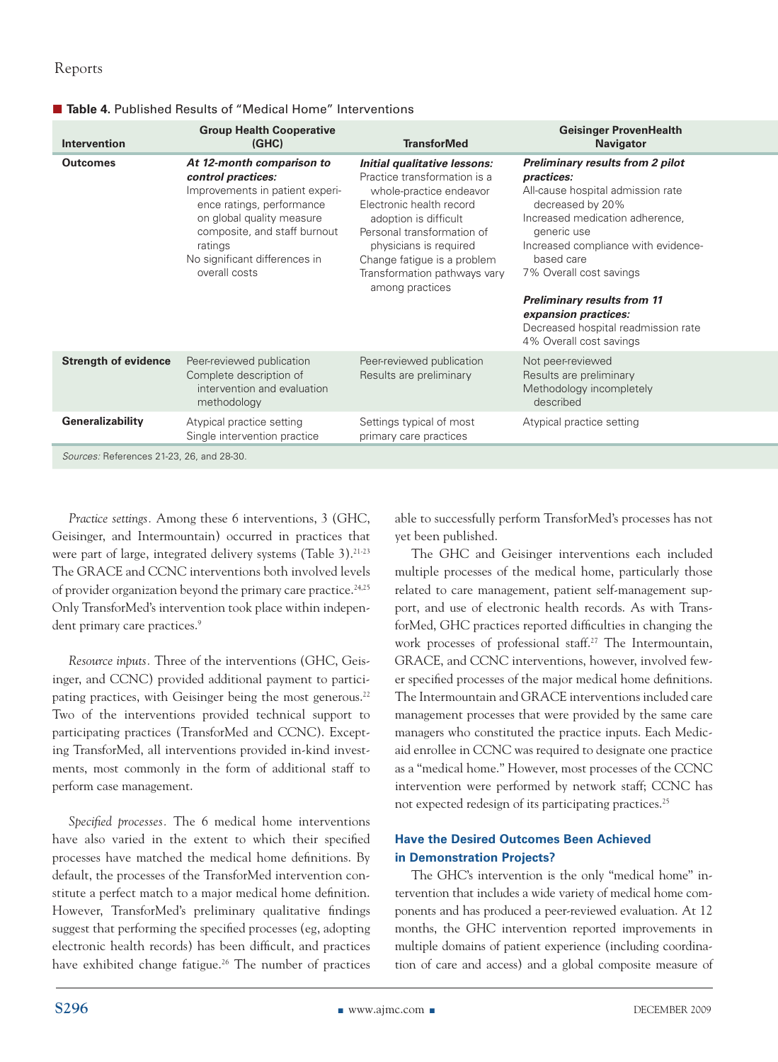**Table 4.** Published Results of "Medical Home" Interventions

| Intervention | Group Health Cooperative (GHC) | TransforMed | Geisinger ProvenHealth Navigator |
|---|---|---|---|
| **Outcomes** | ***At 12-month comparison to control practices:*** Improvements in patient experience ratings, performance on global quality measure composite, and staff burnout ratings; No significant differences in overall costs | ***Initial qualitative lessons:*** Practice transformation is a whole-practice endeavor; Electronic health record adoption is difficult; Personal transformation of physicians is required; Change fatigue is a problem; Transformation pathways vary among practices | ***Preliminary results from 2 pilot practices:*** All-cause hospital admission rate decreased by 20%; Increased medication adherence, generic use; Increased compliance with evidence-based care; 7% Overall cost savings; ***Preliminary results from 11 expansion practices:*** Decreased hospital readmission rate; 4% Overall cost savings |
| **Strength of evidence** | Peer-reviewed publication; Complete description of intervention and evaluation methodology | Peer-reviewed publication; Results are preliminary | Not peer-reviewed; Results are preliminary; Methodology incompletely described |
| **Generalizability** | Atypical practice setting; Single intervention practice | Settings typical of most primary care practices | Atypical practice setting |

*Sources:* References 21-23, 26, and 28-30.

*Practice settings.* Among these 6 interventions, 3 (GHC, Geisinger, and Intermountain) occurred in practices that were part of large, integrated delivery systems (Table 3).[21-23] The GRACE and CCNC interventions both involved levels of provider organization beyond the primary care practice.[24,25] Only TransforMed's intervention took place within independent primary care practices.[9]

*Resource inputs.* Three of the interventions (GHC, Geisinger, and CCNC) provided additional payment to participating practices, with Geisinger being the most generous.[22] Two of the interventions provided technical support to participating practices (TransforMed and CCNC). Excepting TransforMed, all interventions provided in-kind investments, most commonly in the form of additional staff to perform case management.

*Specified processes.* The 6 medical home interventions have also varied in the extent to which their specified processes have matched the medical home definitions. By default, the processes of the TransforMed intervention constitute a perfect match to a major medical home definition. However, TransforMed's preliminary qualitative findings suggest that performing the specified processes (eg, adopting electronic health records) has been difficult, and practices have exhibited change fatigue.[26] The number of practices able to successfully perform TransforMed's processes has not yet been published.

The GHC and Geisinger interventions each included multiple processes of the medical home, particularly those related to care management, patient self-management support, and use of electronic health records. As with TransforMed, GHC practices reported difficulties in changing the work processes of professional staff.[27] The Intermountain, GRACE, and CCNC interventions, however, involved fewer specified processes of the major medical home definitions. The Intermountain and GRACE interventions included care management processes that were provided by the same care managers who constituted the practice inputs. Each Medicaid enrollee in CCNC was required to designate one practice as a "medical home." However, most processes of the CCNC intervention were performed by network staff; CCNC has not expected redesign of its participating practices.[25]

### Have the Desired Outcomes Been Achieved in Demonstration Projects?

The GHC's intervention is the only "medical home" intervention that includes a wide variety of medical home components and has produced a peer-reviewed evaluation. At 12 months, the GHC intervention reported improvements in multiple domains of patient experience (including coordination of care and access) and a global composite measure of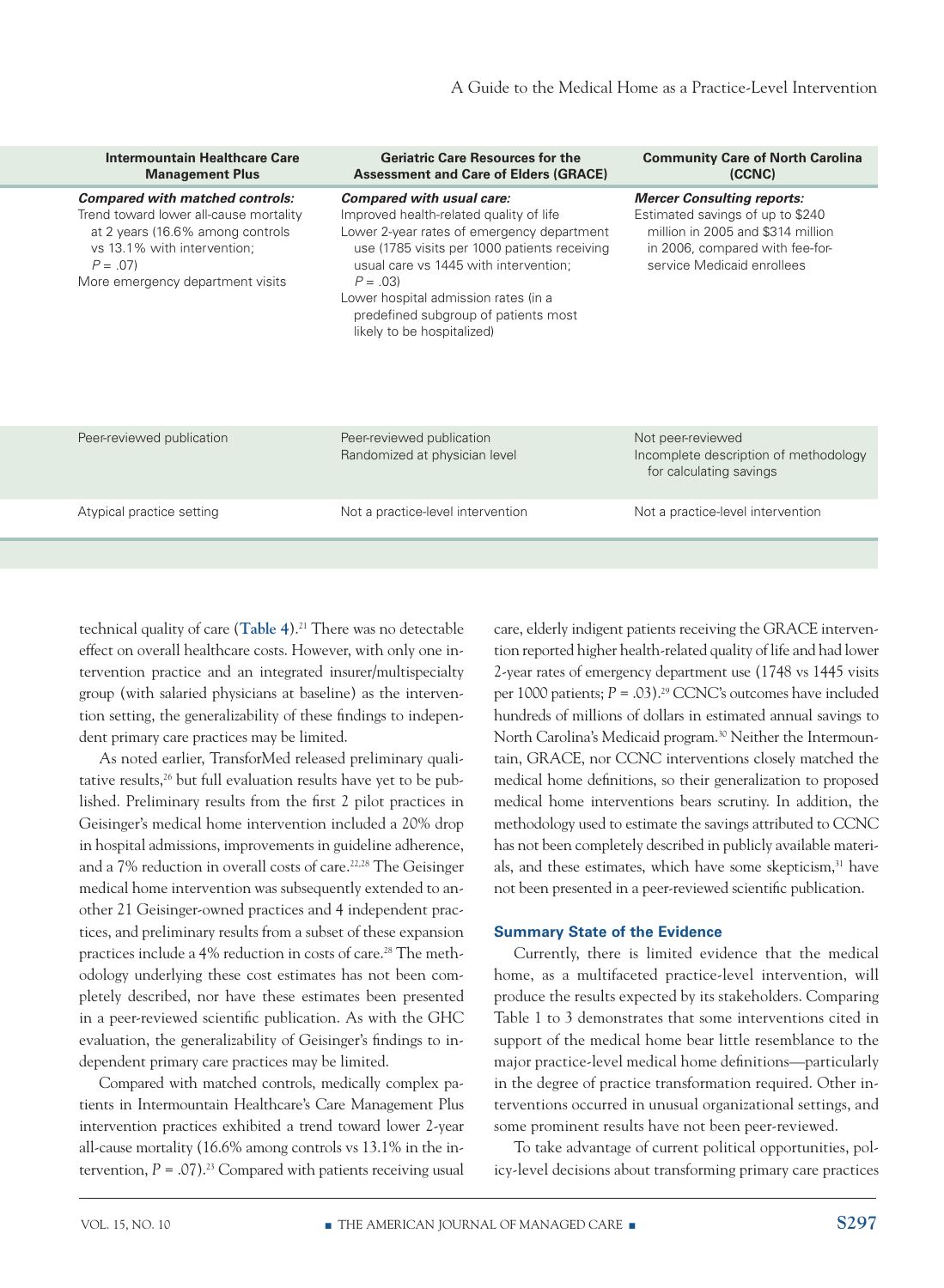| Intermountain Healthcare Care Management Plus | Geriatric Care Resources for the Assessment and Care of Elders (GRACE) | Community Care of North Carolina (CCNC) |
|---|---|---|
| ***Compared with matched controls:*** Trend toward lower all-cause mortality at 2 years (16.6% among controls vs 13.1% with intervention; $P = .07$) More emergency department visits | ***Compared with usual care:*** Improved health-related quality of life Lower 2-year rates of emergency department use (1785 visits per 1000 patients receiving usual care vs 1445 with intervention; $P = .03$) Lower hospital admission rates (in a predefined subgroup of patients most likely to be hospitalized) | ***Mercer Consulting reports:*** Estimated savings of up to $240 million in 2005 and $314 million in 2006, compared with fee-for-service Medicaid enrollees |
| Peer-reviewed publication | Peer-reviewed publication Randomized at physician level | Not peer-reviewed Incomplete description of methodology for calculating savings |
| Atypical practice setting | Not a practice-level intervention | Not a practice-level intervention |

technical quality of care (Table 4).[21] There was no detectable effect on overall healthcare costs. However, with only one intervention practice and an integrated insurer/multispecialty group (with salaried physicians at baseline) as the intervention setting, the generalizability of these findings to independent primary care practices may be limited.

As noted earlier, TransforMed released preliminary qualitative results,[26] but full evaluation results have yet to be published. Preliminary results from the first 2 pilot practices in Geisinger's medical home intervention included a 20% drop in hospital admissions, improvements in guideline adherence, and a 7% reduction in overall costs of care.[22,28] The Geisinger medical home intervention was subsequently extended to another 21 Geisinger-owned practices and 4 independent practices, and preliminary results from a subset of these expansion practices include a 4% reduction in costs of care.[28] The methodology underlying these cost estimates has not been completely described, nor have these estimates been presented in a peer-reviewed scientific publication. As with the GHC evaluation, the generalizability of Geisinger's findings to independent primary care practices may be limited.

Compared with matched controls, medically complex patients in Intermountain Healthcare's Care Management Plus intervention practices exhibited a trend toward lower 2-year all-cause mortality (16.6% among controls vs 13.1% in the intervention, $P = .07$).[23] Compared with patients receiving usual care, elderly indigent patients receiving the GRACE intervention reported higher health-related quality of life and had lower 2-year rates of emergency department use (1748 vs 1445 visits per 1000 patients; $P = .03$).[29] CCNC's outcomes have included hundreds of millions of dollars in estimated annual savings to North Carolina's Medicaid program.[30] Neither the Intermountain, GRACE, nor CCNC interventions closely matched the medical home definitions, so their generalization to proposed medical home interventions bears scrutiny. In addition, the methodology used to estimate the savings attributed to CCNC has not been completely described in publicly available materials, and these estimates, which have some skepticism,[31] have not been presented in a peer-reviewed scientific publication.

### Summary State of the Evidence

Currently, there is limited evidence that the medical home, as a multifaceted practice-level intervention, will produce the results expected by its stakeholders. Comparing Table 1 to 3 demonstrates that some interventions cited in support of the medical home bear little resemblance to the major practice-level medical home definitions—particularly in the degree of practice transformation required. Other interventions occurred in unusual organizational settings, and some prominent results have not been peer-reviewed.

To take advantage of current political opportunities, policy-level decisions about transforming primary care practices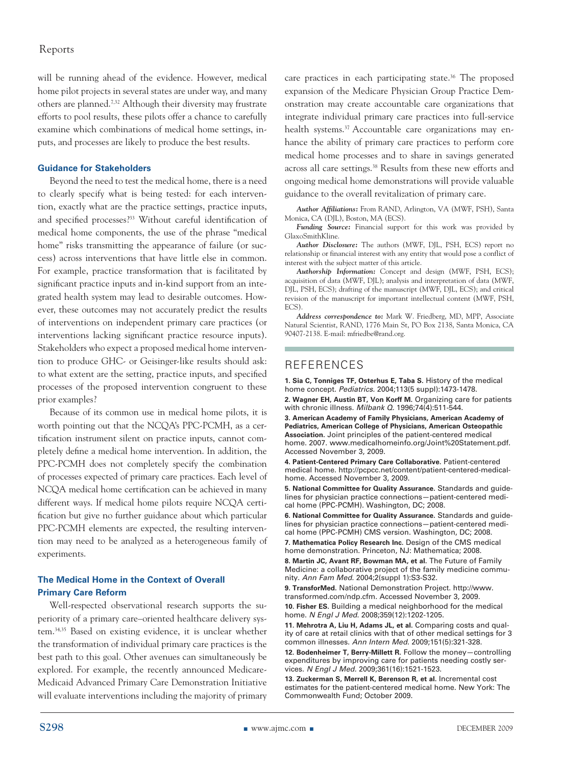will be running ahead of the evidence. However, medical home pilot projects in several states are under way, and many others are planned.[7,32] Although their diversity may frustrate efforts to pool results, these pilots offer a chance to carefully examine which combinations of medical home settings, inputs, and processes are likely to produce the best results.

### Guidance for Stakeholders

Beyond the need to test the medical home, there is a need to clearly specify what is being tested: for each intervention, exactly what are the practice settings, practice inputs, and specified processes?[33] Without careful identification of medical home components, the use of the phrase "medical home" risks transmitting the appearance of failure (or success) across interventions that have little else in common. For example, practice transformation that is facilitated by significant practice inputs and in-kind support from an integrated health system may lead to desirable outcomes. However, these outcomes may not accurately predict the results of interventions on independent primary care practices (or interventions lacking significant practice resource inputs). Stakeholders who expect a proposed medical home intervention to produce GHC- or Geisinger-like results should ask: to what extent are the setting, practice inputs, and specified processes of the proposed intervention congruent to these prior examples?

Because of its common use in medical home pilots, it is worth pointing out that the NCQA's PPC-PCMH, as a certification instrument silent on practice inputs, cannot completely define a medical home intervention. In addition, the PPC-PCMH does not completely specify the combination of processes expected of primary care practices. Each level of NCQA medical home certification can be achieved in many different ways. If medical home pilots require NCQA certification but give no further guidance about which particular PPC-PCMH elements are expected, the resulting intervention may need to be analyzed as a heterogeneous family of experiments.

### The Medical Home in the Context of Overall Primary Care Reform

Well-respected observational research supports the superiority of a primary care–oriented healthcare delivery system.[34,35] Based on existing evidence, it is unclear whether the transformation of individual primary care practices is the best path to this goal. Other avenues can simultaneously be explored. For example, the recently announced Medicare-Medicaid Advanced Primary Care Demonstration Initiative will evaluate interventions including the majority of primary care practices in each participating state.[36] The proposed expansion of the Medicare Physician Group Practice Demonstration may create accountable care organizations that integrate individual primary care practices into full-service health systems.[37] Accountable care organizations may enhance the ability of primary care practices to perform core medical home processes and to share in savings generated across all care settings.[38] Results from these new efforts and ongoing medical home demonstrations will provide valuable guidance to the overall revitalization of primary care.

***Author Affiliations:*** From RAND, Arlington, VA (MWF, PSH), Santa Monica, CA (DJL), Boston, MA (ECS).

***Funding Source:*** Financial support for this work was provided by GlaxoSmithKline.

***Author Disclosure:*** The authors (MWF, DJL, PSH, ECS) report no relationship or financial interest with any entity that would pose a conflict of interest with the subject matter of this article.

***Authorship Information:*** Concept and design (MWF, PSH, ECS); acquisition of data (MWF, DJL); analysis and interpretation of data (MWF, DJL, PSH, ECS); drafting of the manuscript (MWF, DJL, ECS); and critical revision of the manuscript for important intellectual content (MWF, PSH, ECS).

***Address correspondence to:*** Mark W. Friedberg, MD, MPP, Associate Natural Scientist, RAND, 1776 Main St, PO Box 2138, Santa Monica, CA 90407-2138. E-mail: mfriedbe@rand.org.

## REFERENCES

**1. Sia C, Tonniges TF, Osterhus E, Taba S.** History of the medical home concept. *Pediatrics.* 2004;113(5 suppl):1473-1478.

**2. Wagner EH, Austin BT, Von Korff M.** Organizing care for patients with chronic illness. *Milbank Q.* 1996;74(4):511-544.

**3. American Academy of Family Physicians, American Academy of Pediatrics, American College of Physicians, American Osteopathic Association.** Joint principles of the patient-centered medical home. 2007. www.medicalhomeinfo.org/Joint%20Statement.pdf. Accessed November 3, 2009.

**4. Patient-Centered Primary Care Collaborative.** Patient-centered medical home. http://pcpcc.net/content/patient-centered-medical-home. Accessed November 3, 2009.

**5. National Committee for Quality Assurance.** Standards and guidelines for physician practice connections—patient-centered medical home (PPC-PCMH). Washington, DC; 2008.

**6. National Committee for Quality Assurance.** Standards and guidelines for physician practice connections—patient-centered medical home (PPC-PCMH) CMS version. Washington, DC; 2008.

**7. Mathematica Policy Research Inc.** Design of the CMS medical home demonstration. Princeton, NJ: Mathematica; 2008.

**8. Martin JC, Avant RF, Bowman MA, et al.** The Future of Family Medicine: a collaborative project of the family medicine community. *Ann Fam Med.* 2004;2(suppl 1):S3-S32.

**9. TransforMed.** National Demonstration Project. http://www.transformed.com/ndp.cfm. Accessed November 3, 2009.

**10. Fisher ES.** Building a medical neighborhood for the medical home. *N Engl J Med.* 2008;359(12):1202-1205.

**11. Mehrotra A, Liu H, Adams JL, et al.** Comparing costs and quality of care at retail clinics with that of other medical settings for 3 common illnesses. *Ann Intern Med.* 2009;151(5):321-328.

**12. Bodenheimer T, Berry-Millett R.** Follow the money—controlling expenditures by improving care for patients needing costly services. *N Engl J Med.* 2009;361(16):1521-1523.

**13. Zuckerman S, Merrell K, Berenson R, et al.** Incremental cost estimates for the patient-centered medical home. New York: The Commonwealth Fund; October 2009.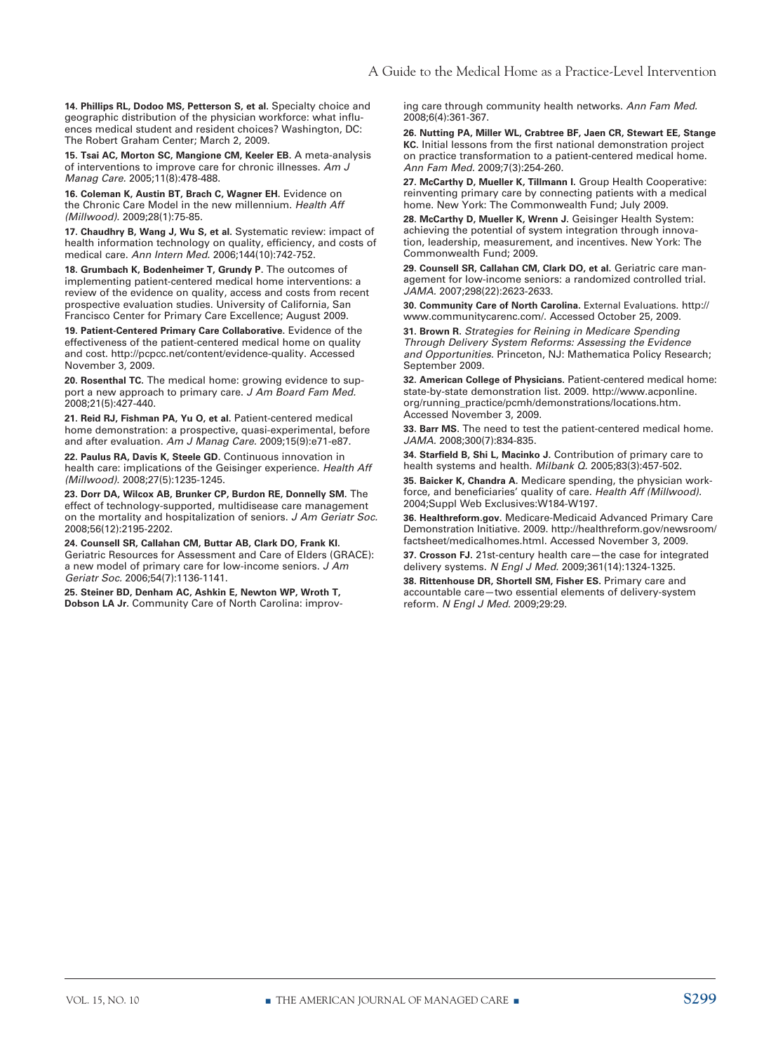14. **Phillips RL, Dodoo MS, Petterson S, et al.** Specialty choice and geographic distribution of the physician workforce: what influences medical student and resident choices? Washington, DC: The Robert Graham Center; March 2, 2009.

15. **Tsai AC, Morton SC, Mangione CM, Keeler EB.** A meta-analysis of interventions to improve care for chronic illnesses. *Am J Manag Care.* 2005;11(8):478-488.

16. **Coleman K, Austin BT, Brach C, Wagner EH.** Evidence on the Chronic Care Model in the new millennium. *Health Aff (Millwood).* 2009;28(1):75-85.

17. **Chaudhry B, Wang J, Wu S, et al.** Systematic review: impact of health information technology on quality, efficiency, and costs of medical care. *Ann Intern Med.* 2006;144(10):742-752.

18. **Grumbach K, Bodenheimer T, Grundy P.** The outcomes of implementing patient-centered medical home interventions: a review of the evidence on quality, access and costs from recent prospective evaluation studies. University of California, San Francisco Center for Primary Care Excellence; August 2009.

19. **Patient-Centered Primary Care Collaborative.** Evidence of the effectiveness of the patient-centered medical home on quality and cost. http://pcpcc.net/content/evidence-quality. Accessed November 3, 2009.

20. **Rosenthal TC.** The medical home: growing evidence to support a new approach to primary care. *J Am Board Fam Med.* 2008;21(5):427-440.

21. **Reid RJ, Fishman PA, Yu O, et al.** Patient-centered medical home demonstration: a prospective, quasi-experimental, before and after evaluation. *Am J Manag Care.* 2009;15(9):e71-e87.

22. **Paulus RA, Davis K, Steele GD.** Continuous innovation in health care: implications of the Geisinger experience. *Health Aff (Millwood).* 2008;27(5):1235-1245.

23. **Dorr DA, Wilcox AB, Brunker CP, Burdon RE, Donnelly SM.** The effect of technology-supported, multidisease care management on the mortality and hospitalization of seniors. *J Am Geriatr Soc.* 2008;56(12):2195-2202.

24. **Counsell SR, Callahan CM, Buttar AB, Clark DO, Frank KI.** Geriatric Resources for Assessment and Care of Elders (GRACE): a new model of primary care for low-income seniors. *J Am Geriatr Soc.* 2006;54(7):1136-1141.

25. **Steiner BD, Denham AC, Ashkin E, Newton WP, Wroth T, Dobson LA Jr.** Community Care of North Carolina: improving care through community health networks. *Ann Fam Med.* 2008;6(4):361-367.

26. **Nutting PA, Miller WL, Crabtree BF, Jaen CR, Stewart EE, Stange KC.** Initial lessons from the first national demonstration project on practice transformation to a patient-centered medical home. *Ann Fam Med.* 2009;7(3):254-260.

27. **McCarthy D, Mueller K, Tillmann I.** Group Health Cooperative: reinventing primary care by connecting patients with a medical home. New York: The Commonwealth Fund; July 2009.

28. **McCarthy D, Mueller K, Wrenn J.** Geisinger Health System: achieving the potential of system integration through innovation, leadership, measurement, and incentives. New York: The Commonwealth Fund; 2009.

29. **Counsell SR, Callahan CM, Clark DO, et al.** Geriatric care management for low-income seniors: a randomized controlled trial. *JAMA.* 2007;298(22):2623-2633.

30. **Community Care of North Carolina.** External Evaluations. http://www.communitycarenc.com/. Accessed October 25, 2009.

31. **Brown R.** *Strategies for Reining in Medicare Spending Through Delivery System Reforms: Assessing the Evidence and Opportunities.* Princeton, NJ: Mathematica Policy Research; September 2009.

32. **American College of Physicians.** Patient-centered medical home: state-by-state demonstration list. 2009. http://www.acponline.org/running_practice/pcmh/demonstrations/locations.htm. Accessed November 3, 2009.

33. **Barr MS.** The need to test the patient-centered medical home. *JAMA.* 2008;300(7):834-835.

34. **Starfield B, Shi L, Macinko J.** Contribution of primary care to health systems and health. *Milbank Q.* 2005;83(3):457-502.

35. **Baicker K, Chandra A.** Medicare spending, the physician workforce, and beneficiaries' quality of care. *Health Aff (Millwood).* 2004;Suppl Web Exclusives:W184-W197.

36. **Healthreform.gov.** Medicare-Medicaid Advanced Primary Care Demonstration Initiative. 2009. http://healthreform.gov/newsroom/factsheet/medicalhomes.html. Accessed November 3, 2009.

37. **Crosson FJ.** 21st-century health care—the case for integrated delivery systems. *N Engl J Med.* 2009;361(14):1324-1325.

38. **Rittenhouse DR, Shortell SM, Fisher ES.** Primary care and accountable care—two essential elements of delivery-system reform. *N Engl J Med.* 2009;29:29.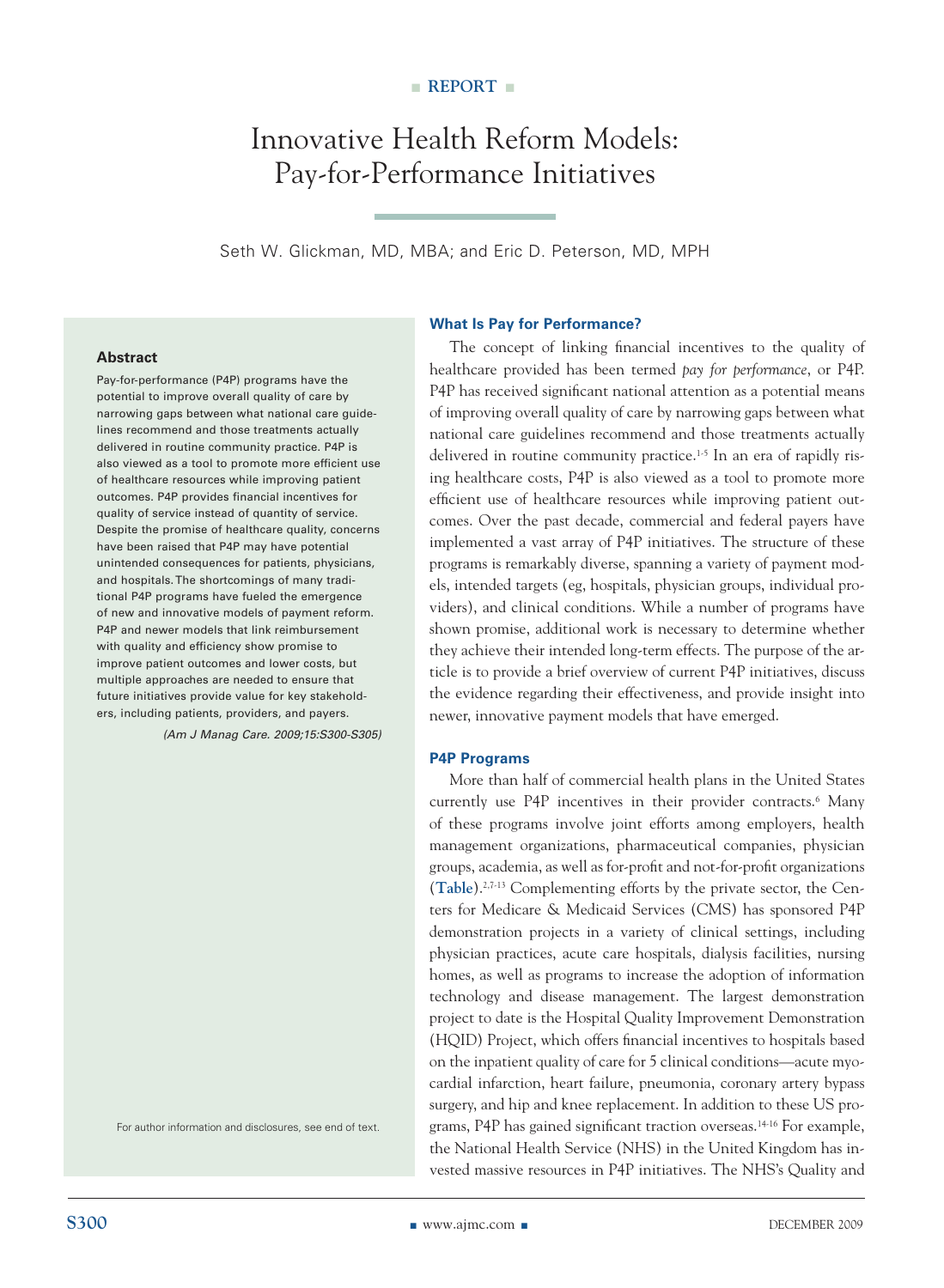REPORT

# Innovative Health Reform Models: Pay-for-Performance Initiatives

Seth W. Glickman, MD, MBA; and Eric D. Peterson, MD, MPH

### Abstract

Pay-for-performance (P4P) programs have the potential to improve overall quality of care by narrowing gaps between what national care guidelines recommend and those treatments actually delivered in routine community practice. P4P is also viewed as a tool to promote more efficient use of healthcare resources while improving patient outcomes. P4P provides financial incentives for quality of service instead of quantity of service. Despite the promise of healthcare quality, concerns have been raised that P4P may have potential unintended consequences for patients, physicians, and hospitals. The shortcomings of many traditional P4P programs have fueled the emergence of new and innovative models of payment reform. P4P and newer models that link reimbursement with quality and efficiency show promise to improve patient outcomes and lower costs, but multiple approaches are needed to ensure that future initiatives provide value for key stakeholders, including patients, providers, and payers.

*(Am J Manag Care. 2009;15:S300-S305)*

For author information and disclosures, see end of text.

## What Is Pay for Performance?

The concept of linking financial incentives to the quality of healthcare provided has been termed *pay for performance*, or P4P. P4P has received significant national attention as a potential means of improving overall quality of care by narrowing gaps between what national care guidelines recommend and those treatments actually delivered in routine community practice.[1-5] In an era of rapidly rising healthcare costs, P4P is also viewed as a tool to promote more efficient use of healthcare resources while improving patient outcomes. Over the past decade, commercial and federal payers have implemented a vast array of P4P initiatives. The structure of these programs is remarkably diverse, spanning a variety of payment models, intended targets (eg, hospitals, physician groups, individual providers), and clinical conditions. While a number of programs have shown promise, additional work is necessary to determine whether they achieve their intended long-term effects. The purpose of the article is to provide a brief overview of current P4P initiatives, discuss the evidence regarding their effectiveness, and provide insight into newer, innovative payment models that have emerged.

## P4P Programs

More than half of commercial health plans in the United States currently use P4P incentives in their provider contracts.[6] Many of these programs involve joint efforts among employers, health management organizations, pharmaceutical companies, physician groups, academia, as well as for-profit and not-for-profit organizations (**Table**).[2,7-13] Complementing efforts by the private sector, the Centers for Medicare & Medicaid Services (CMS) has sponsored P4P demonstration projects in a variety of clinical settings, including physician practices, acute care hospitals, dialysis facilities, nursing homes, as well as programs to increase the adoption of information technology and disease management. The largest demonstration project to date is the Hospital Quality Improvement Demonstration (HQID) Project, which offers financial incentives to hospitals based on the inpatient quality of care for 5 clinical conditions—acute myocardial infarction, heart failure, pneumonia, coronary artery bypass surgery, and hip and knee replacement. In addition to these US programs, P4P has gained significant traction overseas.[14-16] For example, the National Health Service (NHS) in the United Kingdom has invested massive resources in P4P initiatives. The NHS's Quality and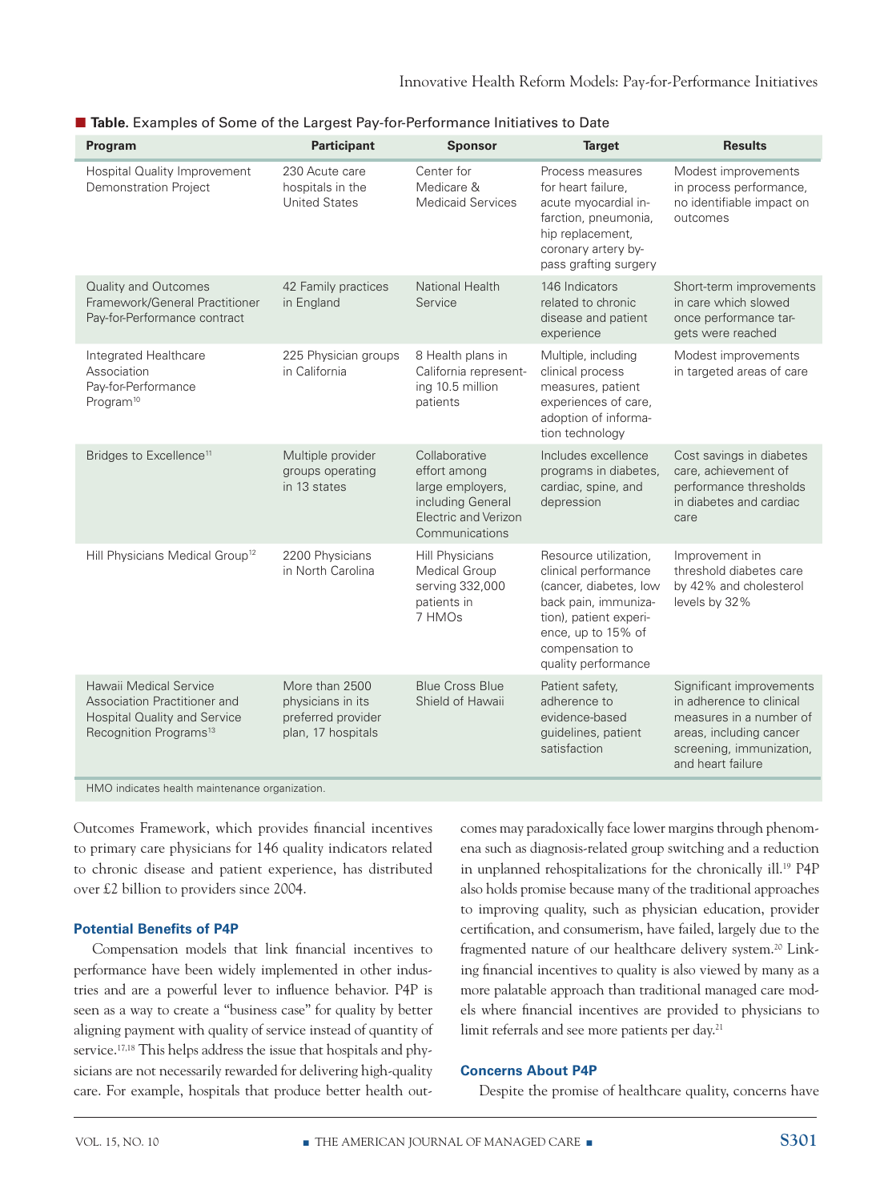**Table.** Examples of Some of the Largest Pay-for-Performance Initiatives to Date

| Program | Participant | Sponsor | Target | Results |
|---|---|---|---|---|
| Hospital Quality Improvement Demonstration Project | 230 Acute care hospitals in the United States | Center for Medicare & Medicaid Services | Process measures for heart failure, acute myocardial infarction, pneumonia, hip replacement, coronary artery bypass grafting surgery | Modest improvements in process performance, no identifiable impact on outcomes |
| Quality and Outcomes Framework/General Practitioner Pay-for-Performance contract | 42 Family practices in England | National Health Service | 146 Indicators related to chronic disease and patient experience | Short-term improvements in care which slowed once performance targets were reached |
| Integrated Healthcare Association Pay-for-Performance Program[10] | 225 Physician groups in California | 8 Health plans in California representing 10.5 million patients | Multiple, including clinical process measures, patient experiences of care, adoption of information technology | Modest improvements in targeted areas of care |
| Bridges to Excellence[11] | Multiple provider groups operating in 13 states | Collaborative effort among large employers, including General Electric and Verizon Communications | Includes excellence programs in diabetes, cardiac, spine, and depression | Cost savings in diabetes care, achievement of performance thresholds in diabetes and cardiac care |
| Hill Physicians Medical Group[12] | 2200 Physicians in North Carolina | Hill Physicians Medical Group serving 332,000 patients in 7 HMOs | Resource utilization, clinical performance (cancer, diabetes, low back pain, immunization), patient experience, up to 15% of compensation to quality performance | Improvement in threshold diabetes care by 42% and cholesterol levels by 32% |
| Hawaii Medical Service Association Practitioner and Hospital Quality and Service Recognition Programs[13] | More than 2500 physicians in its preferred provider plan, 17 hospitals | Blue Cross Blue Shield of Hawaii | Patient safety, adherence to evidence-based guidelines, patient satisfaction | Significant improvements in adherence to clinical measures in a number of areas, including cancer screening, immunization, and heart failure |

HMO indicates health maintenance organization.

Outcomes Framework, which provides financial incentives to primary care physicians for 146 quality indicators related to chronic disease and patient experience, has distributed over £2 billion to providers since 2004.

#### Potential Benefits of P4P

Compensation models that link financial incentives to performance have been widely implemented in other industries and are a powerful lever to influence behavior. P4P is seen as a way to create a "business case" for quality by better aligning payment with quality of service instead of quantity of service.[17,18] This helps address the issue that hospitals and physicians are not necessarily rewarded for delivering high-quality care. For example, hospitals that produce better health outcomes may paradoxically face lower margins through phenomena such as diagnosis-related group switching and a reduction in unplanned rehospitalizations for the chronically ill.[19] P4P also holds promise because many of the traditional approaches to improving quality, such as physician education, provider certification, and consumerism, have failed, largely due to the fragmented nature of our healthcare delivery system.[20] Linking financial incentives to quality is also viewed by many as a more palatable approach than traditional managed care models where financial incentives are provided to physicians to limit referrals and see more patients per day.[21]

#### Concerns About P4P

Despite the promise of healthcare quality, concerns have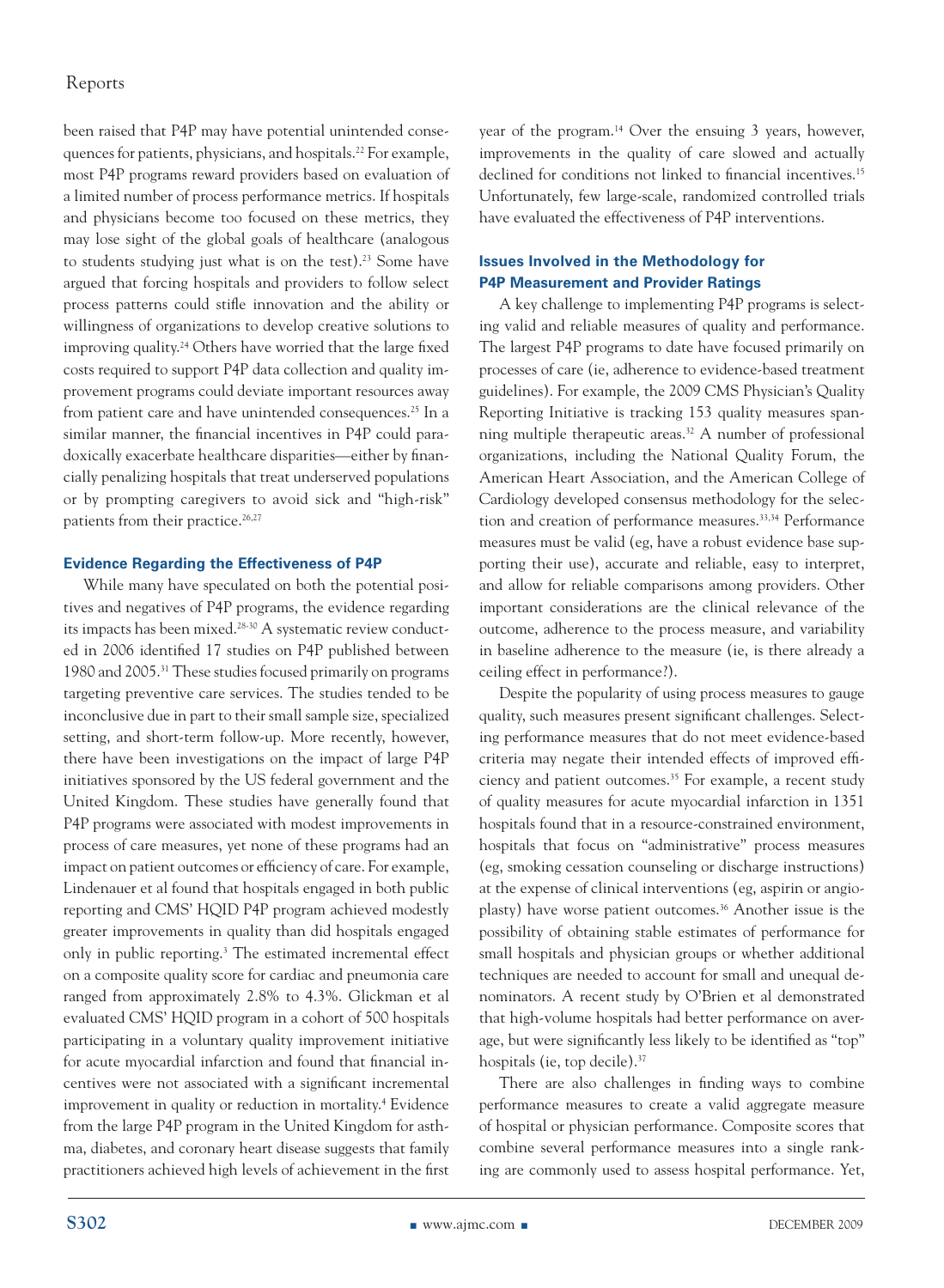been raised that P4P may have potential unintended consequences for patients, physicians, and hospitals.[22] For example, most P4P programs reward providers based on evaluation of a limited number of process performance metrics. If hospitals and physicians become too focused on these metrics, they may lose sight of the global goals of healthcare (analogous to students studying just what is on the test).[23] Some have argued that forcing hospitals and providers to follow select process patterns could stifle innovation and the ability or willingness of organizations to develop creative solutions to improving quality.[24] Others have worried that the large fixed costs required to support P4P data collection and quality improvement programs could deviate important resources away from patient care and have unintended consequences.[25] In a similar manner, the financial incentives in P4P could paradoxically exacerbate healthcare disparities—either by financially penalizing hospitals that treat underserved populations or by prompting caregivers to avoid sick and "high-risk" patients from their practice.[26,27]

### Evidence Regarding the Effectiveness of P4P

While many have speculated on both the potential positives and negatives of P4P programs, the evidence regarding its impacts has been mixed.[28-30] A systematic review conducted in 2006 identified 17 studies on P4P published between 1980 and 2005.[31] These studies focused primarily on programs targeting preventive care services. The studies tended to be inconclusive due in part to their small sample size, specialized setting, and short-term follow-up. More recently, however, there have been investigations on the impact of large P4P initiatives sponsored by the US federal government and the United Kingdom. These studies have generally found that P4P programs were associated with modest improvements in process of care measures, yet none of these programs had an impact on patient outcomes or efficiency of care. For example, Lindenauer et al found that hospitals engaged in both public reporting and CMS' HQID P4P program achieved modestly greater improvements in quality than did hospitals engaged only in public reporting.[3] The estimated incremental effect on a composite quality score for cardiac and pneumonia care ranged from approximately 2.8% to 4.3%. Glickman et al evaluated CMS' HQID program in a cohort of 500 hospitals participating in a voluntary quality improvement initiative for acute myocardial infarction and found that financial incentives were not associated with a significant incremental improvement in quality or reduction in mortality.[4] Evidence from the large P4P program in the United Kingdom for asthma, diabetes, and coronary heart disease suggests that family practitioners achieved high levels of achievement in the first year of the program.[14] Over the ensuing 3 years, however, improvements in the quality of care slowed and actually declined for conditions not linked to financial incentives.[15] Unfortunately, few large-scale, randomized controlled trials have evaluated the effectiveness of P4P interventions.

### Issues Involved in the Methodology for P4P Measurement and Provider Ratings

A key challenge to implementing P4P programs is selecting valid and reliable measures of quality and performance. The largest P4P programs to date have focused primarily on processes of care (ie, adherence to evidence-based treatment guidelines). For example, the 2009 CMS Physician's Quality Reporting Initiative is tracking 153 quality measures spanning multiple therapeutic areas.[32] A number of professional organizations, including the National Quality Forum, the American Heart Association, and the American College of Cardiology developed consensus methodology for the selection and creation of performance measures.[33,34] Performance measures must be valid (eg, have a robust evidence base supporting their use), accurate and reliable, easy to interpret, and allow for reliable comparisons among providers. Other important considerations are the clinical relevance of the outcome, adherence to the process measure, and variability in baseline adherence to the measure (ie, is there already a ceiling effect in performance?).

Despite the popularity of using process measures to gauge quality, such measures present significant challenges. Selecting performance measures that do not meet evidence-based criteria may negate their intended effects of improved efficiency and patient outcomes.[35] For example, a recent study of quality measures for acute myocardial infarction in 1351 hospitals found that in a resource-constrained environment, hospitals that focus on "administrative" process measures (eg, smoking cessation counseling or discharge instructions) at the expense of clinical interventions (eg, aspirin or angioplasty) have worse patient outcomes.[36] Another issue is the possibility of obtaining stable estimates of performance for small hospitals and physician groups or whether additional techniques are needed to account for small and unequal denominators. A recent study by O'Brien et al demonstrated that high-volume hospitals had better performance on average, but were significantly less likely to be identified as "top" hospitals (ie, top decile).[37]

There are also challenges in finding ways to combine performance measures to create a valid aggregate measure of hospital or physician performance. Composite scores that combine several performance measures into a single ranking are commonly used to assess hospital performance. Yet,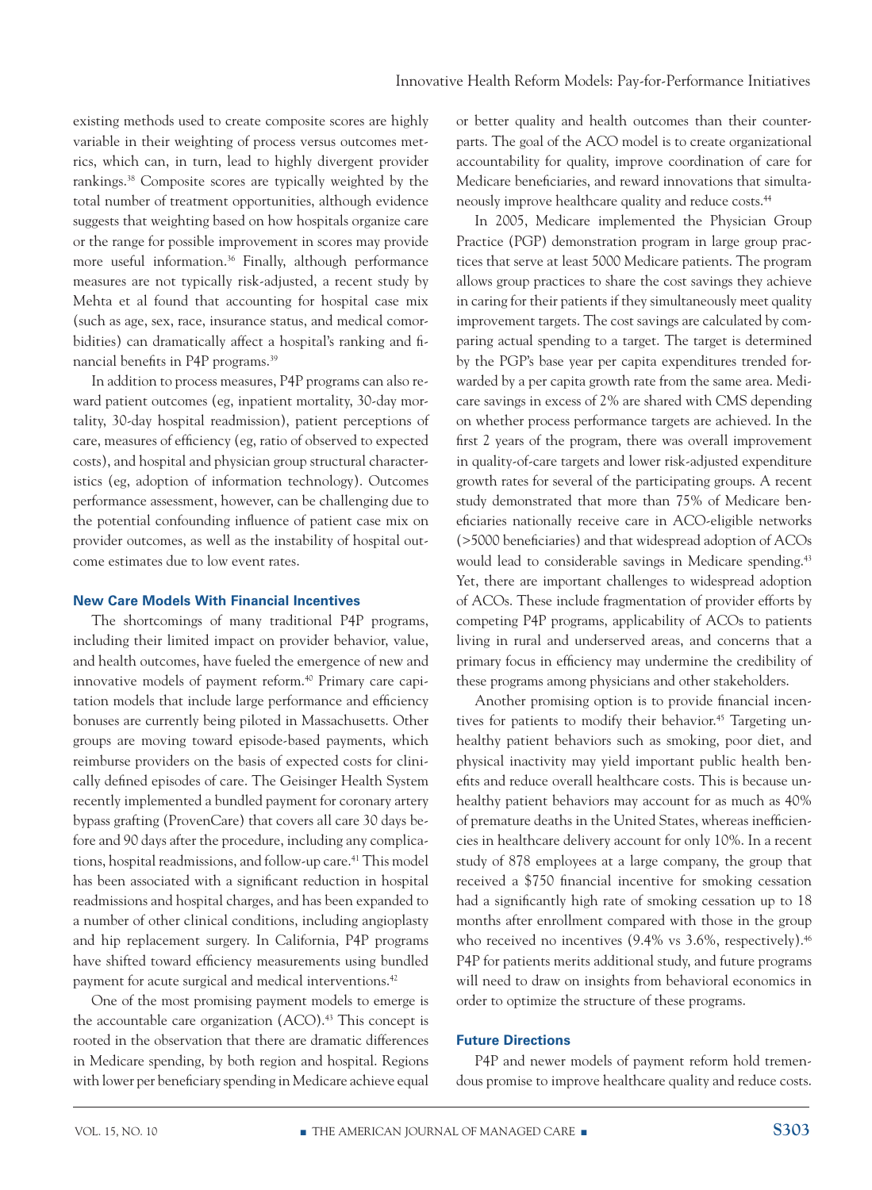existing methods used to create composite scores are highly variable in their weighting of process versus outcomes metrics, which can, in turn, lead to highly divergent provider rankings.[38] Composite scores are typically weighted by the total number of treatment opportunities, although evidence suggests that weighting based on how hospitals organize care or the range for possible improvement in scores may provide more useful information.[36] Finally, although performance measures are not typically risk-adjusted, a recent study by Mehta et al found that accounting for hospital case mix (such as age, sex, race, insurance status, and medical comorbidities) can dramatically affect a hospital's ranking and financial benefits in P4P programs.[39]

In addition to process measures, P4P programs can also reward patient outcomes (eg, inpatient mortality, 30-day mortality, 30-day hospital readmission), patient perceptions of care, measures of efficiency (eg, ratio of observed to expected costs), and hospital and physician group structural characteristics (eg, adoption of information technology). Outcomes performance assessment, however, can be challenging due to the potential confounding influence of patient case mix on provider outcomes, as well as the instability of hospital outcome estimates due to low event rates.

### New Care Models With Financial Incentives

The shortcomings of many traditional P4P programs, including their limited impact on provider behavior, value, and health outcomes, have fueled the emergence of new and innovative models of payment reform.[40] Primary care capitation models that include large performance and efficiency bonuses are currently being piloted in Massachusetts. Other groups are moving toward episode-based payments, which reimburse providers on the basis of expected costs for clinically defined episodes of care. The Geisinger Health System recently implemented a bundled payment for coronary artery bypass grafting (ProvenCare) that covers all care 30 days before and 90 days after the procedure, including any complications, hospital readmissions, and follow-up care.[41] This model has been associated with a significant reduction in hospital readmissions and hospital charges, and has been expanded to a number of other clinical conditions, including angioplasty and hip replacement surgery. In California, P4P programs have shifted toward efficiency measurements using bundled payment for acute surgical and medical interventions.[42]

One of the most promising payment models to emerge is the accountable care organization (ACO).[43] This concept is rooted in the observation that there are dramatic differences in Medicare spending, by both region and hospital. Regions with lower per beneficiary spending in Medicare achieve equal or better quality and health outcomes than their counterparts. The goal of the ACO model is to create organizational accountability for quality, improve coordination of care for Medicare beneficiaries, and reward innovations that simultaneously improve healthcare quality and reduce costs.[44]

In 2005, Medicare implemented the Physician Group Practice (PGP) demonstration program in large group practices that serve at least 5000 Medicare patients. The program allows group practices to share the cost savings they achieve in caring for their patients if they simultaneously meet quality improvement targets. The cost savings are calculated by comparing actual spending to a target. The target is determined by the PGP's base year per capita expenditures trended forwarded by a per capita growth rate from the same area. Medicare savings in excess of 2% are shared with CMS depending on whether process performance targets are achieved. In the first 2 years of the program, there was overall improvement in quality-of-care targets and lower risk-adjusted expenditure growth rates for several of the participating groups. A recent study demonstrated that more than 75% of Medicare beneficiaries nationally receive care in ACO-eligible networks (>5000 beneficiaries) and that widespread adoption of ACOs would lead to considerable savings in Medicare spending.[43] Yet, there are important challenges to widespread adoption of ACOs. These include fragmentation of provider efforts by competing P4P programs, applicability of ACOs to patients living in rural and underserved areas, and concerns that a primary focus in efficiency may undermine the credibility of these programs among physicians and other stakeholders.

Another promising option is to provide financial incentives for patients to modify their behavior.[45] Targeting unhealthy patient behaviors such as smoking, poor diet, and physical inactivity may yield important public health benefits and reduce overall healthcare costs. This is because unhealthy patient behaviors may account for as much as 40% of premature deaths in the United States, whereas inefficiencies in healthcare delivery account for only 10%. In a recent study of 878 employees at a large company, the group that received a $750 financial incentive for smoking cessation had a significantly high rate of smoking cessation up to 18 months after enrollment compared with those in the group who received no incentives (9.4% vs 3.6%, respectively).[46] P4P for patients merits additional study, and future programs will need to draw on insights from behavioral economics in order to optimize the structure of these programs.

### Future Directions

P4P and newer models of payment reform hold tremendous promise to improve healthcare quality and reduce costs.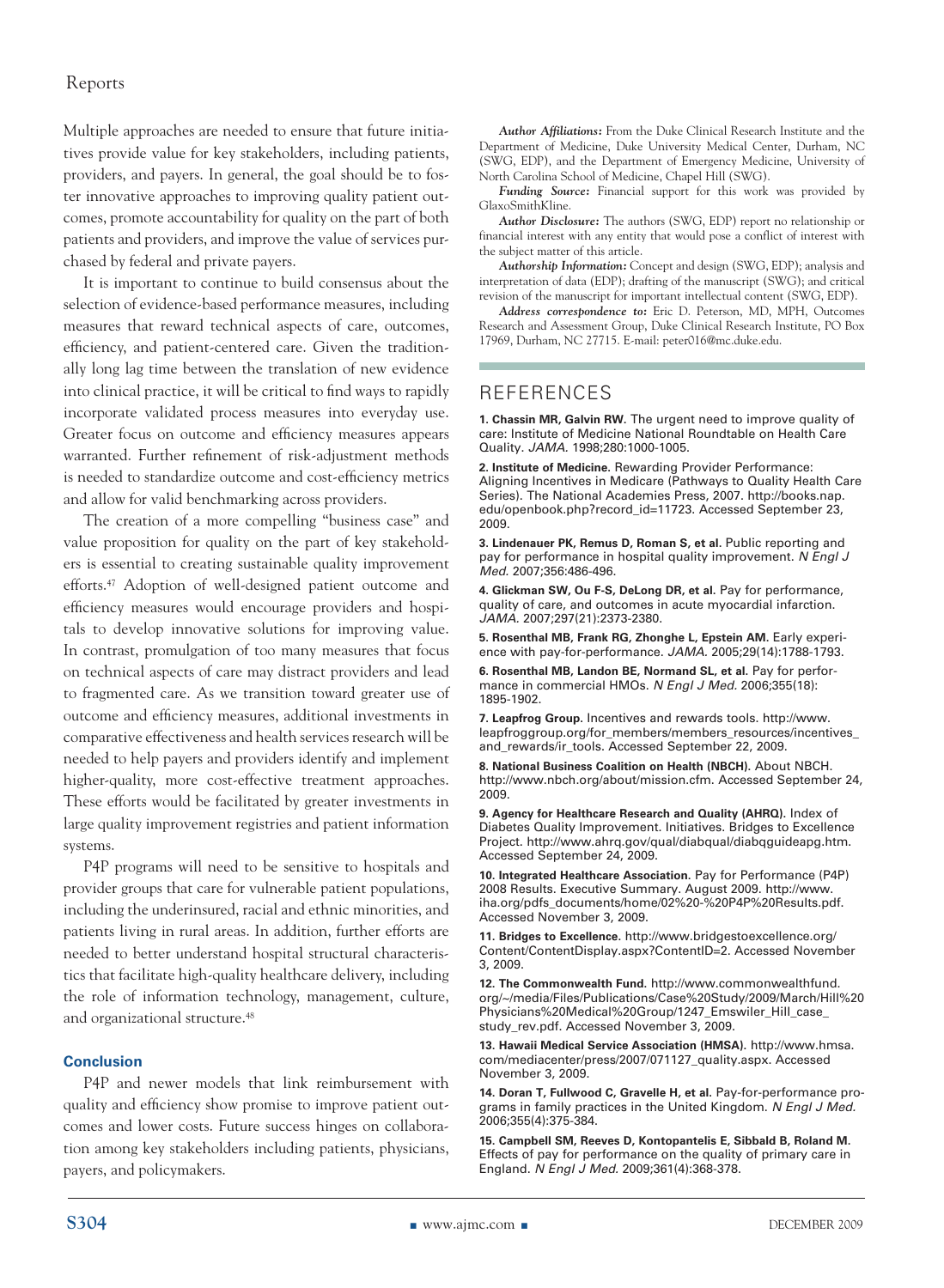Multiple approaches are needed to ensure that future initiatives provide value for key stakeholders, including patients, providers, and payers. In general, the goal should be to foster innovative approaches to improving quality patient outcomes, promote accountability for quality on the part of both patients and providers, and improve the value of services purchased by federal and private payers.

It is important to continue to build consensus about the selection of evidence-based performance measures, including measures that reward technical aspects of care, outcomes, efficiency, and patient-centered care. Given the traditionally long lag time between the translation of new evidence into clinical practice, it will be critical to find ways to rapidly incorporate validated process measures into everyday use. Greater focus on outcome and efficiency measures appears warranted. Further refinement of risk-adjustment methods is needed to standardize outcome and cost-efficiency metrics and allow for valid benchmarking across providers.

The creation of a more compelling "business case" and value proposition for quality on the part of key stakeholders is essential to creating sustainable quality improvement efforts.[47] Adoption of well-designed patient outcome and efficiency measures would encourage providers and hospitals to develop innovative solutions for improving value. In contrast, promulgation of too many measures that focus on technical aspects of care may distract providers and lead to fragmented care. As we transition toward greater use of outcome and efficiency measures, additional investments in comparative effectiveness and health services research will be needed to help payers and providers identify and implement higher-quality, more cost-effective treatment approaches. These efforts would be facilitated by greater investments in large quality improvement registries and patient information systems.

P4P programs will need to be sensitive to hospitals and provider groups that care for vulnerable patient populations, including the underinsured, racial and ethnic minorities, and patients living in rural areas. In addition, further efforts are needed to better understand hospital structural characteristics that facilitate high-quality healthcare delivery, including the role of information technology, management, culture, and organizational structure.[48]

## Conclusion

P4P and newer models that link reimbursement with quality and efficiency show promise to improve patient outcomes and lower costs. Future success hinges on collaboration among key stakeholders including patients, physicians, payers, and policymakers.

***Author Affiliations:*** From the Duke Clinical Research Institute and the Department of Medicine, Duke University Medical Center, Durham, NC (SWG, EDP), and the Department of Emergency Medicine, University of North Carolina School of Medicine, Chapel Hill (SWG).

***Funding Source:*** Financial support for this work was provided by GlaxoSmithKline.

***Author Disclosure:*** The authors (SWG, EDP) report no relationship or financial interest with any entity that would pose a conflict of interest with the subject matter of this article.

***Authorship Information:*** Concept and design (SWG, EDP); analysis and interpretation of data (EDP); drafting of the manuscript (SWG); and critical revision of the manuscript for important intellectual content (SWG, EDP).

***Address correspondence to:*** Eric D. Peterson, MD, MPH, Outcomes Research and Assessment Group, Duke Clinical Research Institute, PO Box 17969, Durham, NC 27715. E-mail: peter016@mc.duke.edu.

## REFERENCES

**1. Chassin MR, Galvin RW.** The urgent need to improve quality of care: Institute of Medicine National Roundtable on Health Care Quality. *JAMA.* 1998;280:1000-1005.

**2. Institute of Medicine.** Rewarding Provider Performance: Aligning Incentives in Medicare (Pathways to Quality Health Care Series). The National Academies Press, 2007. http://books.nap.edu/openbook.php?record_id=11723. Accessed September 23, 2009.

**3. Lindenauer PK, Remus D, Roman S, et al.** Public reporting and pay for performance in hospital quality improvement. *N Engl J Med.* 2007;356:486-496.

**4. Glickman SW, Ou F-S, DeLong DR, et al.** Pay for performance, quality of care, and outcomes in acute myocardial infarction. *JAMA.* 2007;297(21):2373-2380.

**5. Rosenthal MB, Frank RG, Zhonghe L, Epstein AM.** Early experience with pay-for-performance. *JAMA.* 2005;29(14):1788-1793.

**6. Rosenthal MB, Landon BE, Normand SL, et al.** Pay for performance in commercial HMOs. *N Engl J Med.* 2006;355(18):1895-1902.

**7. Leapfrog Group.** Incentives and rewards tools. http://www.leapfroggroup.org/for_members/members_resources/incentives_and_rewards/ir_tools. Accessed September 22, 2009.

**8. National Business Coalition on Health (NBCH).** About NBCH. http://www.nbch.org/about/mission.cfm. Accessed September 24, 2009.

**9. Agency for Healthcare Research and Quality (AHRQ).** Index of Diabetes Quality Improvement. Initiatives. Bridges to Excellence Project. http://www.ahrq.gov/qual/diabqual/diabqguideapg.htm. Accessed September 24, 2009.

**10. Integrated Healthcare Association.** Pay for Performance (P4P) 2008 Results. Executive Summary. August 2009. http://www.iha.org/pdfs_documents/home/02%20-%20P4P%20Results.pdf. Accessed November 3, 2009.

**11. Bridges to Excellence.** http://www.bridgestoexcellence.org/Content/ContentDisplay.aspx?ContentID=2. Accessed November 3, 2009.

**12. The Commonwealth Fund.** http://www.commonwealthfund.org/~/media/Files/Publications/Case%20Study/2009/March/Hill%20Physicians%20Medical%20Group/1247_Emswiler_Hill_case_study_rev.pdf. Accessed November 3, 2009.

**13. Hawaii Medical Service Association (HMSA).** http://www.hmsa.com/mediacenter/press/2007/071127_quality.aspx. Accessed November 3, 2009.

**14. Doran T, Fullwood C, Gravelle H, et al.** Pay-for-performance programs in family practices in the United Kingdom. *N Engl J Med.* 2006;355(4):375-384.

**15. Campbell SM, Reeves D, Kontopantelis E, Sibbald B, Roland M.** Effects of pay for performance on the quality of primary care in England. *N Engl J Med.* 2009;361(4):368-378.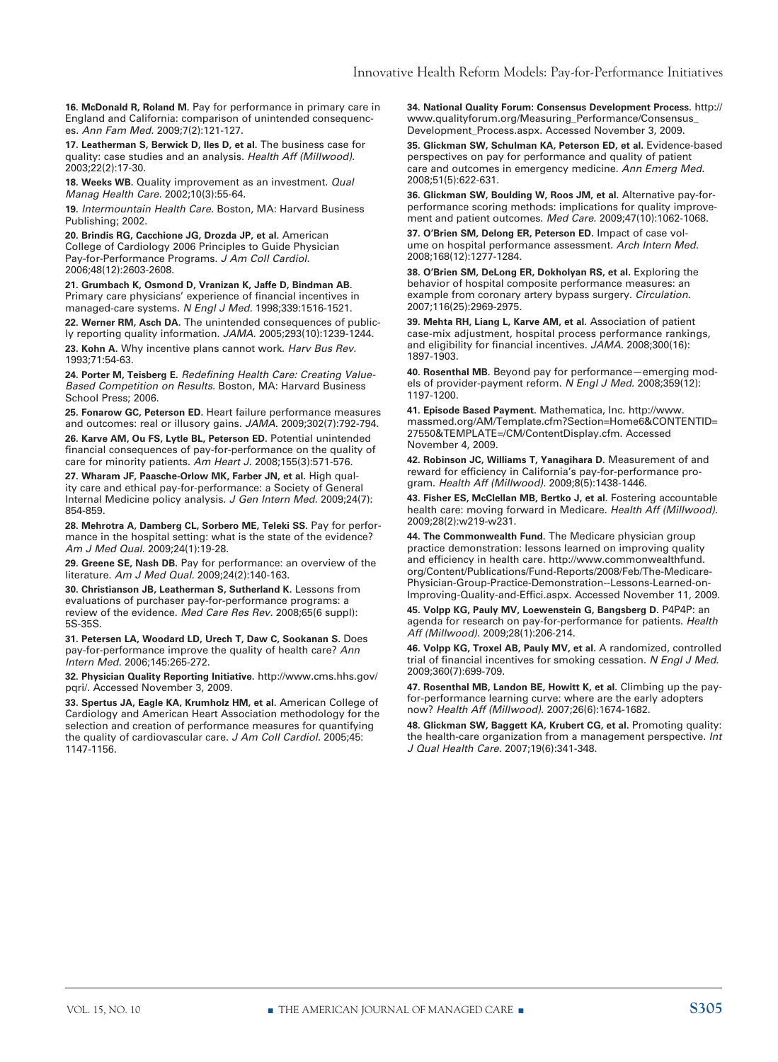**16. McDonald R, Roland M.** Pay for performance in primary care in England and California: comparison of unintended consequences. *Ann Fam Med.* 2009;7(2):121-127.

**17. Leatherman S, Berwick D, Iles D, et al.** The business case for quality: case studies and an analysis. *Health Aff (Millwood).* 2003;22(2):17-30.

**18. Weeks WB.** Quality improvement as an investment. *Qual Manag Health Care.* 2002;10(3):55-64.

**19.** *Intermountain Health Care.* Boston, MA: Harvard Business Publishing; 2002.

**20. Brindis RG, Cacchione JG, Drozda JP, et al.** American College of Cardiology 2006 Principles to Guide Physician Pay-for-Performance Programs. *J Am Coll Cardiol.* 2006;48(12):2603-2608.

**21. Grumbach K, Osmond D, Vranizan K, Jaffe D, Bindman AB.** Primary care physicians' experience of financial incentives in managed-care systems. *N Engl J Med.* 1998;339:1516-1521.

**22. Werner RM, Asch DA.** The unintended consequences of publicly reporting quality information. *JAMA.* 2005;293(10):1239-1244.

**23. Kohn A.** Why incentive plans cannot work. *Harv Bus Rev.* 1993;71:54-63.

**24. Porter M, Teisberg E.** *Redefining Health Care: Creating Value-Based Competition on Results.* Boston, MA: Harvard Business School Press; 2006.

**25. Fonarow GC, Peterson ED.** Heart failure performance measures and outcomes: real or illusory gains. *JAMA.* 2009;302(7):792-794.

**26. Karve AM, Ou FS, Lytle BL, Peterson ED.** Potential unintended financial consequences of pay-for-performance on the quality of care for minority patients. *Am Heart J.* 2008;155(3):571-576.

**27. Wharam JF, Paasche-Orlow MK, Farber JN, et al.** High quality care and ethical pay-for-performance: a Society of General Internal Medicine policy analysis. *J Gen Intern Med.* 2009;24(7): 854-859.

**28. Mehrotra A, Damberg CL, Sorbero ME, Teleki SS.** Pay for performance in the hospital setting: what is the state of the evidence? *Am J Med Qual.* 2009;24(1):19-28.

**29. Greene SE, Nash DB.** Pay for performance: an overview of the literature. *Am J Med Qual.* 2009;24(2):140-163.

**30. Christianson JB, Leatherman S, Sutherland K.** Lessons from evaluations of purchaser pay-for-performance programs: a review of the evidence. *Med Care Res Rev.* 2008;65(6 suppl): 5S-35S.

**31. Petersen LA, Woodard LD, Urech T, Daw C, Sookanan S.** Does pay-for-performance improve the quality of health care? *Ann Intern Med.* 2006;145:265-272.

**32. Physician Quality Reporting Initiative.** http://www.cms.hhs.gov/pqri/. Accessed November 3, 2009.

**33. Spertus JA, Eagle KA, Krumholz HM, et al.** American College of Cardiology and American Heart Association methodology for the selection and creation of performance measures for quantifying the quality of cardiovascular care. *J Am Coll Cardiol.* 2005;45: 1147-1156.

**34. National Quality Forum: Consensus Development Process.** http://www.qualityforum.org/Measuring_Performance/Consensus_Development_Process.aspx. Accessed November 3, 2009.

**35. Glickman SW, Schulman KA, Peterson ED, et al.** Evidence-based perspectives on pay for performance and quality of patient care and outcomes in emergency medicine. *Ann Emerg Med.* 2008;51(5):622-631.

**36. Glickman SW, Boulding W, Roos JM, et al.** Alternative pay-for-performance scoring methods: implications for quality improvement and patient outcomes. *Med Care.* 2009;47(10):1062-1068.

**37. O'Brien SM, Delong ER, Peterson ED.** Impact of case volume on hospital performance assessment. *Arch Intern Med.* 2008;168(12):1277-1284.

**38. O'Brien SM, DeLong ER, Dokholyan RS, et al.** Exploring the behavior of hospital composite performance measures: an example from coronary artery bypass surgery. *Circulation.* 2007;116(25):2969-2975.

**39. Mehta RH, Liang L, Karve AM, et al.** Association of patient case-mix adjustment, hospital process performance rankings, and eligibility for financial incentives. *JAMA.* 2008;300(16): 1897-1903.

**40. Rosenthal MB.** Beyond pay for performance—emerging models of provider-payment reform. *N Engl J Med.* 2008;359(12): 1197-1200.

**41. Episode Based Payment.** Mathematica, Inc. http://www.massmed.org/AM/Template.cfm?Section=Home6&CONTENTID=27550&TEMPLATE=/CM/ContentDisplay.cfm. Accessed November 4, 2009.

**42. Robinson JC, Williams T, Yanagihara D.** Measurement of and reward for efficiency in California's pay-for-performance program. *Health Aff (Millwood).* 2009;8(5):1438-1446.

**43. Fisher ES, McClellan MB, Bertko J, et al.** Fostering accountable health care: moving forward in Medicare. *Health Aff (Millwood).* 2009;28(2):w219-w231.

**44. The Commonwealth Fund.** The Medicare physician group practice demonstration: lessons learned on improving quality and efficiency in health care. http://www.commonwealthfund.org/Content/Publications/Fund-Reports/2008/Feb/The-Medicare-Physician-Group-Practice-Demonstration--Lessons-Learned-on-Improving-Quality-and-Effici.aspx. Accessed November 11, 2009.

**45. Volpp KG, Pauly MV, Loewenstein G, Bangsberg D.** P4P4P: an agenda for research on pay-for-performance for patients. *Health Aff (Millwood).* 2009;28(1):206-214.

**46. Volpp KG, Troxel AB, Pauly MV, et al.** A randomized, controlled trial of financial incentives for smoking cessation. *N Engl J Med.* 2009;360(7):699-709.

**47. Rosenthal MB, Landon BE, Howitt K, et al.** Climbing up the pay-for-performance learning curve: where are the early adopters now? *Health Aff (Millwood).* 2007;26(6):1674-1682.

**48. Glickman SW, Baggett KA, Krubert CG, et al.** Promoting quality: the health-care organization from a management perspective. *Int J Qual Health Care.* 2007;19(6):341-348.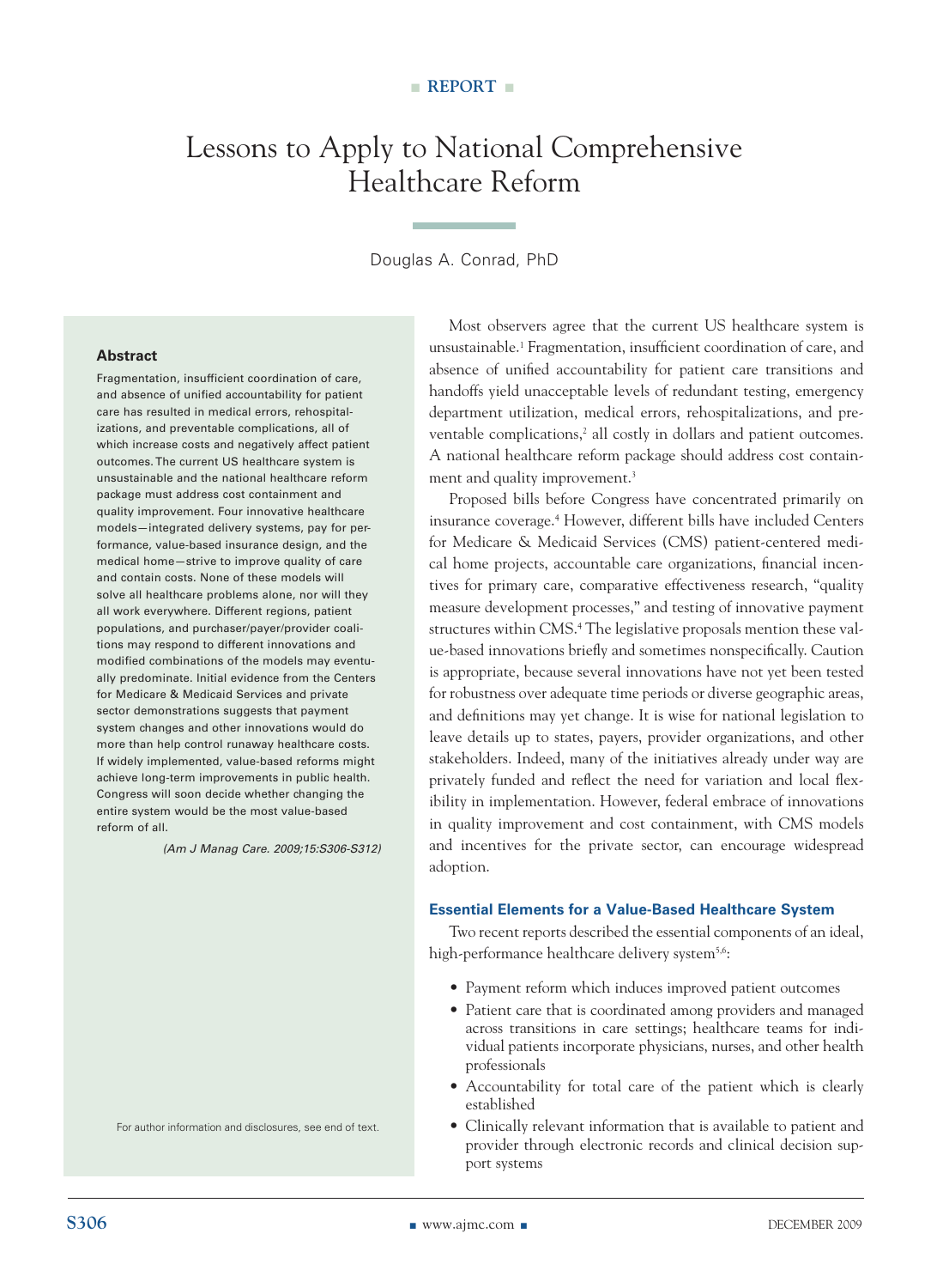REPORT

# Lessons to Apply to National Comprehensive Healthcare Reform

Douglas A. Conrad, PhD

### Abstract

Fragmentation, insufficient coordination of care, and absence of unified accountability for patient care has resulted in medical errors, rehospitalizations, and preventable complications, all of which increase costs and negatively affect patient outcomes. The current US healthcare system is unsustainable and the national healthcare reform package must address cost containment and quality improvement. Four innovative healthcare models—integrated delivery systems, pay for performance, value-based insurance design, and the medical home—strive to improve quality of care and contain costs. None of these models will solve all healthcare problems alone, nor will they all work everywhere. Different regions, patient populations, and purchaser/payer/provider coalitions may respond to different innovations and modified combinations of the models may eventually predominate. Initial evidence from the Centers for Medicare & Medicaid Services and private sector demonstrations suggests that payment system changes and other innovations would do more than help control runaway healthcare costs. If widely implemented, value-based reforms might achieve long-term improvements in public health. Congress will soon decide whether changing the entire system would be the most value-based reform of all.

*(Am J Manag Care. 2009;15:S306-S312)*

For author information and disclosures, see end of text.

Most observers agree that the current US healthcare system is unsustainable.[1] Fragmentation, insufficient coordination of care, and absence of unified accountability for patient care transitions and handoffs yield unacceptable levels of redundant testing, emergency department utilization, medical errors, rehospitalizations, and preventable complications,[2] all costly in dollars and patient outcomes. A national healthcare reform package should address cost containment and quality improvement.[3]

Proposed bills before Congress have concentrated primarily on insurance coverage.[4] However, different bills have included Centers for Medicare & Medicaid Services (CMS) patient-centered medical home projects, accountable care organizations, financial incentives for primary care, comparative effectiveness research, "quality measure development processes," and testing of innovative payment structures within CMS.[4] The legislative proposals mention these value-based innovations briefly and sometimes nonspecifically. Caution is appropriate, because several innovations have not yet been tested for robustness over adequate time periods or diverse geographic areas, and definitions may yet change. It is wise for national legislation to leave details up to states, payers, provider organizations, and other stakeholders. Indeed, many of the initiatives already under way are privately funded and reflect the need for variation and local flexibility in implementation. However, federal embrace of innovations in quality improvement and cost containment, with CMS models and incentives for the private sector, can encourage widespread adoption.

## Essential Elements for a Value-Based Healthcare System

Two recent reports described the essential components of an ideal, high-performance healthcare delivery system[5,6]:

- Payment reform which induces improved patient outcomes
- Patient care that is coordinated among providers and managed across transitions in care settings; healthcare teams for individual patients incorporate physicians, nurses, and other health professionals
- Accountability for total care of the patient which is clearly established
- Clinically relevant information that is available to patient and provider through electronic records and clinical decision support systems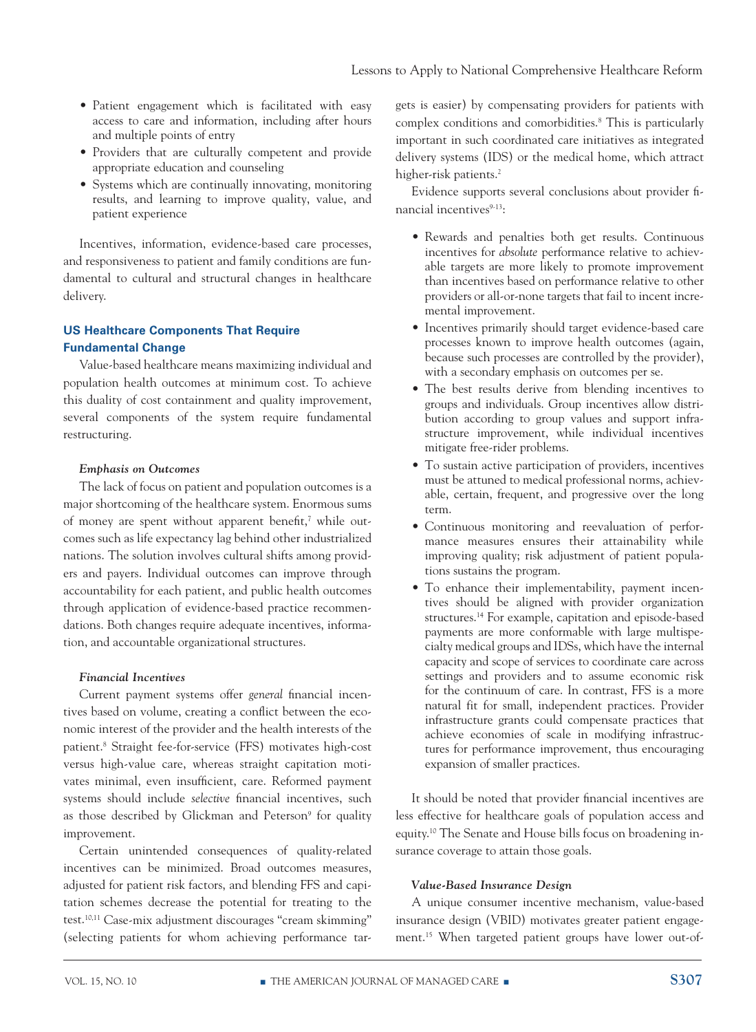- Patient engagement which is facilitated with easy access to care and information, including after hours and multiple points of entry
- Providers that are culturally competent and provide appropriate education and counseling
- Systems which are continually innovating, monitoring results, and learning to improve quality, value, and patient experience

Incentives, information, evidence-based care processes, and responsiveness to patient and family conditions are fundamental to cultural and structural changes in healthcare delivery.

## US Healthcare Components That Require Fundamental Change

Value-based healthcare means maximizing individual and population health outcomes at minimum cost. To achieve this duality of cost containment and quality improvement, several components of the system require fundamental restructuring.

### *Emphasis on Outcomes*

The lack of focus on patient and population outcomes is a major shortcoming of the healthcare system. Enormous sums of money are spent without apparent benefit,[7] while outcomes such as life expectancy lag behind other industrialized nations. The solution involves cultural shifts among providers and payers. Individual outcomes can improve through accountability for each patient, and public health outcomes through application of evidence-based practice recommendations. Both changes require adequate incentives, information, and accountable organizational structures.

### *Financial Incentives*

Current payment systems offer *general* financial incentives based on volume, creating a conflict between the economic interest of the provider and the health interests of the patient.[8] Straight fee-for-service (FFS) motivates high-cost versus high-value care, whereas straight capitation motivates minimal, even insufficient, care. Reformed payment systems should include *selective* financial incentives, such as those described by Glickman and Peterson[9] for quality improvement.

Certain unintended consequences of quality-related incentives can be minimized. Broad outcomes measures, adjusted for patient risk factors, and blending FFS and capitation schemes decrease the potential for treating to the test.[10,11] Case-mix adjustment discourages "cream skimming" (selecting patients for whom achieving performance targets is easier) by compensating providers for patients with complex conditions and comorbidities.[8] This is particularly important in such coordinated care initiatives as integrated delivery systems (IDS) or the medical home, which attract higher-risk patients.[2]

Evidence supports several conclusions about provider financial incentives[9-13]:

- Rewards and penalties both get results. Continuous incentives for *absolute* performance relative to achievable targets are more likely to promote improvement than incentives based on performance relative to other providers or all-or-none targets that fail to incent incremental improvement.
- Incentives primarily should target evidence-based care processes known to improve health outcomes (again, because such processes are controlled by the provider), with a secondary emphasis on outcomes per se.
- The best results derive from blending incentives to groups and individuals. Group incentives allow distribution according to group values and support infrastructure improvement, while individual incentives mitigate free-rider problems.
- To sustain active participation of providers, incentives must be attuned to medical professional norms, achievable, certain, frequent, and progressive over the long term.
- Continuous monitoring and reevaluation of performance measures ensures their attainability while improving quality; risk adjustment of patient populations sustains the program.
- To enhance their implementability, payment incentives should be aligned with provider organization structures.[14] For example, capitation and episode-based payments are more conformable with large multispecialty medical groups and IDSs, which have the internal capacity and scope of services to coordinate care across settings and providers and to assume economic risk for the continuum of care. In contrast, FFS is a more natural fit for small, independent practices. Provider infrastructure grants could compensate practices that achieve economies of scale in modifying infrastructures for performance improvement, thus encouraging expansion of smaller practices.

It should be noted that provider financial incentives are less effective for healthcare goals of population access and equity.[10] The Senate and House bills focus on broadening insurance coverage to attain those goals.

### *Value-Based Insurance Design*

A unique consumer incentive mechanism, value-based insurance design (VBID) motivates greater patient engagement.[15] When targeted patient groups have lower out-of-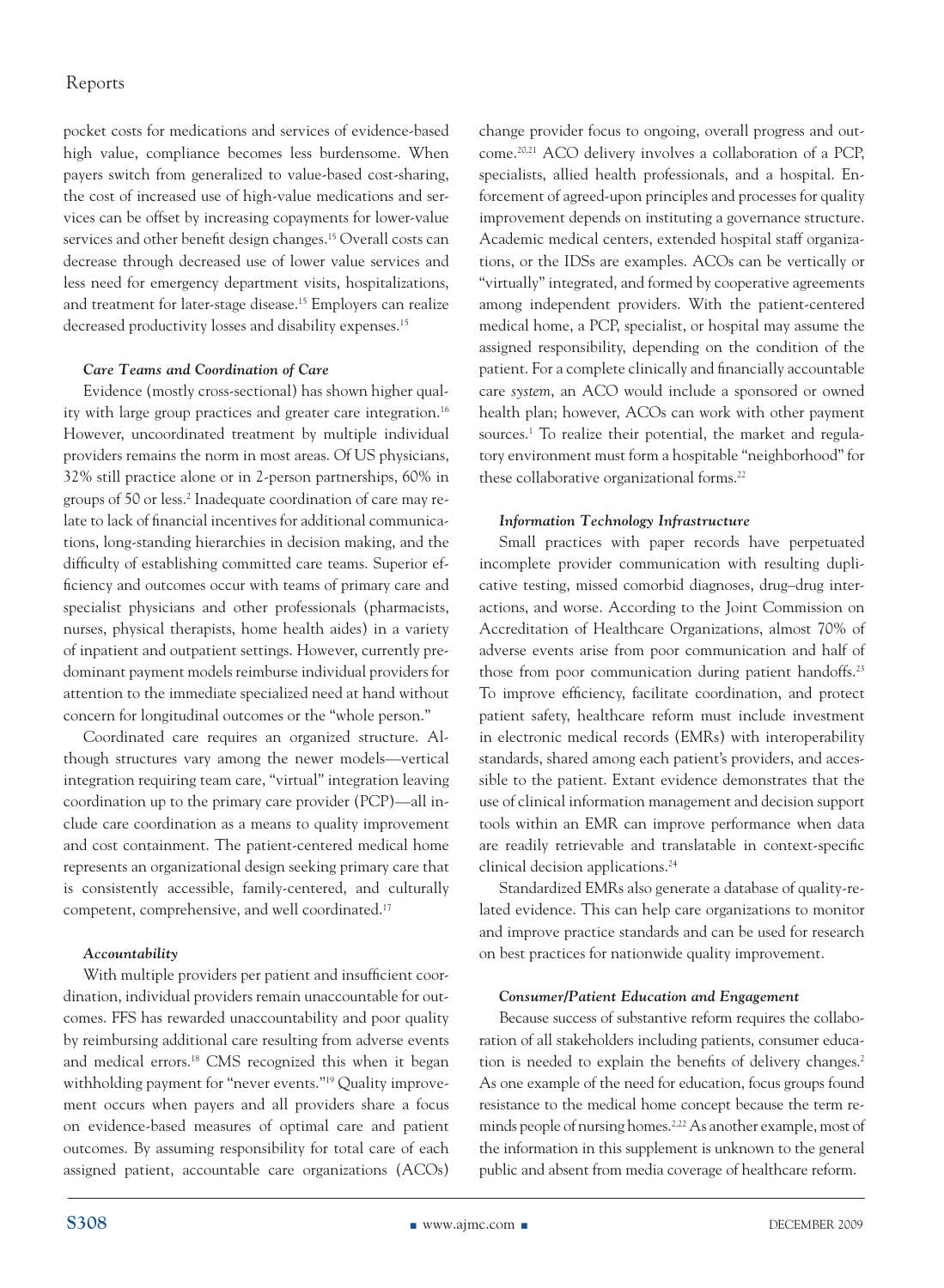pocket costs for medications and services of evidence-based high value, compliance becomes less burdensome. When payers switch from generalized to value-based cost-sharing, the cost of increased use of high-value medications and services can be offset by increasing copayments for lower-value services and other benefit design changes.[15] Overall costs can decrease through decreased use of lower value services and less need for emergency department visits, hospitalizations, and treatment for later-stage disease.[15] Employers can realize decreased productivity losses and disability expenses.[15]

#### *Care Teams and Coordination of Care*

Evidence (mostly cross-sectional) has shown higher quality with large group practices and greater care integration.[16] However, uncoordinated treatment by multiple individual providers remains the norm in most areas. Of US physicians, 32% still practice alone or in 2-person partnerships, 60% in groups of 50 or less.[2] Inadequate coordination of care may relate to lack of financial incentives for additional communications, long-standing hierarchies in decision making, and the difficulty of establishing committed care teams. Superior efficiency and outcomes occur with teams of primary care and specialist physicians and other professionals (pharmacists, nurses, physical therapists, home health aides) in a variety of inpatient and outpatient settings. However, currently predominant payment models reimburse individual providers for attention to the immediate specialized need at hand without concern for longitudinal outcomes or the "whole person."

Coordinated care requires an organized structure. Although structures vary among the newer models—vertical integration requiring team care, "virtual" integration leaving coordination up to the primary care provider (PCP)—all include care coordination as a means to quality improvement and cost containment. The patient-centered medical home represents an organizational design seeking primary care that is consistently accessible, family-centered, and culturally competent, comprehensive, and well coordinated.[17]

#### *Accountability*

With multiple providers per patient and insufficient coordination, individual providers remain unaccountable for outcomes. FFS has rewarded unaccountability and poor quality by reimbursing additional care resulting from adverse events and medical errors.[18] CMS recognized this when it began withholding payment for "never events."[19] Quality improvement occurs when payers and all providers share a focus on evidence-based measures of optimal care and patient outcomes. By assuming responsibility for total care of each assigned patient, accountable care organizations (ACOs) change provider focus to ongoing, overall progress and outcome.[20,21] ACO delivery involves a collaboration of a PCP, specialists, allied health professionals, and a hospital. Enforcement of agreed-upon principles and processes for quality improvement depends on instituting a governance structure. Academic medical centers, extended hospital staff organizations, or the IDSs are examples. ACOs can be vertically or "virtually" integrated, and formed by cooperative agreements among independent providers. With the patient-centered medical home, a PCP, specialist, or hospital may assume the assigned responsibility, depending on the condition of the patient. For a complete clinically and financially accountable care *system*, an ACO would include a sponsored or owned health plan; however, ACOs can work with other payment sources.[1] To realize their potential, the market and regulatory environment must form a hospitable "neighborhood" for these collaborative organizational forms.[22]

#### *Information Technology Infrastructure*

Small practices with paper records have perpetuated incomplete provider communication with resulting duplicative testing, missed comorbid diagnoses, drug–drug interactions, and worse. According to the Joint Commission on Accreditation of Healthcare Organizations, almost 70% of adverse events arise from poor communication and half of those from poor communication during patient handoffs.[23] To improve efficiency, facilitate coordination, and protect patient safety, healthcare reform must include investment in electronic medical records (EMRs) with interoperability standards, shared among each patient's providers, and accessible to the patient. Extant evidence demonstrates that the use of clinical information management and decision support tools within an EMR can improve performance when data are readily retrievable and translatable in context-specific clinical decision applications.[24]

Standardized EMRs also generate a database of quality-related evidence. This can help care organizations to monitor and improve practice standards and can be used for research on best practices for nationwide quality improvement.

#### *Consumer/Patient Education and Engagement*

Because success of substantive reform requires the collaboration of all stakeholders including patients, consumer education is needed to explain the benefits of delivery changes.[2] As one example of the need for education, focus groups found resistance to the medical home concept because the term reminds people of nursing homes.[2,22] As another example, most of the information in this supplement is unknown to the general public and absent from media coverage of healthcare reform.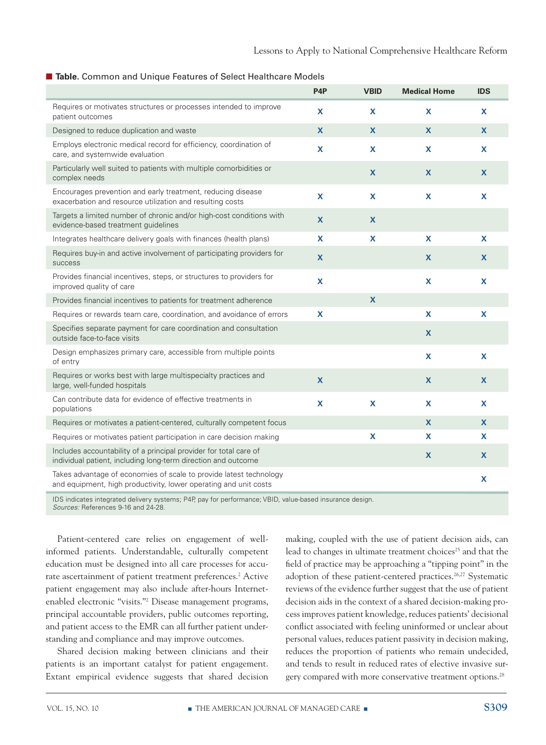**Table.** Common and Unique Features of Select Healthcare Models

| | P4P | VBID | Medical Home | IDS |
|---|---|---|---|---|
| Requires or motivates structures or processes intended to improve patient outcomes | X | X | X | X |
| Designed to reduce duplication and waste | X | X | X | X |
| Employs electronic medical record for efficiency, coordination of care, and systemwide evaluation | X | X | X | X |
| Particularly well suited to patients with multiple comorbidities or complex needs | | X | X | X |
| Encourages prevention and early treatment, reducing disease exacerbation and resource utilization and resulting costs | X | X | X | X |
| Targets a limited number of chronic and/or high-cost conditions with evidence-based treatment guidelines | X | X | | |
| Integrates healthcare delivery goals with finances (health plans) | X | X | X | X |
| Requires buy-in and active involvement of participating providers for success | X | | X | X |
| Provides financial incentives, steps, or structures to providers for improved quality of care | X | | X | X |
| Provides financial incentives to patients for treatment adherence | | X | | |
| Requires or rewards team care, coordination, and avoidance of errors | X | | X | X |
| Specifies separate payment for care coordination and consultation outside face-to-face visits | | | X | |
| Design emphasizes primary care, accessible from multiple points of entry | | | X | X |
| Requires or works best with large multispecialty practices and large, well-funded hospitals | X | | X | X |
| Can contribute data for evidence of effective treatments in populations | X | X | X | X |
| Requires or motivates a patient-centered, culturally competent focus | | | X | X |
| Requires or motivates patient participation in care decision making | | X | X | X |
| Includes accountability of a principal provider for total care of individual patient, including long-term direction and outcome | | | X | X |
| Takes advantage of economies of scale to provide latest technology and equipment, high productivity, lower operating and unit costs | | | | X |

IDS indicates integrated delivery systems; P4P, pay for performance; VBID, value-based insurance design.
*Sources:* References 9-16 and 24-28.

Patient-centered care relies on engagement of well-informed patients. Understandable, culturally competent education must be designed into all care processes for accurate ascertainment of patient treatment preferences.[2] Active patient engagement may also include after-hours Internet-enabled electronic "visits."[2] Disease management programs, principal accountable providers, public outcomes reporting, and patient access to the EMR can all further patient understanding and compliance and may improve outcomes.

Shared decision making between clinicians and their patients is an important catalyst for patient engagement. Extant empirical evidence suggests that shared decision making, coupled with the use of patient decision aids, can lead to changes in ultimate treatment choices[25] and that the field of practice may be approaching a "tipping point" in the adoption of these patient-centered practices.[26,27] Systematic reviews of the evidence further suggest that the use of patient decision aids in the context of a shared decision-making process improves patient knowledge, reduces patients' decisional conflict associated with feeling uninformed or unclear about personal values, reduces patient passivity in decision making, reduces the proportion of patients who remain undecided, and tends to result in reduced rates of elective invasive surgery compared with more conservative treatment options.[28]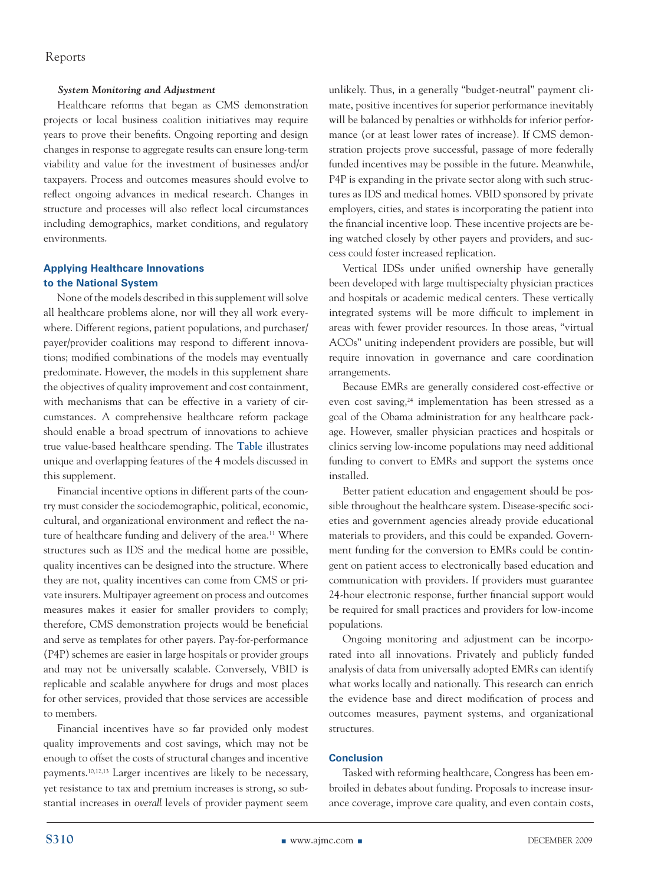### *System Monitoring and Adjustment*

Healthcare reforms that began as CMS demonstration projects or local business coalition initiatives may require years to prove their benefits. Ongoing reporting and design changes in response to aggregate results can ensure long-term viability and value for the investment of businesses and/or taxpayers. Process and outcomes measures should evolve to reflect ongoing advances in medical research. Changes in structure and processes will also reflect local circumstances including demographics, market conditions, and regulatory environments.

## Applying Healthcare Innovations to the National System

None of the models described in this supplement will solve all healthcare problems alone, nor will they all work everywhere. Different regions, patient populations, and purchaser/payer/provider coalitions may respond to different innovations; modified combinations of the models may eventually predominate. However, the models in this supplement share the objectives of quality improvement and cost containment, with mechanisms that can be effective in a variety of circumstances. A comprehensive healthcare reform package should enable a broad spectrum of innovations to achieve true value-based healthcare spending. The **Table** illustrates unique and overlapping features of the 4 models discussed in this supplement.

Financial incentive options in different parts of the country must consider the sociodemographic, political, economic, cultural, and organizational environment and reflect the nature of healthcare funding and delivery of the area.[11] Where structures such as IDS and the medical home are possible, quality incentives can be designed into the structure. Where they are not, quality incentives can come from CMS or private insurers. Multipayer agreement on process and outcomes measures makes it easier for smaller providers to comply; therefore, CMS demonstration projects would be beneficial and serve as templates for other payers. Pay-for-performance (P4P) schemes are easier in large hospitals or provider groups and may not be universally scalable. Conversely, VBID is replicable and scalable anywhere for drugs and most places for other services, provided that those services are accessible to members.

Financial incentives have so far provided only modest quality improvements and cost savings, which may not be enough to offset the costs of structural changes and incentive payments.[10,12,13] Larger incentives are likely to be necessary, yet resistance to tax and premium increases is strong, so substantial increases in *overall* levels of provider payment seem unlikely. Thus, in a generally "budget-neutral" payment climate, positive incentives for superior performance inevitably will be balanced by penalties or withholds for inferior performance (or at least lower rates of increase). If CMS demonstration projects prove successful, passage of more federally funded incentives may be possible in the future. Meanwhile, P4P is expanding in the private sector along with such structures as IDS and medical homes. VBID sponsored by private employers, cities, and states is incorporating the patient into the financial incentive loop. These incentive projects are being watched closely by other payers and providers, and success could foster increased replication.

Vertical IDSs under unified ownership have generally been developed with large multispecialty physician practices and hospitals or academic medical centers. These vertically integrated systems will be more difficult to implement in areas with fewer provider resources. In those areas, "virtual ACOs" uniting independent providers are possible, but will require innovation in governance and care coordination arrangements.

Because EMRs are generally considered cost-effective or even cost saving,[24] implementation has been stressed as a goal of the Obama administration for any healthcare package. However, smaller physician practices and hospitals or clinics serving low-income populations may need additional funding to convert to EMRs and support the systems once installed.

Better patient education and engagement should be possible throughout the healthcare system. Disease-specific societies and government agencies already provide educational materials to providers, and this could be expanded. Government funding for the conversion to EMRs could be contingent on patient access to electronically based education and communication with providers. If providers must guarantee 24-hour electronic response, further financial support would be required for small practices and providers for low-income populations.

Ongoing monitoring and adjustment can be incorporated into all innovations. Privately and publicly funded analysis of data from universally adopted EMRs can identify what works locally and nationally. This research can enrich the evidence base and direct modification of process and outcomes measures, payment systems, and organizational structures.

## Conclusion

Tasked with reforming healthcare, Congress has been embroiled in debates about funding. Proposals to increase insurance coverage, improve care quality, and even contain costs,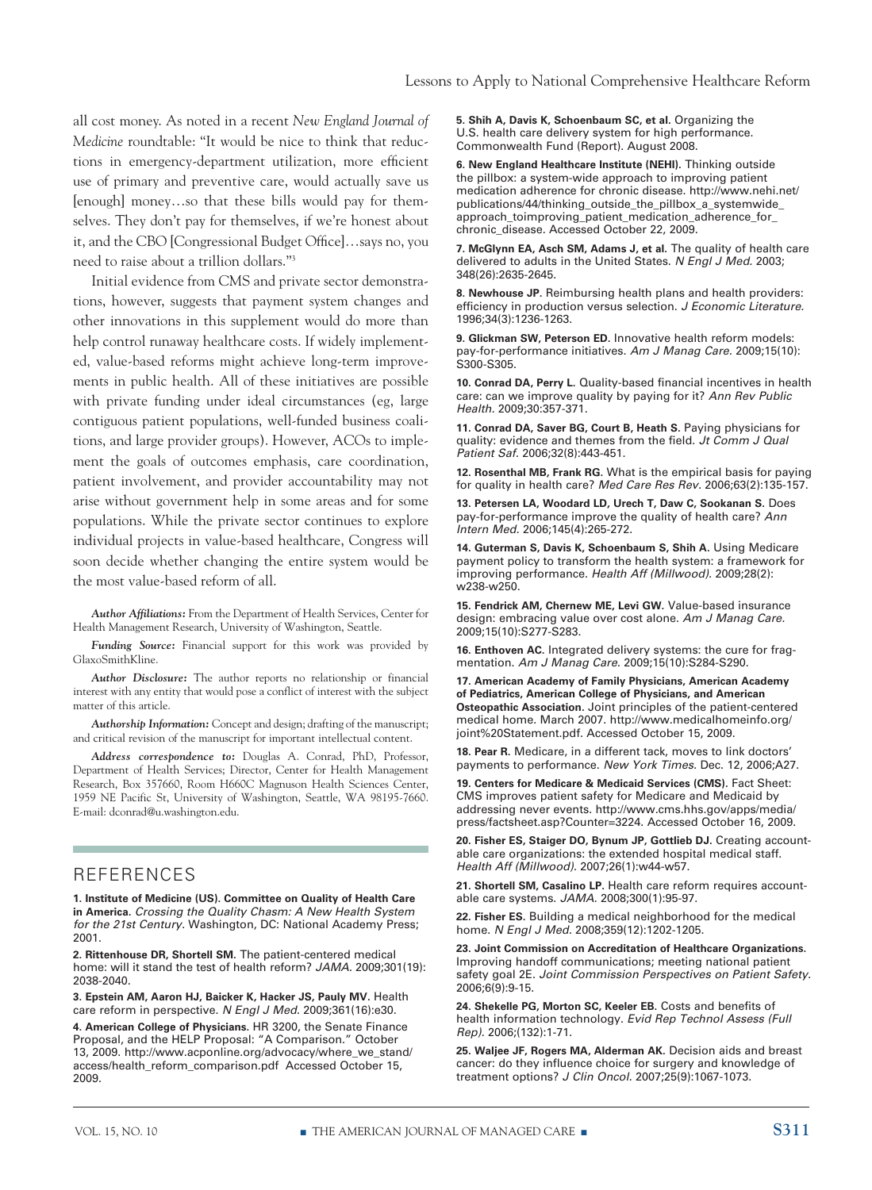all cost money. As noted in a recent *New England Journal of Medicine* roundtable: "It would be nice to think that reductions in emergency-department utilization, more efficient use of primary and preventive care, would actually save us [enough] money…so that these bills would pay for themselves. They don't pay for themselves, if we're honest about it, and the CBO [Congressional Budget Office]…says no, you need to raise about a trillion dollars."[3]

Initial evidence from CMS and private sector demonstrations, however, suggests that payment system changes and other innovations in this supplement would do more than help control runaway healthcare costs. If widely implemented, value-based reforms might achieve long-term improvements in public health. All of these initiatives are possible with private funding under ideal circumstances (eg, large contiguous patient populations, well-funded business coalitions, and large provider groups). However, ACOs to implement the goals of outcomes emphasis, care coordination, patient involvement, and provider accountability may not arise without government help in some areas and for some populations. While the private sector continues to explore individual projects in value-based healthcare, Congress will soon decide whether changing the entire system would be the most value-based reform of all.

***Author Affiliations:*** From the Department of Health Services, Center for Health Management Research, University of Washington, Seattle.

***Funding Source:*** Financial support for this work was provided by GlaxoSmithKline.

***Author Disclosure:*** The author reports no relationship or financial interest with any entity that would pose a conflict of interest with the subject matter of this article.

***Authorship Information:*** Concept and design; drafting of the manuscript; and critical revision of the manuscript for important intellectual content.

***Address correspondence to:*** Douglas A. Conrad, PhD, Professor, Department of Health Services; Director, Center for Health Management Research, Box 357660, Room H660C Magnuson Health Sciences Center, 1959 NE Pacific St, University of Washington, Seattle, WA 98195-7660. E-mail: dconrad@u.washington.edu.

## REFERENCES

**1. Institute of Medicine (US). Committee on Quality of Health Care in America**. *Crossing the Quality Chasm: A New Health System for the 21st Century.* Washington, DC: National Academy Press; 2001.

**2. Rittenhouse DR, Shortell SM.** The patient-centered medical home: will it stand the test of health reform? *JAMA.* 2009;301(19):2038-2040.

**3. Epstein AM, Aaron HJ, Baicker K, Hacker JS, Pauly MV.** Health care reform in perspective. *N Engl J Med.* 2009;361(16):e30.

**4. American College of Physicians.** HR 3200, the Senate Finance Proposal, and the HELP Proposal: "A Comparison." October 13, 2009. http://www.acponline.org/advocacy/where_we_stand/access/health_reform_comparison.pdf Accessed October 15, 2009.

**5. Shih A, Davis K, Schoenbaum SC, et al.** Organizing the U.S. health care delivery system for high performance. Commonwealth Fund (Report). August 2008.

**6. New England Healthcare Institute (NEHI).** Thinking outside the pillbox: a system-wide approach to improving patient medication adherence for chronic disease. http://www.nehi.net/publications/44/thinking_outside_the_pillbox_a_systemwide_approach_toimproving_patient_medication_adherence_for_chronic_disease. Accessed October 22, 2009.

**7. McGlynn EA, Asch SM, Adams J, et al.** The quality of health care delivered to adults in the United States. *N Engl J Med.* 2003;348(26):2635-2645.

**8. Newhouse JP.** Reimbursing health plans and health providers: efficiency in production versus selection. *J Economic Literature.* 1996;34(3):1236-1263.

**9. Glickman SW, Peterson ED.** Innovative health reform models: pay-for-performance initiatives. *Am J Manag Care.* 2009;15(10):S300-S305.

**10. Conrad DA, Perry L.** Quality-based financial incentives in health care: can we improve quality by paying for it? *Ann Rev Public Health.* 2009;30:357-371.

**11. Conrad DA, Saver BG, Court B, Heath S.** Paying physicians for quality: evidence and themes from the field. *Jt Comm J Qual Patient Saf.* 2006;32(8):443-451.

**12. Rosenthal MB, Frank RG.** What is the empirical basis for paying for quality in health care? *Med Care Res Rev.* 2006;63(2):135-157.

**13. Petersen LA, Woodard LD, Urech T, Daw C, Sookanan S.** Does pay-for-performance improve the quality of health care? *Ann Intern Med.* 2006;145(4):265-272.

**14. Guterman S, Davis K, Schoenbaum S, Shih A.** Using Medicare payment policy to transform the health system: a framework for improving performance. *Health Aff (Millwood).* 2009;28(2):w238-w250.

**15. Fendrick AM, Chernew ME, Levi GW.** Value-based insurance design: embracing value over cost alone. *Am J Manag Care.* 2009;15(10):S277-S283.

**16. Enthoven AC.** Integrated delivery systems: the cure for fragmentation. *Am J Manag Care.* 2009;15(10):S284-S290.

**17. American Academy of Family Physicians, American Academy of Pediatrics, American College of Physicians, and American Osteopathic Association.** Joint principles of the patient-centered medical home. March 2007. http://www.medicalhomeinfo.org/joint%20Statement.pdf. Accessed October 15, 2009.

**18. Pear R.** Medicare, in a different tack, moves to link doctors' payments to performance. *New York Times.* Dec. 12, 2006;A27.

**19. Centers for Medicare & Medicaid Services (CMS).** Fact Sheet: CMS improves patient safety for Medicare and Medicaid by addressing never events. http://www.cms.hhs.gov/apps/media/press/factsheet.asp?Counter=3224. Accessed October 16, 2009.

**20. Fisher ES, Staiger DO, Bynum JP, Gottlieb DJ.** Creating accountable care organizations: the extended hospital medical staff. *Health Aff (Millwood).* 2007;26(1):w44-w57.

**21. Shortell SM, Casalino LP.** Health care reform requires accountable care systems. *JAMA.* 2008;300(1):95-97.

**22. Fisher ES.** Building a medical neighborhood for the medical home. *N Engl J Med.* 2008;359(12):1202-1205.

**23. Joint Commission on Accreditation of Healthcare Organizations**. Improving handoff communications; meeting national patient safety goal 2E. *Joint Commission Perspectives on Patient Safety.* 2006;6(9):9-15.

**24. Shekelle PG, Morton SC, Keeler EB.** Costs and benefits of health information technology. *Evid Rep Technol Assess (Full Rep).* 2006;(132):1-71.

**25. Waljee JF, Rogers MA, Alderman AK.** Decision aids and breast cancer: do they influence choice for surgery and knowledge of treatment options? *J Clin Oncol.* 2007;25(9):1067-1073.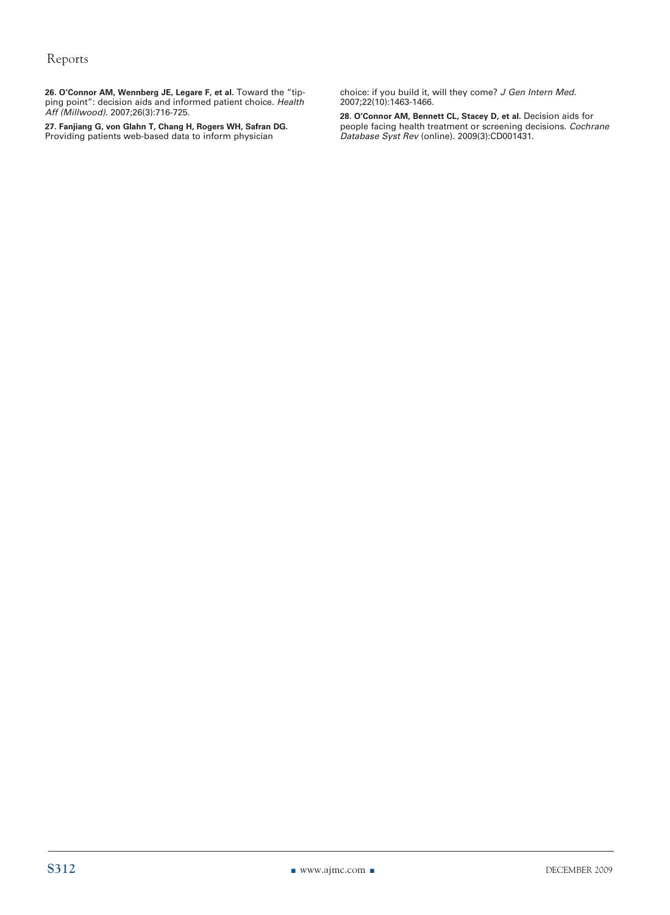26. **O'Connor AM, Wennberg JE, Legare F, et al.** Toward the "tipping point": decision aids and informed patient choice. *Health Aff (Millwood).* 2007;26(3):716-725.

27. **Fanjiang G, von Glahn T, Chang H, Rogers WH, Safran DG.** Providing patients web-based data to inform physician choice: if you build it, will they come? *J Gen Intern Med.* 2007;22(10):1463-1466.

28. **O'Connor AM, Bennett CL, Stacey D, et al.** Decision aids for people facing health treatment or screening decisions. *Cochrane Database Syst Rev* (online). 2009(3):CD001431.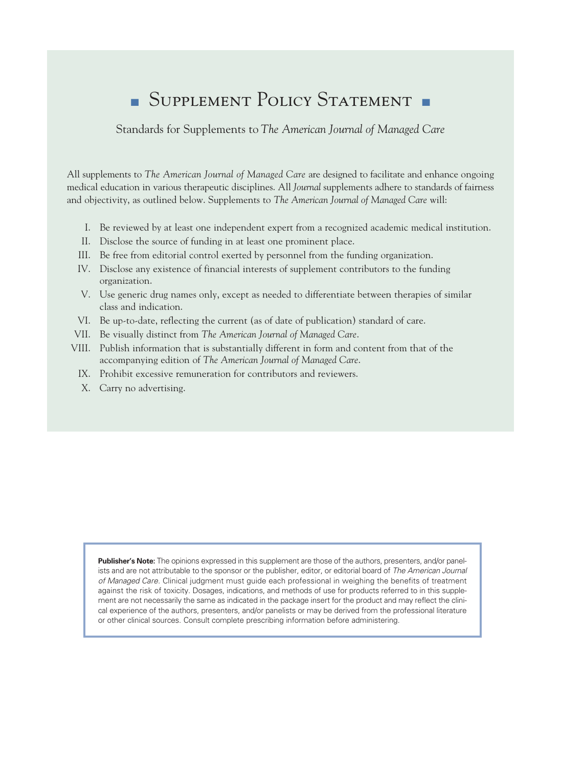# Supplement Policy Statement

Standards for Supplements to *The American Journal of Managed Care*

All supplements to *The American Journal of Managed Care* are designed to facilitate and enhance ongoing medical education in various therapeutic disciplines. All *Journal* supplements adhere to standards of fairness and objectivity, as outlined below. Supplements to *The American Journal of Managed Care* will:

I. Be reviewed by at least one independent expert from a recognized academic medical institution.
II. Disclose the source of funding in at least one prominent place.
III. Be free from editorial control exerted by personnel from the funding organization.
IV. Disclose any existence of financial interests of supplement contributors to the funding organization.
V. Use generic drug names only, except as needed to differentiate between therapies of similar class and indication.
VI. Be up-to-date, reflecting the current (as of date of publication) standard of care.
VII. Be visually distinct from *The American Journal of Managed Care*.
VIII. Publish information that is substantially different in form and content from that of the accompanying edition of *The American Journal of Managed Care*.
IX. Prohibit excessive remuneration for contributors and reviewers.
X. Carry no advertising.

**Publisher's Note:** The opinions expressed in this supplement are those of the authors, presenters, and/or panelists and are not attributable to the sponsor or the publisher, editor, or editorial board of *The American Journal of Managed Care*. Clinical judgment must guide each professional in weighing the benefits of treatment against the risk of toxicity. Dosages, indications, and methods of use for products referred to in this supplement are not necessarily the same as indicated in the package insert for the product and may reflect the clinical experience of the authors, presenters, and/or panelists or may be derived from the professional literature or other clinical sources. Consult complete prescribing information before administering.